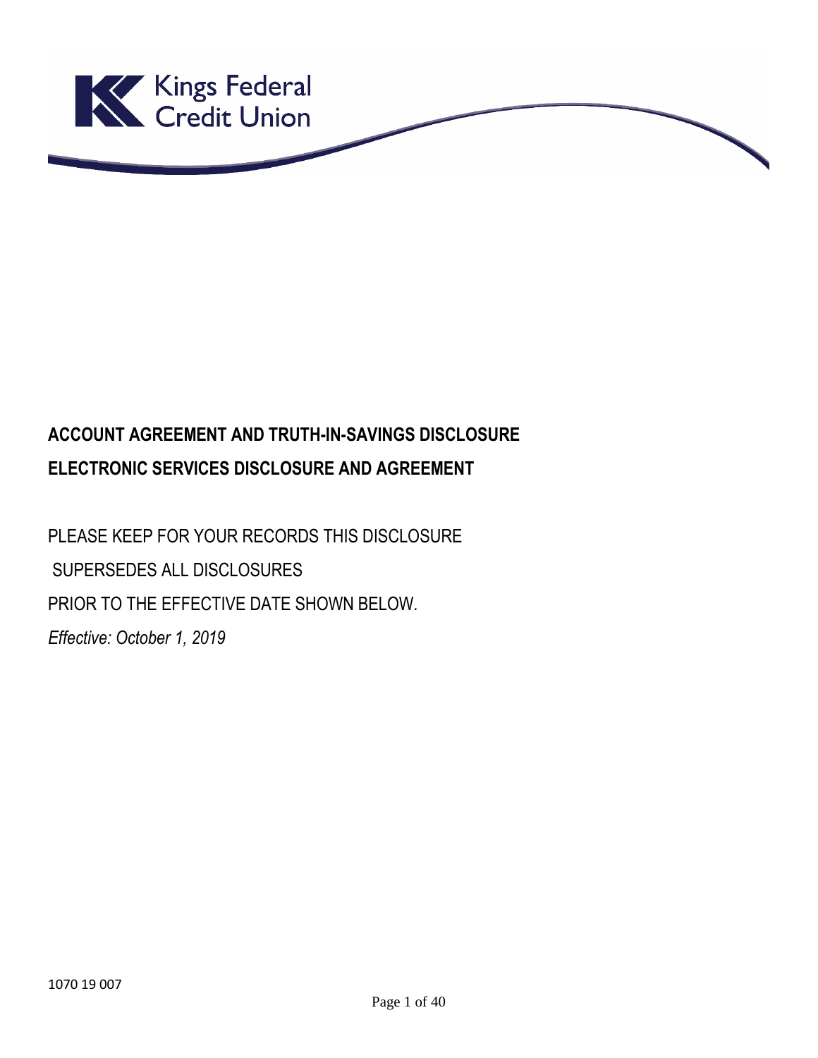Kings Federal Credit Union

**ACCOUNT AGREEMENT AND TRUTH-IN-SAVINGS DISCLOSURE**

**ELECTRONIC SERVICES DISCLOSURE AND AGREEMENT**

PLEASE KEEP FOR YOUR RECORDS THIS DISCLOSURE

SUPERSEDES ALL DISCLOSURES

PRIOR TO THE EFFECTIVE DATE SHOWN BELOW.

*Effective: October 1, 2019*

1070 19 007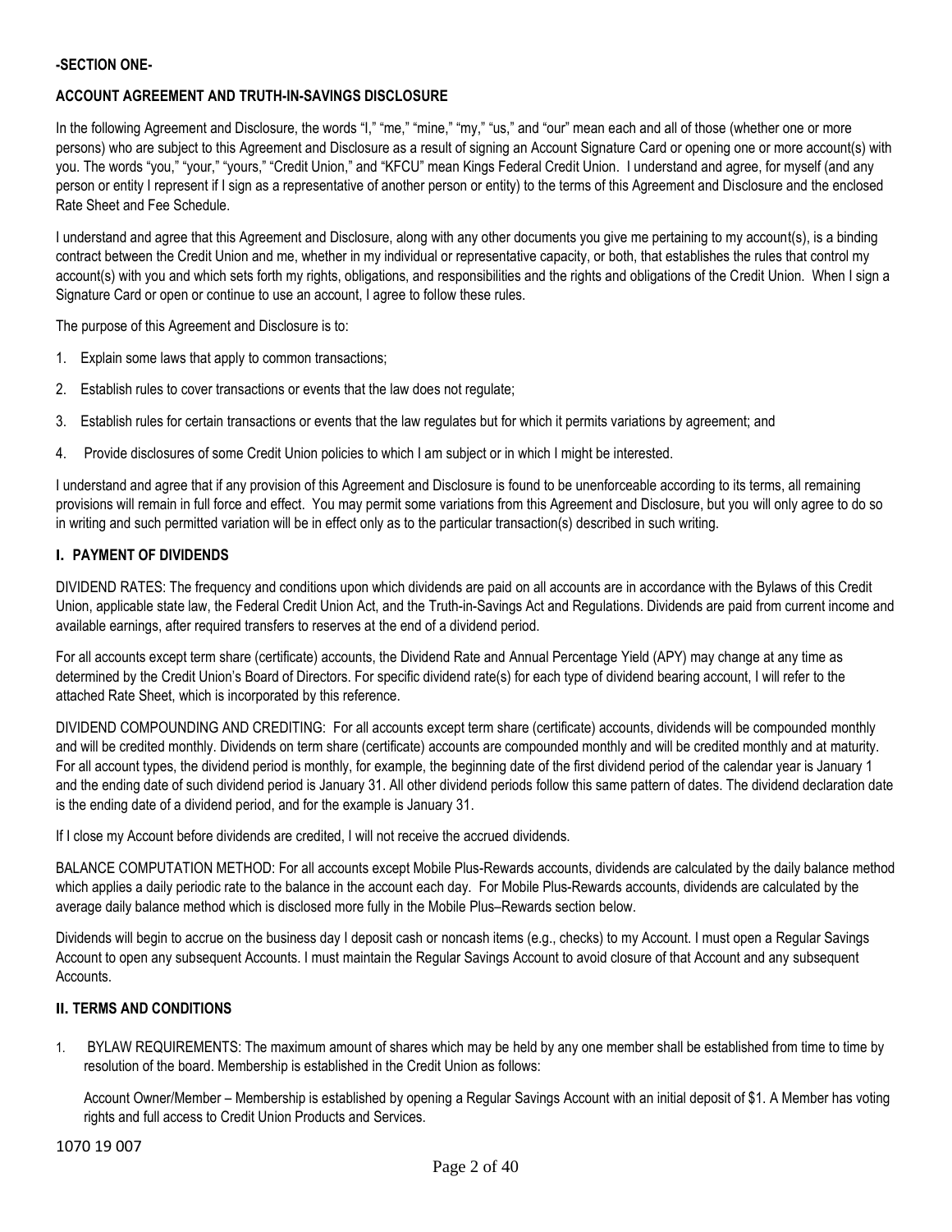**-SECTION ONE-**

## ACCOUNT AGREEMENT AND TRUTH-IN-SAVINGS DISCLOSURE

In the following Agreement and Disclosure, the words "I," "me," "mine," "my," "us," and "our" mean each and all of those (whether one or more persons) who are subject to this Agreement and Disclosure as a result of signing an Account Signature Card or opening one or more account(s) with you. The words "you," "your," "yours," "Credit Union," and "KFCU" mean Kings Federal Credit Union. I understand and agree, for myself (and any person or entity I represent if I sign as a representative of another person or entity) to the terms of this Agreement and Disclosure and the enclosed Rate Sheet and Fee Schedule.

I understand and agree that this Agreement and Disclosure, along with any other documents you give me pertaining to my account(s), is a binding contract between the Credit Union and me, whether in my individual or representative capacity, or both, that establishes the rules that control my account(s) with you and which sets forth my rights, obligations, and responsibilities and the rights and obligations of the Credit Union. When I sign a Signature Card or open or continue to use an account, I agree to follow these rules.

The purpose of this Agreement and Disclosure is to:

1. Explain some laws that apply to common transactions;
2. Establish rules to cover transactions or events that the law does not regulate;
3. Establish rules for certain transactions or events that the law regulates but for which it permits variations by agreement; and
4. Provide disclosures of some Credit Union policies to which I am subject or in which I might be interested.

I understand and agree that if any provision of this Agreement and Disclosure is found to be unenforceable according to its terms, all remaining provisions will remain in full force and effect. You may permit some variations from this Agreement and Disclosure, but you will only agree to do so in writing and such permitted variation will be in effect only as to the particular transaction(s) described in such writing.

### I. PAYMENT OF DIVIDENDS

DIVIDEND RATES: The frequency and conditions upon which dividends are paid on all accounts are in accordance with the Bylaws of this Credit Union, applicable state law, the Federal Credit Union Act, and the Truth-in-Savings Act and Regulations. Dividends are paid from current income and available earnings, after required transfers to reserves at the end of a dividend period.

For all accounts except term share (certificate) accounts, the Dividend Rate and Annual Percentage Yield (APY) may change at any time as determined by the Credit Union's Board of Directors. For specific dividend rate(s) for each type of dividend bearing account, I will refer to the attached Rate Sheet, which is incorporated by this reference.

DIVIDEND COMPOUNDING AND CREDITING: For all accounts except term share (certificate) accounts, dividends will be compounded monthly and will be credited monthly. Dividends on term share (certificate) accounts are compounded monthly and will be credited monthly and at maturity. For all account types, the dividend period is monthly, for example, the beginning date of the first dividend period of the calendar year is January 1 and the ending date of such dividend period is January 31. All other dividend periods follow this same pattern of dates. The dividend declaration date is the ending date of a dividend period, and for the example is January 31.

If I close my Account before dividends are credited, I will not receive the accrued dividends.

BALANCE COMPUTATION METHOD: For all accounts except Mobile Plus-Rewards accounts, dividends are calculated by the daily balance method which applies a daily periodic rate to the balance in the account each day. For Mobile Plus-Rewards accounts, dividends are calculated by the average daily balance method which is disclosed more fully in the Mobile Plus–Rewards section below.

Dividends will begin to accrue on the business day I deposit cash or noncash items (e.g., checks) to my Account. I must open a Regular Savings Account to open any subsequent Accounts. I must maintain the Regular Savings Account to avoid closure of that Account and any subsequent Accounts.

### II. TERMS AND CONDITIONS

1. BYLAW REQUIREMENTS: The maximum amount of shares which may be held by any one member shall be established from time to time by resolution of the board. Membership is established in the Credit Union as follows:

   Account Owner/Member – Membership is established by opening a Regular Savings Account with an initial deposit of $1. A Member has voting rights and full access to Credit Union Products and Services.

1070 19 007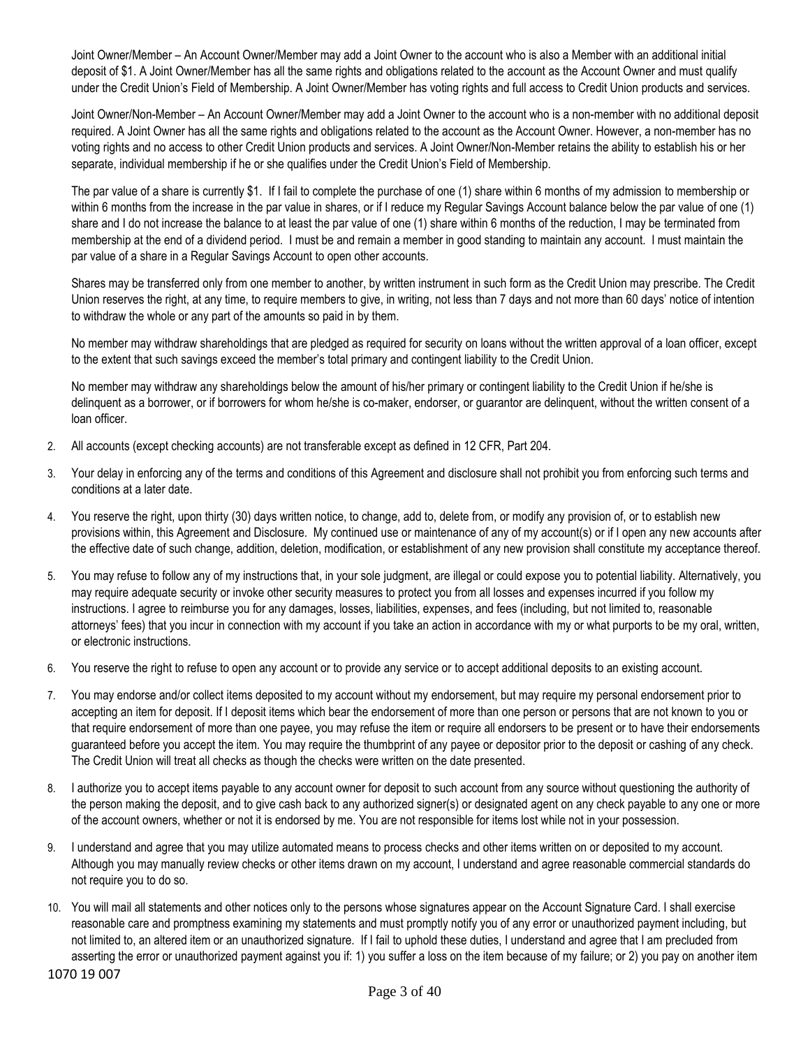Joint Owner/Member – An Account Owner/Member may add a Joint Owner to the account who is also a Member with an additional initial deposit of $1. A Joint Owner/Member has all the same rights and obligations related to the account as the Account Owner and must qualify under the Credit Union's Field of Membership. A Joint Owner/Member has voting rights and full access to Credit Union products and services.

Joint Owner/Non-Member – An Account Owner/Member may add a Joint Owner to the account who is a non-member with no additional deposit required. A Joint Owner has all the same rights and obligations related to the account as the Account Owner. However, a non-member has no voting rights and no access to other Credit Union products and services. A Joint Owner/Non-Member retains the ability to establish his or her separate, individual membership if he or she qualifies under the Credit Union's Field of Membership.

The par value of a share is currently $1. If I fail to complete the purchase of one (1) share within 6 months of my admission to membership or within 6 months from the increase in the par value in shares, or if I reduce my Regular Savings Account balance below the par value of one (1) share and I do not increase the balance to at least the par value of one (1) share within 6 months of the reduction, I may be terminated from membership at the end of a dividend period. I must be and remain a member in good standing to maintain any account. I must maintain the par value of a share in a Regular Savings Account to open other accounts.

Shares may be transferred only from one member to another, by written instrument in such form as the Credit Union may prescribe. The Credit Union reserves the right, at any time, to require members to give, in writing, not less than 7 days and not more than 60 days' notice of intention to withdraw the whole or any part of the amounts so paid in by them.

No member may withdraw shareholdings that are pledged as required for security on loans without the written approval of a loan officer, except to the extent that such savings exceed the member's total primary and contingent liability to the Credit Union.

No member may withdraw any shareholdings below the amount of his/her primary or contingent liability to the Credit Union if he/she is delinquent as a borrower, or if borrowers for whom he/she is co-maker, endorser, or guarantor are delinquent, without the written consent of a loan officer.

2. All accounts (except checking accounts) are not transferable except as defined in 12 CFR, Part 204.
3. Your delay in enforcing any of the terms and conditions of this Agreement and disclosure shall not prohibit you from enforcing such terms and conditions at a later date.
4. You reserve the right, upon thirty (30) days written notice, to change, add to, delete from, or modify any provision of, or to establish new provisions within, this Agreement and Disclosure. My continued use or maintenance of any of my account(s) or if I open any new accounts after the effective date of such change, addition, deletion, modification, or establishment of any new provision shall constitute my acceptance thereof.
5. You may refuse to follow any of my instructions that, in your sole judgment, are illegal or could expose you to potential liability. Alternatively, you may require adequate security or invoke other security measures to protect you from all losses and expenses incurred if you follow my instructions. I agree to reimburse you for any damages, losses, liabilities, expenses, and fees (including, but not limited to, reasonable attorneys' fees) that you incur in connection with my account if you take an action in accordance with my or what purports to be my oral, written, or electronic instructions.
6. You reserve the right to refuse to open any account or to provide any service or to accept additional deposits to an existing account.
7. You may endorse and/or collect items deposited to my account without my endorsement, but may require my personal endorsement prior to accepting an item for deposit. If I deposit items which bear the endorsement of more than one person or persons that are not known to you or that require endorsement of more than one payee, you may refuse the item or require all endorsers to be present or to have their endorsements guaranteed before you accept the item. You may require the thumbprint of any payee or depositor prior to the deposit or cashing of any check. The Credit Union will treat all checks as though the checks were written on the date presented.
8. I authorize you to accept items payable to any account owner for deposit to such account from any source without questioning the authority of the person making the deposit, and to give cash back to any authorized signer(s) or designated agent on any check payable to any one or more of the account owners, whether or not it is endorsed by me. You are not responsible for items lost while not in your possession.
9. I understand and agree that you may utilize automated means to process checks and other items written on or deposited to my account. Although you may manually review checks or other items drawn on my account, I understand and agree reasonable commercial standards do not require you to do so.
10. You will mail all statements and other notices only to the persons whose signatures appear on the Account Signature Card. I shall exercise reasonable care and promptness examining my statements and must promptly notify you of any error or unauthorized payment including, but not limited to, an altered item or an unauthorized signature. If I fail to uphold these duties, I understand and agree that I am precluded from asserting the error or unauthorized payment against you if: 1) you suffer a loss on the item because of my failure; or 2) you pay on another item

1070 19 007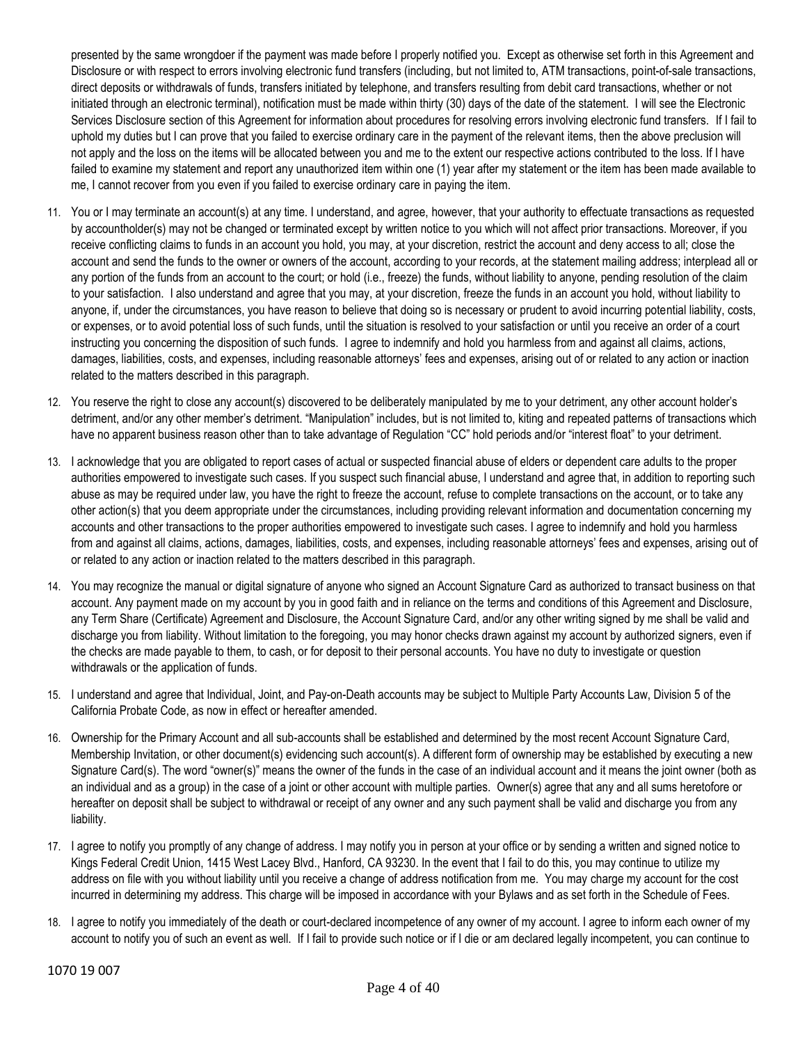presented by the same wrongdoer if the payment was made before I properly notified you. Except as otherwise set forth in this Agreement and Disclosure or with respect to errors involving electronic fund transfers (including, but not limited to, ATM transactions, point-of-sale transactions, direct deposits or withdrawals of funds, transfers initiated by telephone, and transfers resulting from debit card transactions, whether or not initiated through an electronic terminal), notification must be made within thirty (30) days of the date of the statement. I will see the Electronic Services Disclosure section of this Agreement for information about procedures for resolving errors involving electronic fund transfers. If I fail to uphold my duties but I can prove that you failed to exercise ordinary care in the payment of the relevant items, then the above preclusion will not apply and the loss on the items will be allocated between you and me to the extent our respective actions contributed to the loss. If I have failed to examine my statement and report any unauthorized item within one (1) year after my statement or the item has been made available to me, I cannot recover from you even if you failed to exercise ordinary care in paying the item.

11. You or I may terminate an account(s) at any time. I understand, and agree, however, that your authority to effectuate transactions as requested by accountholder(s) may not be changed or terminated except by written notice to you which will not affect prior transactions. Moreover, if you receive conflicting claims to funds in an account you hold, you may, at your discretion, restrict the account and deny access to all; close the account and send the funds to the owner or owners of the account, according to your records, at the statement mailing address; interplead all or any portion of the funds from an account to the court; or hold (i.e., freeze) the funds, without liability to anyone, pending resolution of the claim to your satisfaction. I also understand and agree that you may, at your discretion, freeze the funds in an account you hold, without liability to anyone, if, under the circumstances, you have reason to believe that doing so is necessary or prudent to avoid incurring potential liability, costs, or expenses, or to avoid potential loss of such funds, until the situation is resolved to your satisfaction or until you receive an order of a court instructing you concerning the disposition of such funds. I agree to indemnify and hold you harmless from and against all claims, actions, damages, liabilities, costs, and expenses, including reasonable attorneys' fees and expenses, arising out of or related to any action or inaction related to the matters described in this paragraph.

12. You reserve the right to close any account(s) discovered to be deliberately manipulated by me to your detriment, any other account holder's detriment, and/or any other member's detriment. "Manipulation" includes, but is not limited to, kiting and repeated patterns of transactions which have no apparent business reason other than to take advantage of Regulation "CC" hold periods and/or "interest float" to your detriment.

13. I acknowledge that you are obligated to report cases of actual or suspected financial abuse of elders or dependent care adults to the proper authorities empowered to investigate such cases. If you suspect such financial abuse, I understand and agree that, in addition to reporting such abuse as may be required under law, you have the right to freeze the account, refuse to complete transactions on the account, or to take any other action(s) that you deem appropriate under the circumstances, including providing relevant information and documentation concerning my accounts and other transactions to the proper authorities empowered to investigate such cases. I agree to indemnify and hold you harmless from and against all claims, actions, damages, liabilities, costs, and expenses, including reasonable attorneys' fees and expenses, arising out of or related to any action or inaction related to the matters described in this paragraph.

14. You may recognize the manual or digital signature of anyone who signed an Account Signature Card as authorized to transact business on that account. Any payment made on my account by you in good faith and in reliance on the terms and conditions of this Agreement and Disclosure, any Term Share (Certificate) Agreement and Disclosure, the Account Signature Card, and/or any other writing signed by me shall be valid and discharge you from liability. Without limitation to the foregoing, you may honor checks drawn against my account by authorized signers, even if the checks are made payable to them, to cash, or for deposit to their personal accounts. You have no duty to investigate or question withdrawals or the application of funds.

15. I understand and agree that Individual, Joint, and Pay-on-Death accounts may be subject to Multiple Party Accounts Law, Division 5 of the California Probate Code, as now in effect or hereafter amended.

16. Ownership for the Primary Account and all sub-accounts shall be established and determined by the most recent Account Signature Card, Membership Invitation, or other document(s) evidencing such account(s). A different form of ownership may be established by executing a new Signature Card(s). The word "owner(s)" means the owner of the funds in the case of an individual account and it means the joint owner (both as an individual and as a group) in the case of a joint or other account with multiple parties. Owner(s) agree that any and all sums heretofore or hereafter on deposit shall be subject to withdrawal or receipt of any owner and any such payment shall be valid and discharge you from any liability.

17. I agree to notify you promptly of any change of address. I may notify you in person at your office or by sending a written and signed notice to Kings Federal Credit Union, 1415 West Lacey Blvd., Hanford, CA 93230. In the event that I fail to do this, you may continue to utilize my address on file with you without liability until you receive a change of address notification from me. You may charge my account for the cost incurred in determining my address. This charge will be imposed in accordance with your Bylaws and as set forth in the Schedule of Fees.

18. I agree to notify you immediately of the death or court-declared incompetence of any owner of my account. I agree to inform each owner of my account to notify you of such an event as well. If I fail to provide such notice or if I die or am declared legally incompetent, you can continue to

1070 19 007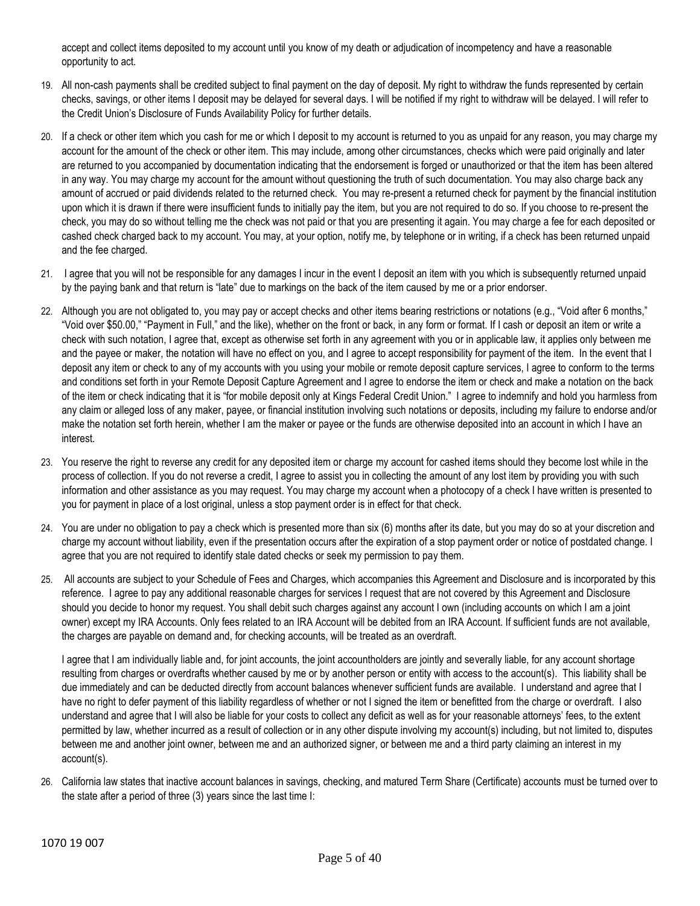accept and collect items deposited to my account until you know of my death or adjudication of incompetency and have a reasonable opportunity to act.

19. All non-cash payments shall be credited subject to final payment on the day of deposit. My right to withdraw the funds represented by certain checks, savings, or other items I deposit may be delayed for several days. I will be notified if my right to withdraw will be delayed. I will refer to the Credit Union's Disclosure of Funds Availability Policy for further details.

20. If a check or other item which you cash for me or which I deposit to my account is returned to you as unpaid for any reason, you may charge my account for the amount of the check or other item. This may include, among other circumstances, checks which were paid originally and later are returned to you accompanied by documentation indicating that the endorsement is forged or unauthorized or that the item has been altered in any way. You may charge my account for the amount without questioning the truth of such documentation. You may also charge back any amount of accrued or paid dividends related to the returned check. You may re-present a returned check for payment by the financial institution upon which it is drawn if there were insufficient funds to initially pay the item, but you are not required to do so. If you choose to re-present the check, you may do so without telling me the check was not paid or that you are presenting it again. You may charge a fee for each deposited or cashed check charged back to my account. You may, at your option, notify me, by telephone or in writing, if a check has been returned unpaid and the fee charged.

21. I agree that you will not be responsible for any damages I incur in the event I deposit an item with you which is subsequently returned unpaid by the paying bank and that return is "late" due to markings on the back of the item caused by me or a prior endorser.

22. Although you are not obligated to, you may pay or accept checks and other items bearing restrictions or notations (e.g., "Void after 6 months," "Void over $50.00," "Payment in Full," and the like), whether on the front or back, in any form or format. If I cash or deposit an item or write a check with such notation, I agree that, except as otherwise set forth in any agreement with you or in applicable law, it applies only between me and the payee or maker, the notation will have no effect on you, and I agree to accept responsibility for payment of the item. In the event that I deposit any item or check to any of my accounts with you using your mobile or remote deposit capture services, I agree to conform to the terms and conditions set forth in your Remote Deposit Capture Agreement and I agree to endorse the item or check and make a notation on the back of the item or check indicating that it is "for mobile deposit only at Kings Federal Credit Union." I agree to indemnify and hold you harmless from any claim or alleged loss of any maker, payee, or financial institution involving such notations or deposits, including my failure to endorse and/or make the notation set forth herein, whether I am the maker or payee or the funds are otherwise deposited into an account in which I have an interest.

23. You reserve the right to reverse any credit for any deposited item or charge my account for cashed items should they become lost while in the process of collection. If you do not reverse a credit, I agree to assist you in collecting the amount of any lost item by providing you with such information and other assistance as you may request. You may charge my account when a photocopy of a check I have written is presented to you for payment in place of a lost original, unless a stop payment order is in effect for that check.

24. You are under no obligation to pay a check which is presented more than six (6) months after its date, but you may do so at your discretion and charge my account without liability, even if the presentation occurs after the expiration of a stop payment order or notice of postdated change. I agree that you are not required to identify stale dated checks or seek my permission to pay them.

25. All accounts are subject to your Schedule of Fees and Charges, which accompanies this Agreement and Disclosure and is incorporated by this reference. I agree to pay any additional reasonable charges for services I request that are not covered by this Agreement and Disclosure should you decide to honor my request. You shall debit such charges against any account I own (including accounts on which I am a joint owner) except my IRA Accounts. Only fees related to an IRA Account will be debited from an IRA Account. If sufficient funds are not available, the charges are payable on demand and, for checking accounts, will be treated as an overdraft.

    I agree that I am individually liable and, for joint accounts, the joint accountholders are jointly and severally liable, for any account shortage resulting from charges or overdrafts whether caused by me or by another person or entity with access to the account(s). This liability shall be due immediately and can be deducted directly from account balances whenever sufficient funds are available. I understand and agree that I have no right to defer payment of this liability regardless of whether or not I signed the item or benefitted from the charge or overdraft. I also understand and agree that I will also be liable for your costs to collect any deficit as well as for your reasonable attorneys' fees, to the extent permitted by law, whether incurred as a result of collection or in any other dispute involving my account(s) including, but not limited to, disputes between me and another joint owner, between me and an authorized signer, or between me and a third party claiming an interest in my account(s).

26. California law states that inactive account balances in savings, checking, and matured Term Share (Certificate) accounts must be turned over to the state after a period of three (3) years since the last time I:

1070 19 007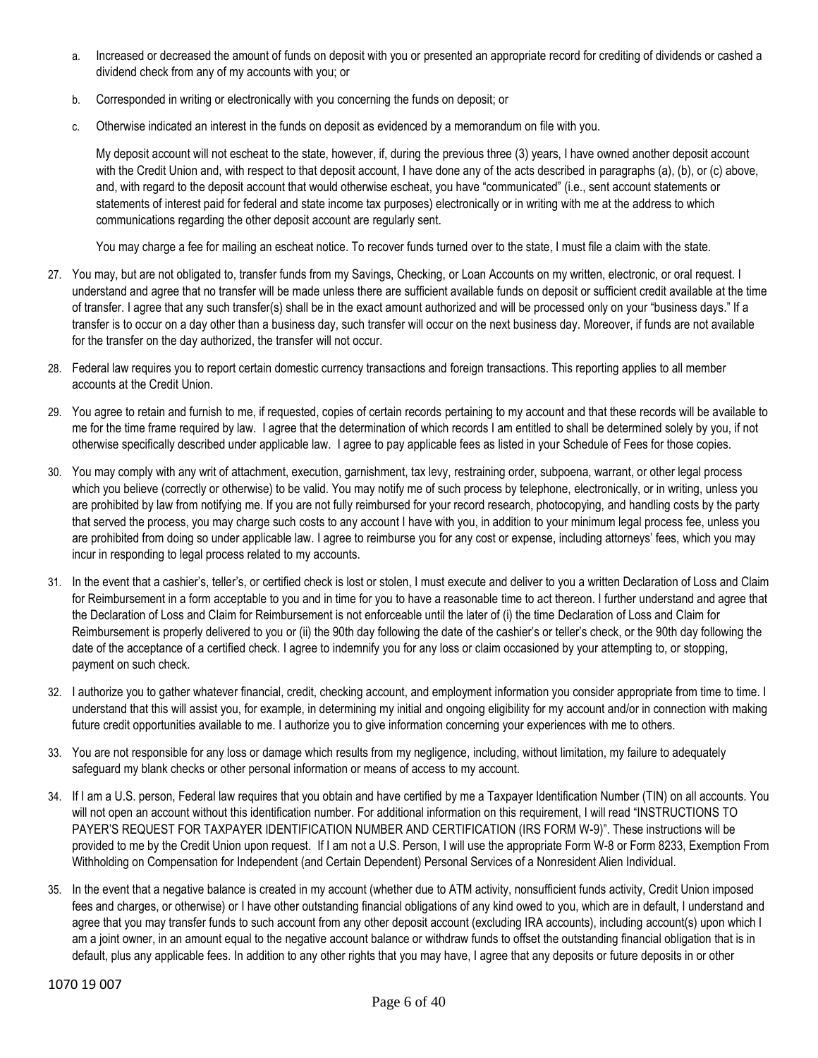a. Increased or decreased the amount of funds on deposit with you or presented an appropriate record for crediting of dividends or cashed a dividend check from any of my accounts with you; or

b. Corresponded in writing or electronically with you concerning the funds on deposit; or

c. Otherwise indicated an interest in the funds on deposit as evidenced by a memorandum on file with you.

My deposit account will not escheat to the state, however, if, during the previous three (3) years, I have owned another deposit account with the Credit Union and, with respect to that deposit account, I have done any of the acts described in paragraphs (a), (b), or (c) above, and, with regard to the deposit account that would otherwise escheat, you have "communicated" (i.e., sent account statements or statements of interest paid for federal and state income tax purposes) electronically or in writing with me at the address to which communications regarding the other deposit account are regularly sent.

You may charge a fee for mailing an escheat notice. To recover funds turned over to the state, I must file a claim with the state.

27. You may, but are not obligated to, transfer funds from my Savings, Checking, or Loan Accounts on my written, electronic, or oral request. I understand and agree that no transfer will be made unless there are sufficient available funds on deposit or sufficient credit available at the time of transfer. I agree that any such transfer(s) shall be in the exact amount authorized and will be processed only on your "business days." If a transfer is to occur on a day other than a business day, such transfer will occur on the next business day. Moreover, if funds are not available for the transfer on the day authorized, the transfer will not occur.

28. Federal law requires you to report certain domestic currency transactions and foreign transactions. This reporting applies to all member accounts at the Credit Union.

29. You agree to retain and furnish to me, if requested, copies of certain records pertaining to my account and that these records will be available to me for the time frame required by law. I agree that the determination of which records I am entitled to shall be determined solely by you, if not otherwise specifically described under applicable law. I agree to pay applicable fees as listed in your Schedule of Fees for those copies.

30. You may comply with any writ of attachment, execution, garnishment, tax levy, restraining order, subpoena, warrant, or other legal process which you believe (correctly or otherwise) to be valid. You may notify me of such process by telephone, electronically, or in writing, unless you are prohibited by law from notifying me. If you are not fully reimbursed for your record research, photocopying, and handling costs by the party that served the process, you may charge such costs to any account I have with you, in addition to your minimum legal process fee, unless you are prohibited from doing so under applicable law. I agree to reimburse you for any cost or expense, including attorneys' fees, which you may incur in responding to legal process related to my accounts.

31. In the event that a cashier's, teller's, or certified check is lost or stolen, I must execute and deliver to you a written Declaration of Loss and Claim for Reimbursement in a form acceptable to you and in time for you to have a reasonable time to act thereon. I further understand and agree that the Declaration of Loss and Claim for Reimbursement is not enforceable until the later of (i) the time Declaration of Loss and Claim for Reimbursement is properly delivered to you or (ii) the 90th day following the date of the cashier's or teller's check, or the 90th day following the date of the acceptance of a certified check. I agree to indemnify you for any loss or claim occasioned by your attempting to, or stopping, payment on such check.

32. I authorize you to gather whatever financial, credit, checking account, and employment information you consider appropriate from time to time. I understand that this will assist you, for example, in determining my initial and ongoing eligibility for my account and/or in connection with making future credit opportunities available to me. I authorize you to give information concerning your experiences with me to others.

33. You are not responsible for any loss or damage which results from my negligence, including, without limitation, my failure to adequately safeguard my blank checks or other personal information or means of access to my account.

34. If I am a U.S. person, Federal law requires that you obtain and have certified by me a Taxpayer Identification Number (TIN) on all accounts. You will not open an account without this identification number. For additional information on this requirement, I will read "INSTRUCTIONS TO PAYER'S REQUEST FOR TAXPAYER IDENTIFICATION NUMBER AND CERTIFICATION (IRS FORM W-9)". These instructions will be provided to me by the Credit Union upon request. If I am not a U.S. Person, I will use the appropriate Form W-8 or Form 8233, Exemption From Withholding on Compensation for Independent (and Certain Dependent) Personal Services of a Nonresident Alien Individual.

35. In the event that a negative balance is created in my account (whether due to ATM activity, nonsufficient funds activity, Credit Union imposed fees and charges, or otherwise) or I have other outstanding financial obligations of any kind owed to you, which are in default, I understand and agree that you may transfer funds to such account from any other deposit account (excluding IRA accounts), including account(s) upon which I am a joint owner, in an amount equal to the negative account balance or withdraw funds to offset the outstanding financial obligation that is in default, plus any applicable fees. In addition to any other rights that you may have, I agree that any deposits or future deposits in or other

1070 19 007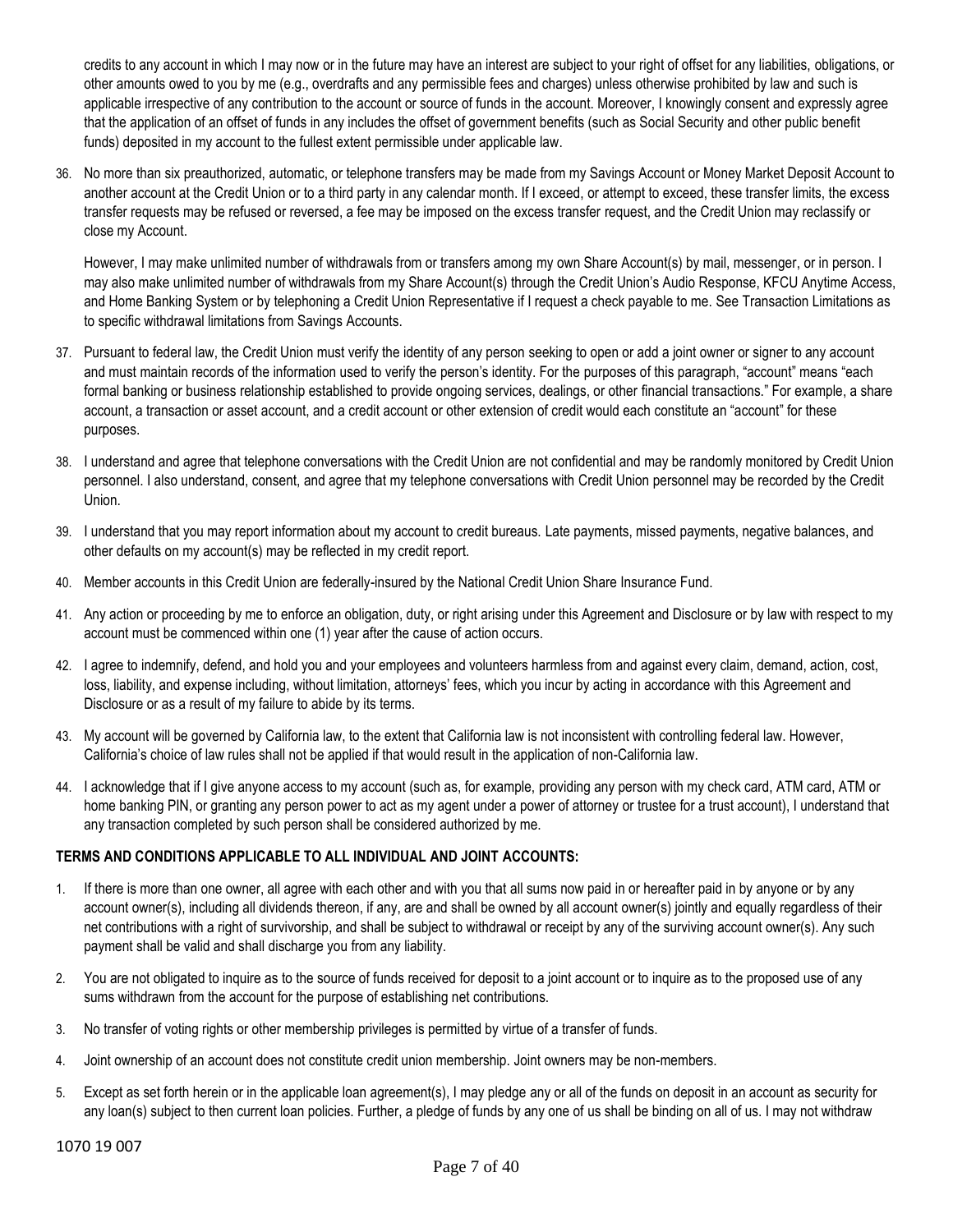credits to any account in which I may now or in the future may have an interest are subject to your right of offset for any liabilities, obligations, or other amounts owed to you by me (e.g., overdrafts and any permissible fees and charges) unless otherwise prohibited by law and such is applicable irrespective of any contribution to the account or source of funds in the account. Moreover, I knowingly consent and expressly agree that the application of an offset of funds in any includes the offset of government benefits (such as Social Security and other public benefit funds) deposited in my account to the fullest extent permissible under applicable law.

36. No more than six preauthorized, automatic, or telephone transfers may be made from my Savings Account or Money Market Deposit Account to another account at the Credit Union or to a third party in any calendar month. If I exceed, or attempt to exceed, these transfer limits, the excess transfer requests may be refused or reversed, a fee may be imposed on the excess transfer request, and the Credit Union may reclassify or close my Account.

    However, I may make unlimited number of withdrawals from or transfers among my own Share Account(s) by mail, messenger, or in person. I may also make unlimited number of withdrawals from my Share Account(s) through the Credit Union's Audio Response, KFCU Anytime Access, and Home Banking System or by telephoning a Credit Union Representative if I request a check payable to me. See Transaction Limitations as to specific withdrawal limitations from Savings Accounts.

37. Pursuant to federal law, the Credit Union must verify the identity of any person seeking to open or add a joint owner or signer to any account and must maintain records of the information used to verify the person's identity. For the purposes of this paragraph, "account" means "each formal banking or business relationship established to provide ongoing services, dealings, or other financial transactions." For example, a share account, a transaction or asset account, and a credit account or other extension of credit would each constitute an "account" for these purposes.

38. I understand and agree that telephone conversations with the Credit Union are not confidential and may be randomly monitored by Credit Union personnel. I also understand, consent, and agree that my telephone conversations with Credit Union personnel may be recorded by the Credit Union.

39. I understand that you may report information about my account to credit bureaus. Late payments, missed payments, negative balances, and other defaults on my account(s) may be reflected in my credit report.

40. Member accounts in this Credit Union are federally-insured by the National Credit Union Share Insurance Fund.

41. Any action or proceeding by me to enforce an obligation, duty, or right arising under this Agreement and Disclosure or by law with respect to my account must be commenced within one (1) year after the cause of action occurs.

42. I agree to indemnify, defend, and hold you and your employees and volunteers harmless from and against every claim, demand, action, cost, loss, liability, and expense including, without limitation, attorneys' fees, which you incur by acting in accordance with this Agreement and Disclosure or as a result of my failure to abide by its terms.

43. My account will be governed by California law, to the extent that California law is not inconsistent with controlling federal law. However, California's choice of law rules shall not be applied if that would result in the application of non-California law.

44. I acknowledge that if I give anyone access to my account (such as, for example, providing any person with my check card, ATM card, ATM or home banking PIN, or granting any person power to act as my agent under a power of attorney or trustee for a trust account), I understand that any transaction completed by such person shall be considered authorized by me.

**TERMS AND CONDITIONS APPLICABLE TO ALL INDIVIDUAL AND JOINT ACCOUNTS:**

1. If there is more than one owner, all agree with each other and with you that all sums now paid in or hereafter paid in by anyone or by any account owner(s), including all dividends thereon, if any, are and shall be owned by all account owner(s) jointly and equally regardless of their net contributions with a right of survivorship, and shall be subject to withdrawal or receipt by any of the surviving account owner(s). Any such payment shall be valid and shall discharge you from any liability.

2. You are not obligated to inquire as to the source of funds received for deposit to a joint account or to inquire as to the proposed use of any sums withdrawn from the account for the purpose of establishing net contributions.

3. No transfer of voting rights or other membership privileges is permitted by virtue of a transfer of funds.

4. Joint ownership of an account does not constitute credit union membership. Joint owners may be non-members.

5. Except as set forth herein or in the applicable loan agreement(s), I may pledge any or all of the funds on deposit in an account as security for any loan(s) subject to then current loan policies. Further, a pledge of funds by any one of us shall be binding on all of us. I may not withdraw

1070 19 007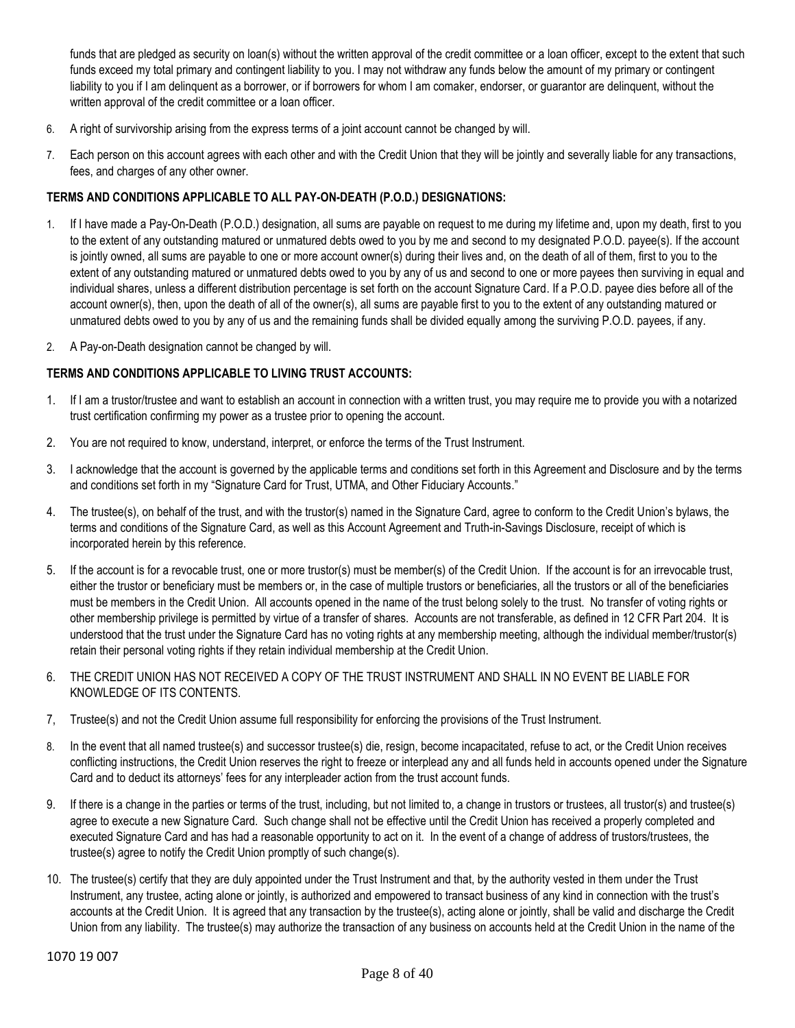funds that are pledged as security on loan(s) without the written approval of the credit committee or a loan officer, except to the extent that such funds exceed my total primary and contingent liability to you. I may not withdraw any funds below the amount of my primary or contingent liability to you if I am delinquent as a borrower, or if borrowers for whom I am comaker, endorser, or guarantor are delinquent, without the written approval of the credit committee or a loan officer.

6. A right of survivorship arising from the express terms of a joint account cannot be changed by will.

7. Each person on this account agrees with each other and with the Credit Union that they will be jointly and severally liable for any transactions, fees, and charges of any other owner.

**TERMS AND CONDITIONS APPLICABLE TO ALL PAY-ON-DEATH (P.O.D.) DESIGNATIONS:**

1. If I have made a Pay-On-Death (P.O.D.) designation, all sums are payable on request to me during my lifetime and, upon my death, first to you to the extent of any outstanding matured or unmatured debts owed to you by me and second to my designated P.O.D. payee(s). If the account is jointly owned, all sums are payable to one or more account owner(s) during their lives and, on the death of all of them, first to you to the extent of any outstanding matured or unmatured debts owed to you by any of us and second to one or more payees then surviving in equal and individual shares, unless a different distribution percentage is set forth on the account Signature Card. If a P.O.D. payee dies before all of the account owner(s), then, upon the death of all of the owner(s), all sums are payable first to you to the extent of any outstanding matured or unmatured debts owed to you by any of us and the remaining funds shall be divided equally among the surviving P.O.D. payees, if any.

2. A Pay-on-Death designation cannot be changed by will.

**TERMS AND CONDITIONS APPLICABLE TO LIVING TRUST ACCOUNTS:**

1. If I am a trustor/trustee and want to establish an account in connection with a written trust, you may require me to provide you with a notarized trust certification confirming my power as a trustee prior to opening the account.

2. You are not required to know, understand, interpret, or enforce the terms of the Trust Instrument.

3. I acknowledge that the account is governed by the applicable terms and conditions set forth in this Agreement and Disclosure and by the terms and conditions set forth in my "Signature Card for Trust, UTMA, and Other Fiduciary Accounts."

4. The trustee(s), on behalf of the trust, and with the trustor(s) named in the Signature Card, agree to conform to the Credit Union's bylaws, the terms and conditions of the Signature Card, as well as this Account Agreement and Truth-in-Savings Disclosure, receipt of which is incorporated herein by this reference.

5. If the account is for a revocable trust, one or more trustor(s) must be member(s) of the Credit Union. If the account is for an irrevocable trust, either the trustor or beneficiary must be members or, in the case of multiple trustors or beneficiaries, all the trustors or all of the beneficiaries must be members in the Credit Union. All accounts opened in the name of the trust belong solely to the trust. No transfer of voting rights or other membership privilege is permitted by virtue of a transfer of shares. Accounts are not transferable, as defined in 12 CFR Part 204. It is understood that the trust under the Signature Card has no voting rights at any membership meeting, although the individual member/trustor(s) retain their personal voting rights if they retain individual membership at the Credit Union.

6. THE CREDIT UNION HAS NOT RECEIVED A COPY OF THE TRUST INSTRUMENT AND SHALL IN NO EVENT BE LIABLE FOR KNOWLEDGE OF ITS CONTENTS.

7, Trustee(s) and not the Credit Union assume full responsibility for enforcing the provisions of the Trust Instrument.

8. In the event that all named trustee(s) and successor trustee(s) die, resign, become incapacitated, refuse to act, or the Credit Union receives conflicting instructions, the Credit Union reserves the right to freeze or interplead any and all funds held in accounts opened under the Signature Card and to deduct its attorneys' fees for any interpleader action from the trust account funds.

9. If there is a change in the parties or terms of the trust, including, but not limited to, a change in trustors or trustees, all trustor(s) and trustee(s) agree to execute a new Signature Card. Such change shall not be effective until the Credit Union has received a properly completed and executed Signature Card and has had a reasonable opportunity to act on it. In the event of a change of address of trustors/trustees, the trustee(s) agree to notify the Credit Union promptly of such change(s).

10. The trustee(s) certify that they are duly appointed under the Trust Instrument and that, by the authority vested in them under the Trust Instrument, any trustee, acting alone or jointly, is authorized and empowered to transact business of any kind in connection with the trust's accounts at the Credit Union. It is agreed that any transaction by the trustee(s), acting alone or jointly, shall be valid and discharge the Credit Union from any liability. The trustee(s) may authorize the transaction of any business on accounts held at the Credit Union in the name of the

1070 19 007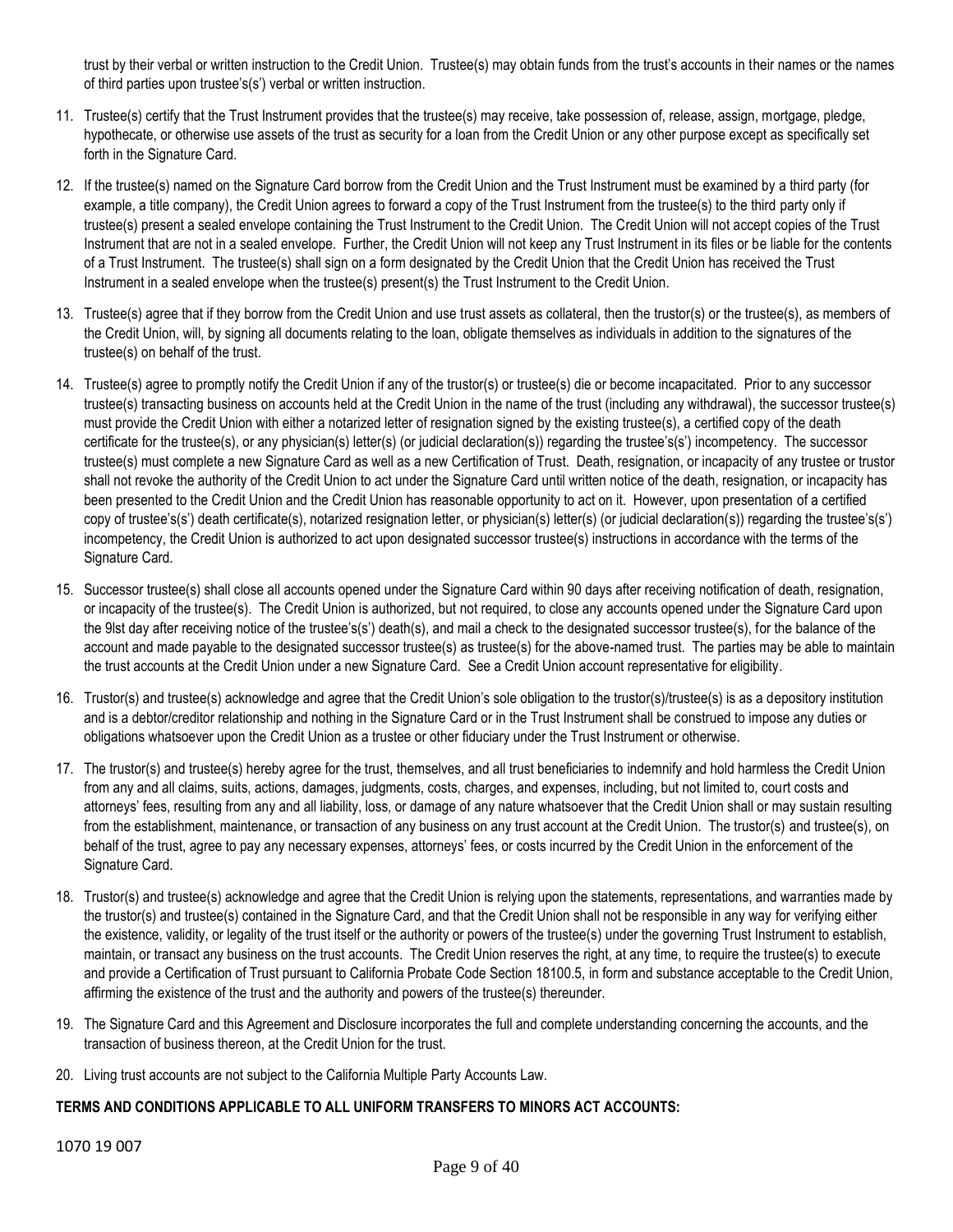trust by their verbal or written instruction to the Credit Union. Trustee(s) may obtain funds from the trust's accounts in their names or the names of third parties upon trustee's(s') verbal or written instruction.

11. Trustee(s) certify that the Trust Instrument provides that the trustee(s) may receive, take possession of, release, assign, mortgage, pledge, hypothecate, or otherwise use assets of the trust as security for a loan from the Credit Union or any other purpose except as specifically set forth in the Signature Card.

12. If the trustee(s) named on the Signature Card borrow from the Credit Union and the Trust Instrument must be examined by a third party (for example, a title company), the Credit Union agrees to forward a copy of the Trust Instrument from the trustee(s) to the third party only if trustee(s) present a sealed envelope containing the Trust Instrument to the Credit Union. The Credit Union will not accept copies of the Trust Instrument that are not in a sealed envelope. Further, the Credit Union will not keep any Trust Instrument in its files or be liable for the contents of a Trust Instrument. The trustee(s) shall sign on a form designated by the Credit Union that the Credit Union has received the Trust Instrument in a sealed envelope when the trustee(s) present(s) the Trust Instrument to the Credit Union.

13. Trustee(s) agree that if they borrow from the Credit Union and use trust assets as collateral, then the trustor(s) or the trustee(s), as members of the Credit Union, will, by signing all documents relating to the loan, obligate themselves as individuals in addition to the signatures of the trustee(s) on behalf of the trust.

14. Trustee(s) agree to promptly notify the Credit Union if any of the trustor(s) or trustee(s) die or become incapacitated. Prior to any successor trustee(s) transacting business on accounts held at the Credit Union in the name of the trust (including any withdrawal), the successor trustee(s) must provide the Credit Union with either a notarized letter of resignation signed by the existing trustee(s), a certified copy of the death certificate for the trustee(s), or any physician(s) letter(s) (or judicial declaration(s)) regarding the trustee's(s') incompetency. The successor trustee(s) must complete a new Signature Card as well as a new Certification of Trust. Death, resignation, or incapacity of any trustee or trustor shall not revoke the authority of the Credit Union to act under the Signature Card until written notice of the death, resignation, or incapacity has been presented to the Credit Union and the Credit Union has reasonable opportunity to act on it. However, upon presentation of a certified copy of trustee's(s') death certificate(s), notarized resignation letter, or physician(s) letter(s) (or judicial declaration(s)) regarding the trustee's(s') incompetency, the Credit Union is authorized to act upon designated successor trustee(s) instructions in accordance with the terms of the Signature Card.

15. Successor trustee(s) shall close all accounts opened under the Signature Card within 90 days after receiving notification of death, resignation, or incapacity of the trustee(s). The Credit Union is authorized, but not required, to close any accounts opened under the Signature Card upon the 9lst day after receiving notice of the trustee's(s') death(s), and mail a check to the designated successor trustee(s), for the balance of the account and made payable to the designated successor trustee(s) as trustee(s) for the above-named trust. The parties may be able to maintain the trust accounts at the Credit Union under a new Signature Card. See a Credit Union account representative for eligibility.

16. Trustor(s) and trustee(s) acknowledge and agree that the Credit Union's sole obligation to the trustor(s)/trustee(s) is as a depository institution and is a debtor/creditor relationship and nothing in the Signature Card or in the Trust Instrument shall be construed to impose any duties or obligations whatsoever upon the Credit Union as a trustee or other fiduciary under the Trust Instrument or otherwise.

17. The trustor(s) and trustee(s) hereby agree for the trust, themselves, and all trust beneficiaries to indemnify and hold harmless the Credit Union from any and all claims, suits, actions, damages, judgments, costs, charges, and expenses, including, but not limited to, court costs and attorneys' fees, resulting from any and all liability, loss, or damage of any nature whatsoever that the Credit Union shall or may sustain resulting from the establishment, maintenance, or transaction of any business on any trust account at the Credit Union. The trustor(s) and trustee(s), on behalf of the trust, agree to pay any necessary expenses, attorneys' fees, or costs incurred by the Credit Union in the enforcement of the Signature Card.

18. Trustor(s) and trustee(s) acknowledge and agree that the Credit Union is relying upon the statements, representations, and warranties made by the trustor(s) and trustee(s) contained in the Signature Card, and that the Credit Union shall not be responsible in any way for verifying either the existence, validity, or legality of the trust itself or the authority or powers of the trustee(s) under the governing Trust Instrument to establish, maintain, or transact any business on the trust accounts. The Credit Union reserves the right, at any time, to require the trustee(s) to execute and provide a Certification of Trust pursuant to California Probate Code Section 18100.5, in form and substance acceptable to the Credit Union, affirming the existence of the trust and the authority and powers of the trustee(s) thereunder.

19. The Signature Card and this Agreement and Disclosure incorporates the full and complete understanding concerning the accounts, and the transaction of business thereon, at the Credit Union for the trust.

20. Living trust accounts are not subject to the California Multiple Party Accounts Law.

**TERMS AND CONDITIONS APPLICABLE TO ALL UNIFORM TRANSFERS TO MINORS ACT ACCOUNTS:**

1070 19 007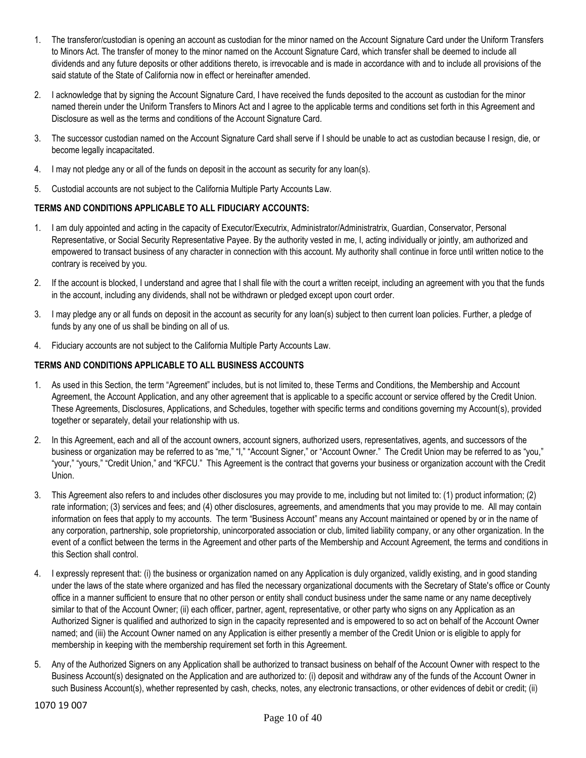1. The transferor/custodian is opening an account as custodian for the minor named on the Account Signature Card under the Uniform Transfers to Minors Act. The transfer of money to the minor named on the Account Signature Card, which transfer shall be deemed to include all dividends and any future deposits or other additions thereto, is irrevocable and is made in accordance with and to include all provisions of the said statute of the State of California now in effect or hereinafter amended.

2. I acknowledge that by signing the Account Signature Card, I have received the funds deposited to the account as custodian for the minor named therein under the Uniform Transfers to Minors Act and I agree to the applicable terms and conditions set forth in this Agreement and Disclosure as well as the terms and conditions of the Account Signature Card.

3. The successor custodian named on the Account Signature Card shall serve if I should be unable to act as custodian because I resign, die, or become legally incapacitated.

4. I may not pledge any or all of the funds on deposit in the account as security for any loan(s).

5. Custodial accounts are not subject to the California Multiple Party Accounts Law.

**TERMS AND CONDITIONS APPLICABLE TO ALL FIDUCIARY ACCOUNTS:**

1. I am duly appointed and acting in the capacity of Executor/Executrix, Administrator/Administratrix, Guardian, Conservator, Personal Representative, or Social Security Representative Payee. By the authority vested in me, I, acting individually or jointly, am authorized and empowered to transact business of any character in connection with this account. My authority shall continue in force until written notice to the contrary is received by you.

2. If the account is blocked, I understand and agree that I shall file with the court a written receipt, including an agreement with you that the funds in the account, including any dividends, shall not be withdrawn or pledged except upon court order.

3. I may pledge any or all funds on deposit in the account as security for any loan(s) subject to then current loan policies. Further, a pledge of funds by any one of us shall be binding on all of us.

4. Fiduciary accounts are not subject to the California Multiple Party Accounts Law.

**TERMS AND CONDITIONS APPLICABLE TO ALL BUSINESS ACCOUNTS**

1. As used in this Section, the term "Agreement" includes, but is not limited to, these Terms and Conditions, the Membership and Account Agreement, the Account Application, and any other agreement that is applicable to a specific account or service offered by the Credit Union. These Agreements, Disclosures, Applications, and Schedules, together with specific terms and conditions governing my Account(s), provided together or separately, detail your relationship with us.

2. In this Agreement, each and all of the account owners, account signers, authorized users, representatives, agents, and successors of the business or organization may be referred to as "me," "I," "Account Signer," or "Account Owner." The Credit Union may be referred to as "you," "your," "yours," "Credit Union," and "KFCU." This Agreement is the contract that governs your business or organization account with the Credit Union.

3. This Agreement also refers to and includes other disclosures you may provide to me, including but not limited to: (1) product information; (2) rate information; (3) services and fees; and (4) other disclosures, agreements, and amendments that you may provide to me. All may contain information on fees that apply to my accounts. The term "Business Account" means any Account maintained or opened by or in the name of any corporation, partnership, sole proprietorship, unincorporated association or club, limited liability company, or any other organization. In the event of a conflict between the terms in the Agreement and other parts of the Membership and Account Agreement, the terms and conditions in this Section shall control.

4. I expressly represent that: (i) the business or organization named on any Application is duly organized, validly existing, and in good standing under the laws of the state where organized and has filed the necessary organizational documents with the Secretary of State's office or County office in a manner sufficient to ensure that no other person or entity shall conduct business under the same name or any name deceptively similar to that of the Account Owner; (ii) each officer, partner, agent, representative, or other party who signs on any Application as an Authorized Signer is qualified and authorized to sign in the capacity represented and is empowered to so act on behalf of the Account Owner named; and (iii) the Account Owner named on any Application is either presently a member of the Credit Union or is eligible to apply for membership in keeping with the membership requirement set forth in this Agreement.

5. Any of the Authorized Signers on any Application shall be authorized to transact business on behalf of the Account Owner with respect to the Business Account(s) designated on the Application and are authorized to: (i) deposit and withdraw any of the funds of the Account Owner in such Business Account(s), whether represented by cash, checks, notes, any electronic transactions, or other evidences of debit or credit; (ii)

1070 19 007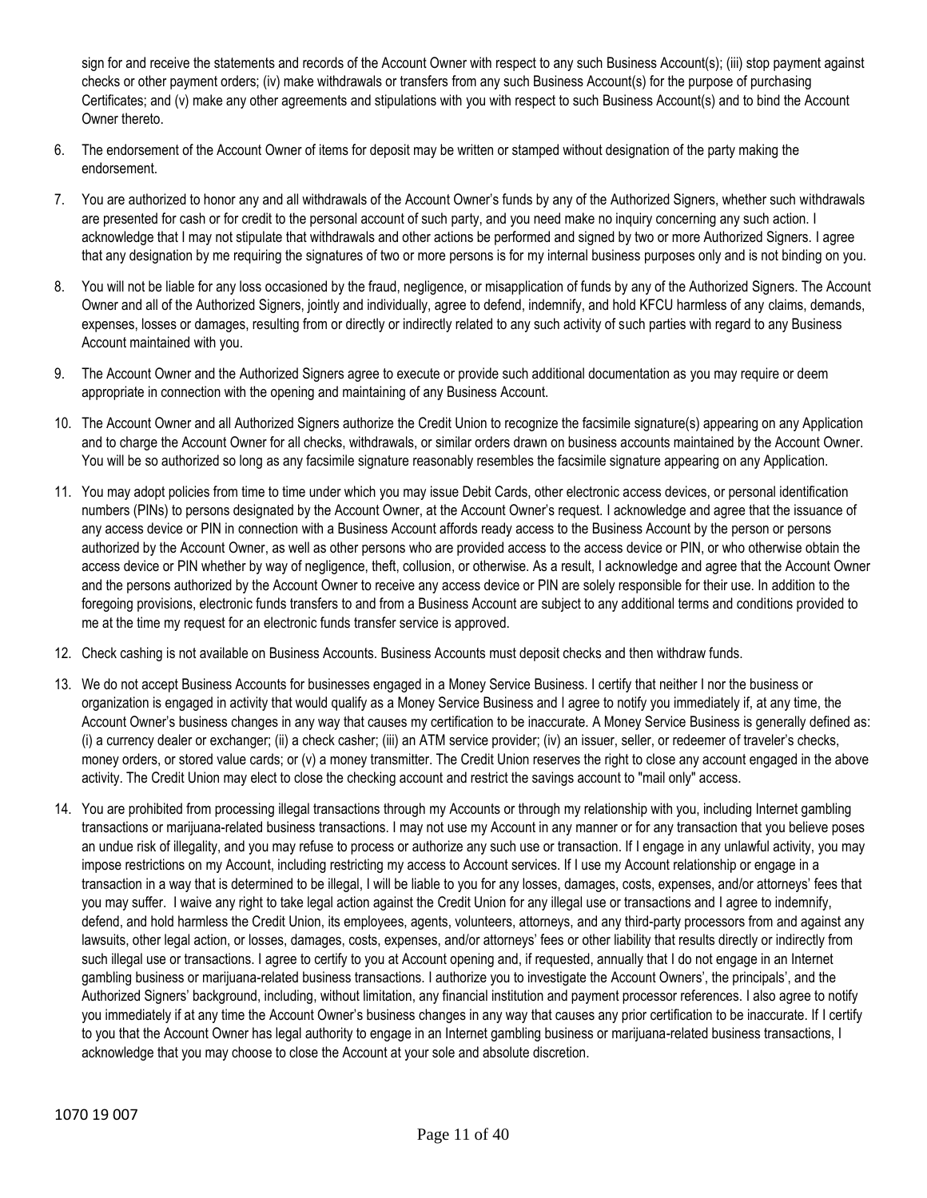sign for and receive the statements and records of the Account Owner with respect to any such Business Account(s); (iii) stop payment against checks or other payment orders; (iv) make withdrawals or transfers from any such Business Account(s) for the purpose of purchasing Certificates; and (v) make any other agreements and stipulations with you with respect to such Business Account(s) and to bind the Account Owner thereto.

6. The endorsement of the Account Owner of items for deposit may be written or stamped without designation of the party making the endorsement.

7. You are authorized to honor any and all withdrawals of the Account Owner's funds by any of the Authorized Signers, whether such withdrawals are presented for cash or for credit to the personal account of such party, and you need make no inquiry concerning any such action. I acknowledge that I may not stipulate that withdrawals and other actions be performed and signed by two or more Authorized Signers. I agree that any designation by me requiring the signatures of two or more persons is for my internal business purposes only and is not binding on you.

8. You will not be liable for any loss occasioned by the fraud, negligence, or misapplication of funds by any of the Authorized Signers. The Account Owner and all of the Authorized Signers, jointly and individually, agree to defend, indemnify, and hold KFCU harmless of any claims, demands, expenses, losses or damages, resulting from or directly or indirectly related to any such activity of such parties with regard to any Business Account maintained with you.

9. The Account Owner and the Authorized Signers agree to execute or provide such additional documentation as you may require or deem appropriate in connection with the opening and maintaining of any Business Account.

10. The Account Owner and all Authorized Signers authorize the Credit Union to recognize the facsimile signature(s) appearing on any Application and to charge the Account Owner for all checks, withdrawals, or similar orders drawn on business accounts maintained by the Account Owner. You will be so authorized so long as any facsimile signature reasonably resembles the facsimile signature appearing on any Application.

11. You may adopt policies from time to time under which you may issue Debit Cards, other electronic access devices, or personal identification numbers (PINs) to persons designated by the Account Owner, at the Account Owner's request. I acknowledge and agree that the issuance of any access device or PIN in connection with a Business Account affords ready access to the Business Account by the person or persons authorized by the Account Owner, as well as other persons who are provided access to the access device or PIN, or who otherwise obtain the access device or PIN whether by way of negligence, theft, collusion, or otherwise. As a result, I acknowledge and agree that the Account Owner and the persons authorized by the Account Owner to receive any access device or PIN are solely responsible for their use. In addition to the foregoing provisions, electronic funds transfers to and from a Business Account are subject to any additional terms and conditions provided to me at the time my request for an electronic funds transfer service is approved.

12. Check cashing is not available on Business Accounts. Business Accounts must deposit checks and then withdraw funds.

13. We do not accept Business Accounts for businesses engaged in a Money Service Business. I certify that neither I nor the business or organization is engaged in activity that would qualify as a Money Service Business and I agree to notify you immediately if, at any time, the Account Owner's business changes in any way that causes my certification to be inaccurate. A Money Service Business is generally defined as: (i) a currency dealer or exchanger; (ii) a check casher; (iii) an ATM service provider; (iv) an issuer, seller, or redeemer of traveler's checks, money orders, or stored value cards; or (v) a money transmitter. The Credit Union reserves the right to close any account engaged in the above activity. The Credit Union may elect to close the checking account and restrict the savings account to "mail only" access.

14. You are prohibited from processing illegal transactions through my Accounts or through my relationship with you, including Internet gambling transactions or marijuana-related business transactions. I may not use my Account in any manner or for any transaction that you believe poses an undue risk of illegality, and you may refuse to process or authorize any such use or transaction. If I engage in any unlawful activity, you may impose restrictions on my Account, including restricting my access to Account services. If I use my Account relationship or engage in a transaction in a way that is determined to be illegal, I will be liable to you for any losses, damages, costs, expenses, and/or attorneys' fees that you may suffer. I waive any right to take legal action against the Credit Union for any illegal use or transactions and I agree to indemnify, defend, and hold harmless the Credit Union, its employees, agents, volunteers, attorneys, and any third-party processors from and against any lawsuits, other legal action, or losses, damages, costs, expenses, and/or attorneys' fees or other liability that results directly or indirectly from such illegal use or transactions. I agree to certify to you at Account opening and, if requested, annually that I do not engage in an Internet gambling business or marijuana-related business transactions. I authorize you to investigate the Account Owners', the principals', and the Authorized Signers' background, including, without limitation, any financial institution and payment processor references. I also agree to notify you immediately if at any time the Account Owner's business changes in any way that causes any prior certification to be inaccurate. If I certify to you that the Account Owner has legal authority to engage in an Internet gambling business or marijuana-related business transactions, I acknowledge that you may choose to close the Account at your sole and absolute discretion.

1070 19 007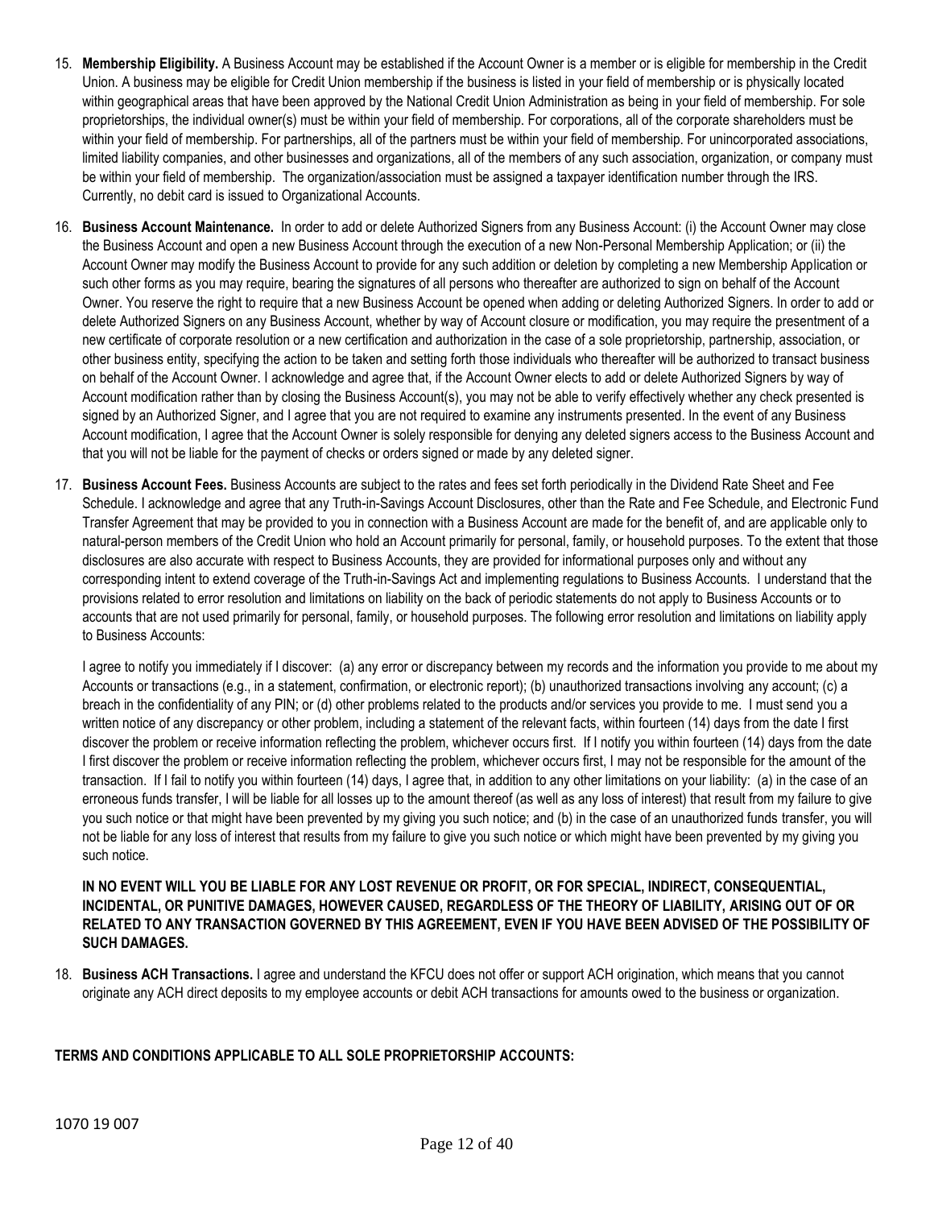15. **Membership Eligibility.** A Business Account may be established if the Account Owner is a member or is eligible for membership in the Credit Union. A business may be eligible for Credit Union membership if the business is listed in your field of membership or is physically located within geographical areas that have been approved by the National Credit Union Administration as being in your field of membership. For sole proprietorships, the individual owner(s) must be within your field of membership. For corporations, all of the corporate shareholders must be within your field of membership. For partnerships, all of the partners must be within your field of membership. For unincorporated associations, limited liability companies, and other businesses and organizations, all of the members of any such association, organization, or company must be within your field of membership. The organization/association must be assigned a taxpayer identification number through the IRS. Currently, no debit card is issued to Organizational Accounts.

16. **Business Account Maintenance.** In order to add or delete Authorized Signers from any Business Account: (i) the Account Owner may close the Business Account and open a new Business Account through the execution of a new Non-Personal Membership Application; or (ii) the Account Owner may modify the Business Account to provide for any such addition or deletion by completing a new Membership Application or such other forms as you may require, bearing the signatures of all persons who thereafter are authorized to sign on behalf of the Account Owner. You reserve the right to require that a new Business Account be opened when adding or deleting Authorized Signers. In order to add or delete Authorized Signers on any Business Account, whether by way of Account closure or modification, you may require the presentment of a new certificate of corporate resolution or a new certification and authorization in the case of a sole proprietorship, partnership, association, or other business entity, specifying the action to be taken and setting forth those individuals who thereafter will be authorized to transact business on behalf of the Account Owner. I acknowledge and agree that, if the Account Owner elects to add or delete Authorized Signers by way of Account modification rather than by closing the Business Account(s), you may not be able to verify effectively whether any check presented is signed by an Authorized Signer, and I agree that you are not required to examine any instruments presented. In the event of any Business Account modification, I agree that the Account Owner is solely responsible for denying any deleted signers access to the Business Account and that you will not be liable for the payment of checks or orders signed or made by any deleted signer.

17. **Business Account Fees.** Business Accounts are subject to the rates and fees set forth periodically in the Dividend Rate Sheet and Fee Schedule. I acknowledge and agree that any Truth-in-Savings Account Disclosures, other than the Rate and Fee Schedule, and Electronic Fund Transfer Agreement that may be provided to you in connection with a Business Account are made for the benefit of, and are applicable only to natural-person members of the Credit Union who hold an Account primarily for personal, family, or household purposes. To the extent that those disclosures are also accurate with respect to Business Accounts, they are provided for informational purposes only and without any corresponding intent to extend coverage of the Truth-in-Savings Act and implementing regulations to Business Accounts. I understand that the provisions related to error resolution and limitations on liability on the back of periodic statements do not apply to Business Accounts or to accounts that are not used primarily for personal, family, or household purposes. The following error resolution and limitations on liability apply to Business Accounts:

    I agree to notify you immediately if I discover: (a) any error or discrepancy between my records and the information you provide to me about my Accounts or transactions (e.g., in a statement, confirmation, or electronic report); (b) unauthorized transactions involving any account; (c) a breach in the confidentiality of any PIN; or (d) other problems related to the products and/or services you provide to me. I must send you a written notice of any discrepancy or other problem, including a statement of the relevant facts, within fourteen (14) days from the date I first discover the problem or receive information reflecting the problem, whichever occurs first. If I notify you within fourteen (14) days from the date I first discover the problem or receive information reflecting the problem, whichever occurs first, I may not be responsible for the amount of the transaction. If I fail to notify you within fourteen (14) days, I agree that, in addition to any other limitations on your liability: (a) in the case of an erroneous funds transfer, I will be liable for all losses up to the amount thereof (as well as any loss of interest) that result from my failure to give you such notice or that might have been prevented by my giving you such notice; and (b) in the case of an unauthorized funds transfer, you will not be liable for any loss of interest that results from my failure to give you such notice or which might have been prevented by my giving you such notice.

    **IN NO EVENT WILL YOU BE LIABLE FOR ANY LOST REVENUE OR PROFIT, OR FOR SPECIAL, INDIRECT, CONSEQUENTIAL, INCIDENTAL, OR PUNITIVE DAMAGES, HOWEVER CAUSED, REGARDLESS OF THE THEORY OF LIABILITY, ARISING OUT OF OR RELATED TO ANY TRANSACTION GOVERNED BY THIS AGREEMENT, EVEN IF YOU HAVE BEEN ADVISED OF THE POSSIBILITY OF SUCH DAMAGES.**

18. **Business ACH Transactions.** I agree and understand the KFCU does not offer or support ACH origination, which means that you cannot originate any ACH direct deposits to my employee accounts or debit ACH transactions for amounts owed to the business or organization.

**TERMS AND CONDITIONS APPLICABLE TO ALL SOLE PROPRIETORSHIP ACCOUNTS:**

1070 19 007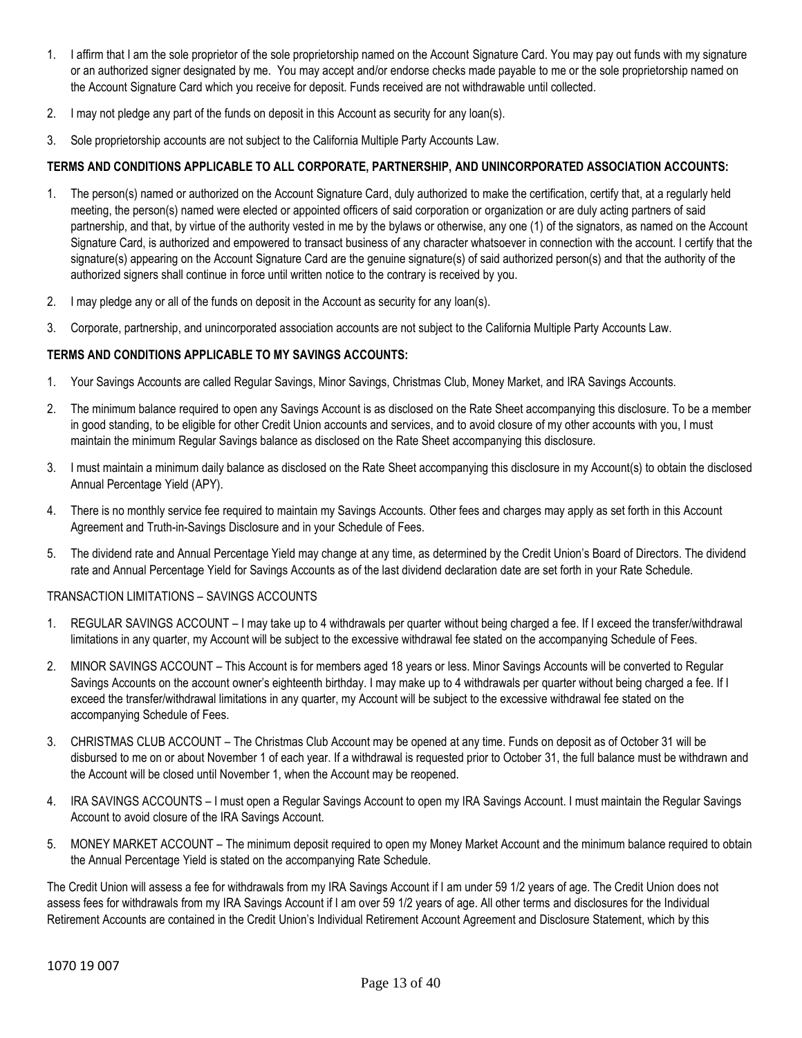1. I affirm that I am the sole proprietor of the sole proprietorship named on the Account Signature Card. You may pay out funds with my signature or an authorized signer designated by me. You may accept and/or endorse checks made payable to me or the sole proprietorship named on the Account Signature Card which you receive for deposit. Funds received are not withdrawable until collected.
2. I may not pledge any part of the funds on deposit in this Account as security for any loan(s).
3. Sole proprietorship accounts are not subject to the California Multiple Party Accounts Law.

**TERMS AND CONDITIONS APPLICABLE TO ALL CORPORATE, PARTNERSHIP, AND UNINCORPORATED ASSOCIATION ACCOUNTS:**

1. The person(s) named or authorized on the Account Signature Card, duly authorized to make the certification, certify that, at a regularly held meeting, the person(s) named were elected or appointed officers of said corporation or organization or are duly acting partners of said partnership, and that, by virtue of the authority vested in me by the bylaws or otherwise, any one (1) of the signators, as named on the Account Signature Card, is authorized and empowered to transact business of any character whatsoever in connection with the account. I certify that the signature(s) appearing on the Account Signature Card are the genuine signature(s) of said authorized person(s) and that the authority of the authorized signers shall continue in force until written notice to the contrary is received by you.
2. I may pledge any or all of the funds on deposit in the Account as security for any loan(s).
3. Corporate, partnership, and unincorporated association accounts are not subject to the California Multiple Party Accounts Law.

**TERMS AND CONDITIONS APPLICABLE TO MY SAVINGS ACCOUNTS:**

1. Your Savings Accounts are called Regular Savings, Minor Savings, Christmas Club, Money Market, and IRA Savings Accounts.
2. The minimum balance required to open any Savings Account is as disclosed on the Rate Sheet accompanying this disclosure. To be a member in good standing, to be eligible for other Credit Union accounts and services, and to avoid closure of my other accounts with you, I must maintain the minimum Regular Savings balance as disclosed on the Rate Sheet accompanying this disclosure.
3. I must maintain a minimum daily balance as disclosed on the Rate Sheet accompanying this disclosure in my Account(s) to obtain the disclosed Annual Percentage Yield (APY).
4. There is no monthly service fee required to maintain my Savings Accounts. Other fees and charges may apply as set forth in this Account Agreement and Truth-in-Savings Disclosure and in your Schedule of Fees.
5. The dividend rate and Annual Percentage Yield may change at any time, as determined by the Credit Union's Board of Directors. The dividend rate and Annual Percentage Yield for Savings Accounts as of the last dividend declaration date are set forth in your Rate Schedule.

TRANSACTION LIMITATIONS – SAVINGS ACCOUNTS

1. REGULAR SAVINGS ACCOUNT – I may take up to 4 withdrawals per quarter without being charged a fee. If I exceed the transfer/withdrawal limitations in any quarter, my Account will be subject to the excessive withdrawal fee stated on the accompanying Schedule of Fees.
2. MINOR SAVINGS ACCOUNT – This Account is for members aged 18 years or less. Minor Savings Accounts will be converted to Regular Savings Accounts on the account owner's eighteenth birthday. I may make up to 4 withdrawals per quarter without being charged a fee. If I exceed the transfer/withdrawal limitations in any quarter, my Account will be subject to the excessive withdrawal fee stated on the accompanying Schedule of Fees.
3. CHRISTMAS CLUB ACCOUNT – The Christmas Club Account may be opened at any time. Funds on deposit as of October 31 will be disbursed to me on or about November 1 of each year. If a withdrawal is requested prior to October 31, the full balance must be withdrawn and the Account will be closed until November 1, when the Account may be reopened.
4. IRA SAVINGS ACCOUNTS – I must open a Regular Savings Account to open my IRA Savings Account. I must maintain the Regular Savings Account to avoid closure of the IRA Savings Account.
5. MONEY MARKET ACCOUNT – The minimum deposit required to open my Money Market Account and the minimum balance required to obtain the Annual Percentage Yield is stated on the accompanying Rate Schedule.

The Credit Union will assess a fee for withdrawals from my IRA Savings Account if I am under 59 1/2 years of age. The Credit Union does not assess fees for withdrawals from my IRA Savings Account if I am over 59 1/2 years of age. All other terms and disclosures for the Individual Retirement Accounts are contained in the Credit Union's Individual Retirement Account Agreement and Disclosure Statement, which by this

1070 19 007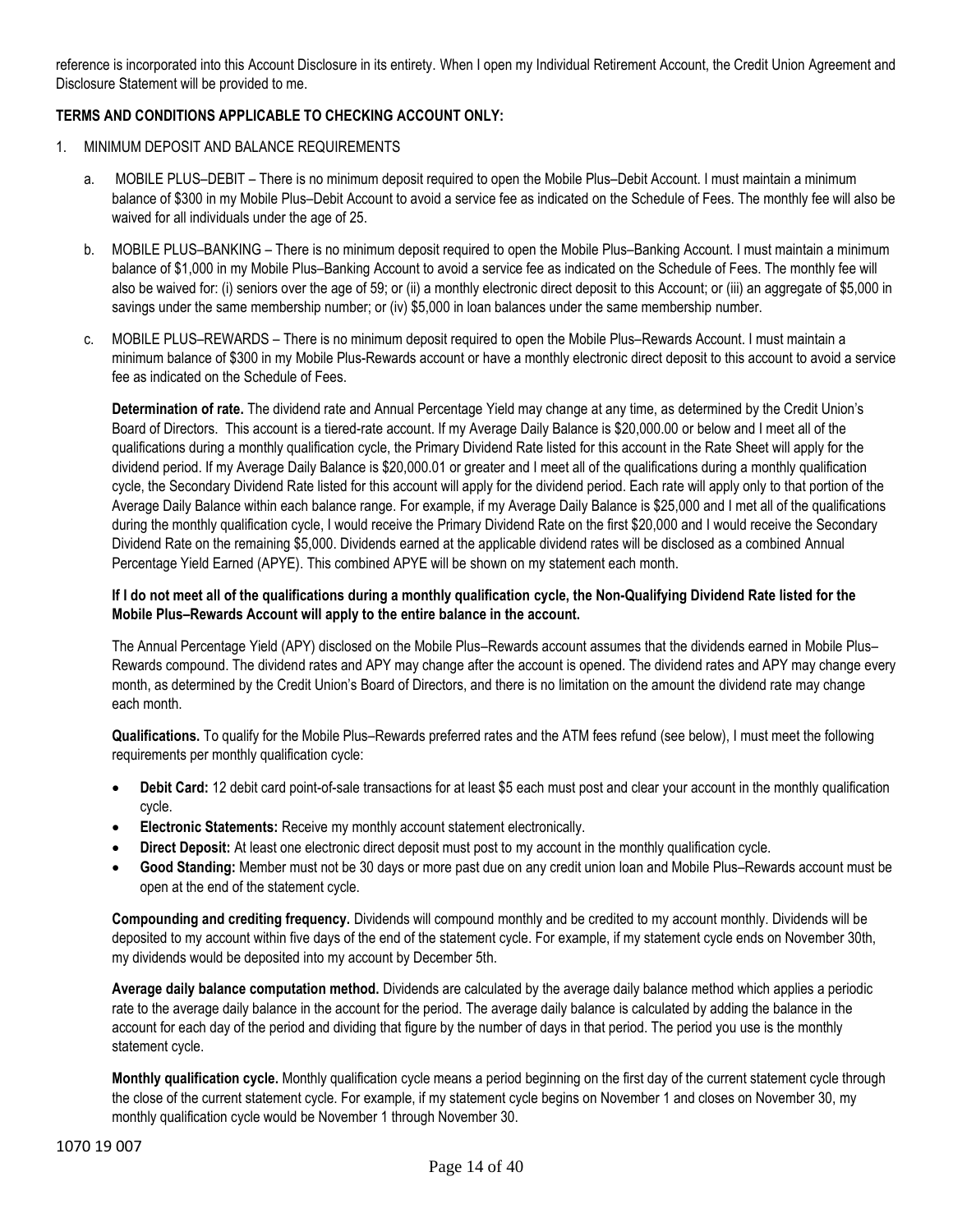reference is incorporated into this Account Disclosure in its entirety. When I open my Individual Retirement Account, the Credit Union Agreement and Disclosure Statement will be provided to me.

**TERMS AND CONDITIONS APPLICABLE TO CHECKING ACCOUNT ONLY:**

1. MINIMUM DEPOSIT AND BALANCE REQUIREMENTS

   a. MOBILE PLUS–DEBIT – There is no minimum deposit required to open the Mobile Plus–Debit Account. I must maintain a minimum balance of $300 in my Mobile Plus–Debit Account to avoid a service fee as indicated on the Schedule of Fees. The monthly fee will also be waived for all individuals under the age of 25.

   b. MOBILE PLUS–BANKING – There is no minimum deposit required to open the Mobile Plus–Banking Account. I must maintain a minimum balance of $1,000 in my Mobile Plus–Banking Account to avoid a service fee as indicated on the Schedule of Fees. The monthly fee will also be waived for: (i) seniors over the age of 59; or (ii) a monthly electronic direct deposit to this Account; or (iii) an aggregate of $5,000 in savings under the same membership number; or (iv) $5,000 in loan balances under the same membership number.

   c. MOBILE PLUS–REWARDS – There is no minimum deposit required to open the Mobile Plus–Rewards Account. I must maintain a minimum balance of $300 in my Mobile Plus-Rewards account or have a monthly electronic direct deposit to this account to avoid a service fee as indicated on the Schedule of Fees.

   **Determination of rate.** The dividend rate and Annual Percentage Yield may change at any time, as determined by the Credit Union's Board of Directors. This account is a tiered-rate account. If my Average Daily Balance is $20,000.00 or below and I meet all of the qualifications during a monthly qualification cycle, the Primary Dividend Rate listed for this account in the Rate Sheet will apply for the dividend period. If my Average Daily Balance is $20,000.01 or greater and I meet all of the qualifications during a monthly qualification cycle, the Secondary Dividend Rate listed for this account will apply for the dividend period. Each rate will apply only to that portion of the Average Daily Balance within each balance range. For example, if my Average Daily Balance is $25,000 and I met all of the qualifications during the monthly qualification cycle, I would receive the Primary Dividend Rate on the first $20,000 and I would receive the Secondary Dividend Rate on the remaining $5,000. Dividends earned at the applicable dividend rates will be disclosed as a combined Annual Percentage Yield Earned (APYE). This combined APYE will be shown on my statement each month.

   **If I do not meet all of the qualifications during a monthly qualification cycle, the Non-Qualifying Dividend Rate listed for the Mobile Plus–Rewards Account will apply to the entire balance in the account.**

   The Annual Percentage Yield (APY) disclosed on the Mobile Plus–Rewards account assumes that the dividends earned in Mobile Plus–Rewards compound. The dividend rates and APY may change after the account is opened. The dividend rates and APY may change every month, as determined by the Credit Union's Board of Directors, and there is no limitation on the amount the dividend rate may change each month.

   **Qualifications.** To qualify for the Mobile Plus–Rewards preferred rates and the ATM fees refund (see below), I must meet the following requirements per monthly qualification cycle:

   - **Debit Card:** 12 debit card point-of-sale transactions for at least $5 each must post and clear your account in the monthly qualification cycle.
   - **Electronic Statements:** Receive my monthly account statement electronically.
   - **Direct Deposit:** At least one electronic direct deposit must post to my account in the monthly qualification cycle.
   - **Good Standing:** Member must not be 30 days or more past due on any credit union loan and Mobile Plus–Rewards account must be open at the end of the statement cycle.

   **Compounding and crediting frequency.** Dividends will compound monthly and be credited to my account monthly. Dividends will be deposited to my account within five days of the end of the statement cycle. For example, if my statement cycle ends on November 30th, my dividends would be deposited into my account by December 5th.

   **Average daily balance computation method.** Dividends are calculated by the average daily balance method which applies a periodic rate to the average daily balance in the account for the period. The average daily balance is calculated by adding the balance in the account for each day of the period and dividing that figure by the number of days in that period. The period you use is the monthly statement cycle.

   **Monthly qualification cycle.** Monthly qualification cycle means a period beginning on the first day of the current statement cycle through the close of the current statement cycle. For example, if my statement cycle begins on November 1 and closes on November 30, my monthly qualification cycle would be November 1 through November 30.

1070 19 007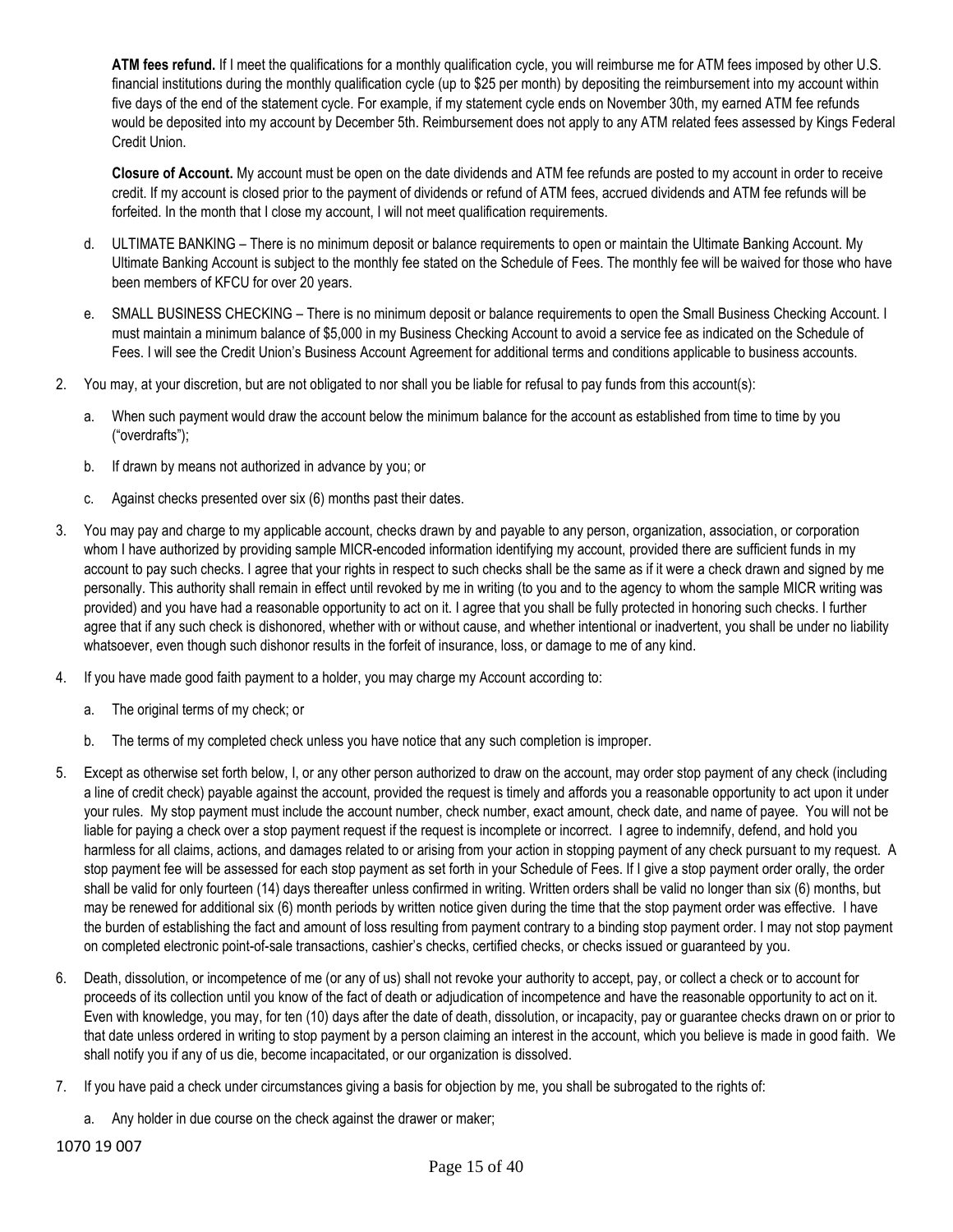**ATM fees refund.** If I meet the qualifications for a monthly qualification cycle, you will reimburse me for ATM fees imposed by other U.S. financial institutions during the monthly qualification cycle (up to $25 per month) by depositing the reimbursement into my account within five days of the end of the statement cycle. For example, if my statement cycle ends on November 30th, my earned ATM fee refunds would be deposited into my account by December 5th. Reimbursement does not apply to any ATM related fees assessed by Kings Federal Credit Union.

**Closure of Account.** My account must be open on the date dividends and ATM fee refunds are posted to my account in order to receive credit. If my account is closed prior to the payment of dividends or refund of ATM fees, accrued dividends and ATM fee refunds will be forfeited. In the month that I close my account, I will not meet qualification requirements.

d. ULTIMATE BANKING – There is no minimum deposit or balance requirements to open or maintain the Ultimate Banking Account. My Ultimate Banking Account is subject to the monthly fee stated on the Schedule of Fees. The monthly fee will be waived for those who have been members of KFCU for over 20 years.

e. SMALL BUSINESS CHECKING – There is no minimum deposit or balance requirements to open the Small Business Checking Account. I must maintain a minimum balance of $5,000 in my Business Checking Account to avoid a service fee as indicated on the Schedule of Fees. I will see the Credit Union's Business Account Agreement for additional terms and conditions applicable to business accounts.

2. You may, at your discretion, but are not obligated to nor shall you be liable for refusal to pay funds from this account(s):

   a. When such payment would draw the account below the minimum balance for the account as established from time to time by you ("overdrafts");

   b. If drawn by means not authorized in advance by you; or

   c. Against checks presented over six (6) months past their dates.

3. You may pay and charge to my applicable account, checks drawn by and payable to any person, organization, association, or corporation whom I have authorized by providing sample MICR-encoded information identifying my account, provided there are sufficient funds in my account to pay such checks. I agree that your rights in respect to such checks shall be the same as if it were a check drawn and signed by me personally. This authority shall remain in effect until revoked by me in writing (to you and to the agency to whom the sample MICR writing was provided) and you have had a reasonable opportunity to act on it. I agree that you shall be fully protected in honoring such checks. I further agree that if any such check is dishonored, whether with or without cause, and whether intentional or inadvertent, you shall be under no liability whatsoever, even though such dishonor results in the forfeit of insurance, loss, or damage to me of any kind.

4. If you have made good faith payment to a holder, you may charge my Account according to:

   a. The original terms of my check; or

   b. The terms of my completed check unless you have notice that any such completion is improper.

5. Except as otherwise set forth below, I, or any other person authorized to draw on the account, may order stop payment of any check (including a line of credit check) payable against the account, provided the request is timely and affords you a reasonable opportunity to act upon it under your rules. My stop payment must include the account number, check number, exact amount, check date, and name of payee. You will not be liable for paying a check over a stop payment request if the request is incomplete or incorrect. I agree to indemnify, defend, and hold you harmless for all claims, actions, and damages related to or arising from your action in stopping payment of any check pursuant to my request. A stop payment fee will be assessed for each stop payment as set forth in your Schedule of Fees. If I give a stop payment order orally, the order shall be valid for only fourteen (14) days thereafter unless confirmed in writing. Written orders shall be valid no longer than six (6) months, but may be renewed for additional six (6) month periods by written notice given during the time that the stop payment order was effective. I have the burden of establishing the fact and amount of loss resulting from payment contrary to a binding stop payment order. I may not stop payment on completed electronic point-of-sale transactions, cashier's checks, certified checks, or checks issued or guaranteed by you.

6. Death, dissolution, or incompetence of me (or any of us) shall not revoke your authority to accept, pay, or collect a check or to account for proceeds of its collection until you know of the fact of death or adjudication of incompetence and have the reasonable opportunity to act on it. Even with knowledge, you may, for ten (10) days after the date of death, dissolution, or incapacity, pay or guarantee checks drawn on or prior to that date unless ordered in writing to stop payment by a person claiming an interest in the account, which you believe is made in good faith. We shall notify you if any of us die, become incapacitated, or our organization is dissolved.

7. If you have paid a check under circumstances giving a basis for objection by me, you shall be subrogated to the rights of:

   a. Any holder in due course on the check against the drawer or maker;

1070 19 007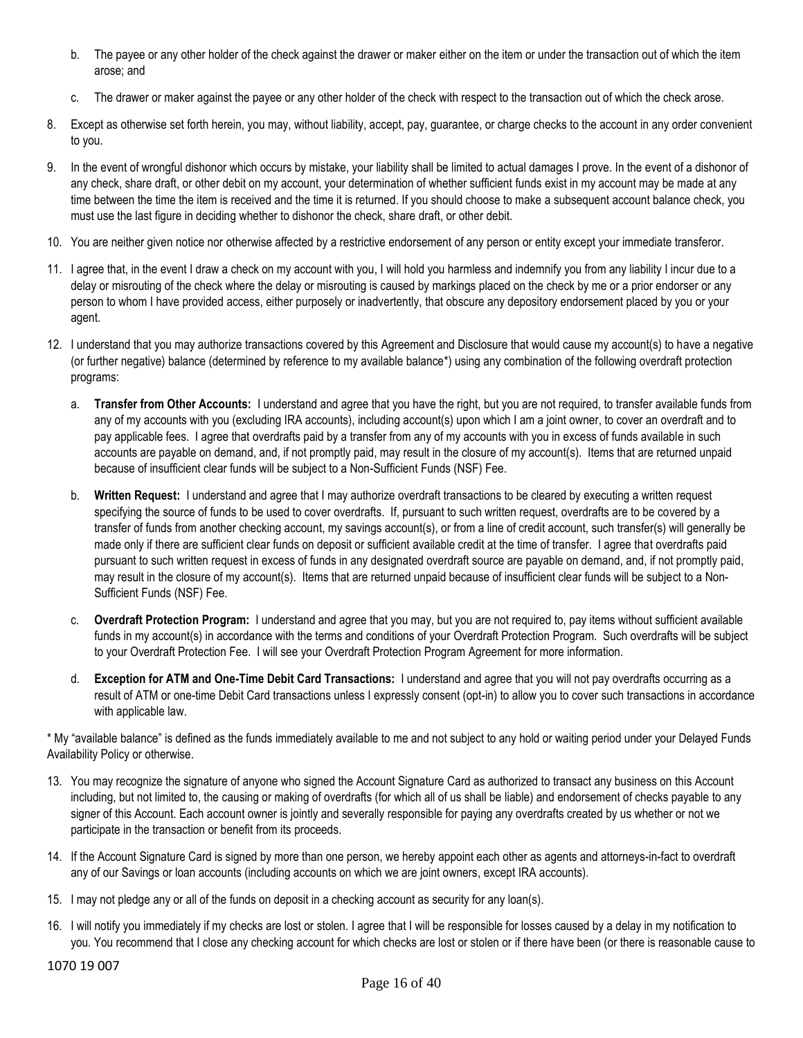b. The payee or any other holder of the check against the drawer or maker either on the item or under the transaction out of which the item arose; and

c. The drawer or maker against the payee or any other holder of the check with respect to the transaction out of which the check arose.

8. Except as otherwise set forth herein, you may, without liability, accept, pay, guarantee, or charge checks to the account in any order convenient to you.

9. In the event of wrongful dishonor which occurs by mistake, your liability shall be limited to actual damages I prove. In the event of a dishonor of any check, share draft, or other debit on my account, your determination of whether sufficient funds exist in my account may be made at any time between the time the item is received and the time it is returned. If you should choose to make a subsequent account balance check, you must use the last figure in deciding whether to dishonor the check, share draft, or other debit.

10. You are neither given notice nor otherwise affected by a restrictive endorsement of any person or entity except your immediate transferor.

11. I agree that, in the event I draw a check on my account with you, I will hold you harmless and indemnify you from any liability I incur due to a delay or misrouting of the check where the delay or misrouting is caused by markings placed on the check by me or a prior endorser or any person to whom I have provided access, either purposely or inadvertently, that obscure any depository endorsement placed by you or your agent.

12. I understand that you may authorize transactions covered by this Agreement and Disclosure that would cause my account(s) to have a negative (or further negative) balance (determined by reference to my available balance*) using any combination of the following overdraft protection programs:

    a. **Transfer from Other Accounts:** I understand and agree that you have the right, but you are not required, to transfer available funds from any of my accounts with you (excluding IRA accounts), including account(s) upon which I am a joint owner, to cover an overdraft and to pay applicable fees. I agree that overdrafts paid by a transfer from any of my accounts with you in excess of funds available in such accounts are payable on demand, and, if not promptly paid, may result in the closure of my account(s). Items that are returned unpaid because of insufficient clear funds will be subject to a Non-Sufficient Funds (NSF) Fee.

    b. **Written Request:** I understand and agree that I may authorize overdraft transactions to be cleared by executing a written request specifying the source of funds to be used to cover overdrafts. If, pursuant to such written request, overdrafts are to be covered by a transfer of funds from another checking account, my savings account(s), or from a line of credit account, such transfer(s) will generally be made only if there are sufficient clear funds on deposit or sufficient available credit at the time of transfer. I agree that overdrafts paid pursuant to such written request in excess of funds in any designated overdraft source are payable on demand, and, if not promptly paid, may result in the closure of my account(s). Items that are returned unpaid because of insufficient clear funds will be subject to a Non-Sufficient Funds (NSF) Fee.

    c. **Overdraft Protection Program:** I understand and agree that you may, but you are not required to, pay items without sufficient available funds in my account(s) in accordance with the terms and conditions of your Overdraft Protection Program. Such overdrafts will be subject to your Overdraft Protection Fee. I will see your Overdraft Protection Program Agreement for more information.

    d. **Exception for ATM and One-Time Debit Card Transactions:** I understand and agree that you will not pay overdrafts occurring as a result of ATM or one-time Debit Card transactions unless I expressly consent (opt-in) to allow you to cover such transactions in accordance with applicable law.

* My "available balance" is defined as the funds immediately available to me and not subject to any hold or waiting period under your Delayed Funds Availability Policy or otherwise.

13. You may recognize the signature of anyone who signed the Account Signature Card as authorized to transact any business on this Account including, but not limited to, the causing or making of overdrafts (for which all of us shall be liable) and endorsement of checks payable to any signer of this Account. Each account owner is jointly and severally responsible for paying any overdrafts created by us whether or not we participate in the transaction or benefit from its proceeds.

14. If the Account Signature Card is signed by more than one person, we hereby appoint each other as agents and attorneys-in-fact to overdraft any of our Savings or loan accounts (including accounts on which we are joint owners, except IRA accounts).

15. I may not pledge any or all of the funds on deposit in a checking account as security for any loan(s).

16. I will notify you immediately if my checks are lost or stolen. I agree that I will be responsible for losses caused by a delay in my notification to you. You recommend that I close any checking account for which checks are lost or stolen or if there have been (or there is reasonable cause to

1070 19 007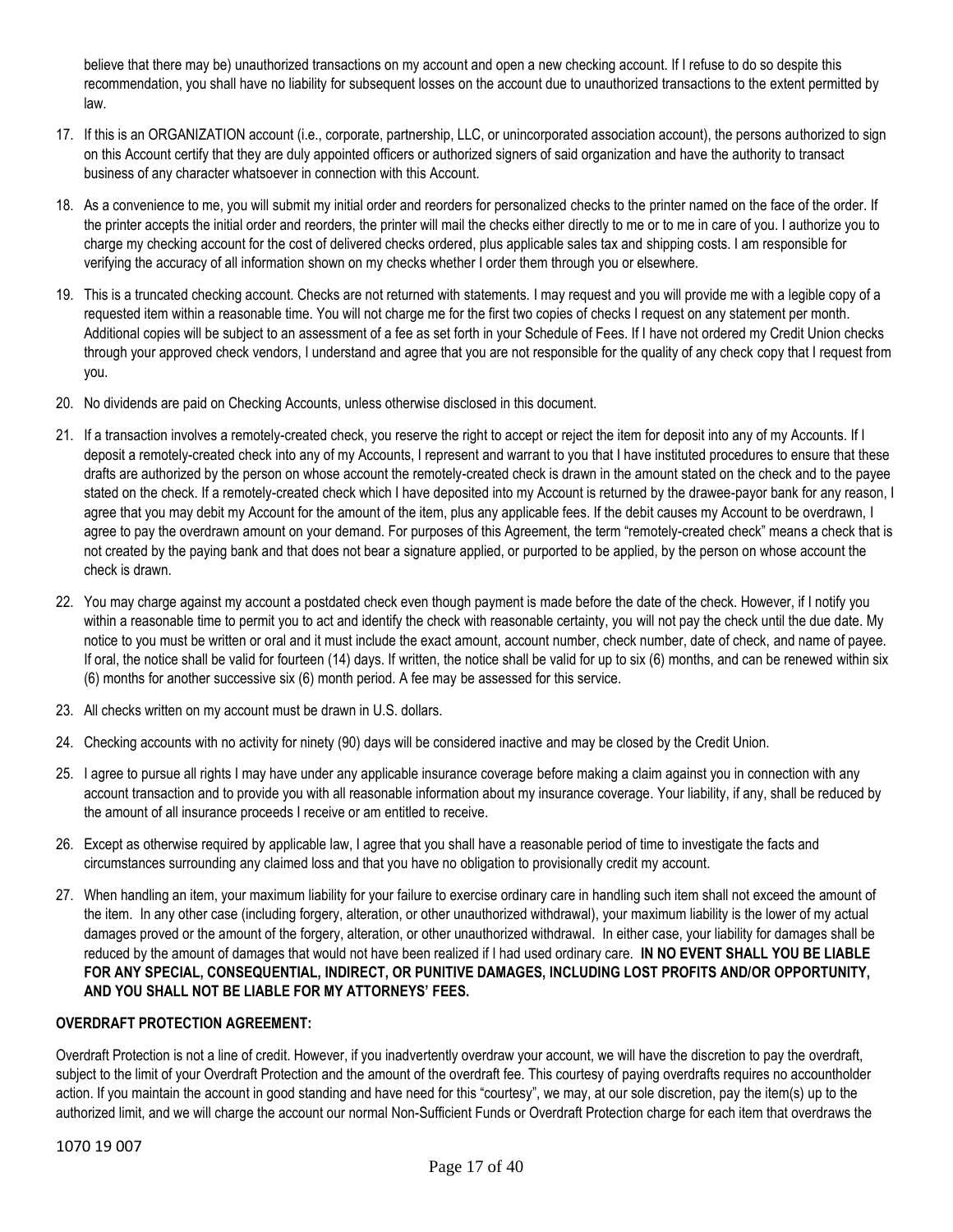believe that there may be) unauthorized transactions on my account and open a new checking account. If I refuse to do so despite this recommendation, you shall have no liability for subsequent losses on the account due to unauthorized transactions to the extent permitted by law.

17. If this is an ORGANIZATION account (i.e., corporate, partnership, LLC, or unincorporated association account), the persons authorized to sign on this Account certify that they are duly appointed officers or authorized signers of said organization and have the authority to transact business of any character whatsoever in connection with this Account.

18. As a convenience to me, you will submit my initial order and reorders for personalized checks to the printer named on the face of the order. If the printer accepts the initial order and reorders, the printer will mail the checks either directly to me or to me in care of you. I authorize you to charge my checking account for the cost of delivered checks ordered, plus applicable sales tax and shipping costs. I am responsible for verifying the accuracy of all information shown on my checks whether I order them through you or elsewhere.

19. This is a truncated checking account. Checks are not returned with statements. I may request and you will provide me with a legible copy of a requested item within a reasonable time. You will not charge me for the first two copies of checks I request on any statement per month. Additional copies will be subject to an assessment of a fee as set forth in your Schedule of Fees. If I have not ordered my Credit Union checks through your approved check vendors, I understand and agree that you are not responsible for the quality of any check copy that I request from you.

20. No dividends are paid on Checking Accounts, unless otherwise disclosed in this document.

21. If a transaction involves a remotely-created check, you reserve the right to accept or reject the item for deposit into any of my Accounts. If I deposit a remotely-created check into any of my Accounts, I represent and warrant to you that I have instituted procedures to ensure that these drafts are authorized by the person on whose account the remotely-created check is drawn in the amount stated on the check and to the payee stated on the check. If a remotely-created check which I have deposited into my Account is returned by the drawee-payor bank for any reason, I agree that you may debit my Account for the amount of the item, plus any applicable fees. If the debit causes my Account to be overdrawn, I agree to pay the overdrawn amount on your demand. For purposes of this Agreement, the term "remotely-created check" means a check that is not created by the paying bank and that does not bear a signature applied, or purported to be applied, by the person on whose account the check is drawn.

22. You may charge against my account a postdated check even though payment is made before the date of the check. However, if I notify you within a reasonable time to permit you to act and identify the check with reasonable certainty, you will not pay the check until the due date. My notice to you must be written or oral and it must include the exact amount, account number, check number, date of check, and name of payee. If oral, the notice shall be valid for fourteen (14) days. If written, the notice shall be valid for up to six (6) months, and can be renewed within six (6) months for another successive six (6) month period. A fee may be assessed for this service.

23. All checks written on my account must be drawn in U.S. dollars.

24. Checking accounts with no activity for ninety (90) days will be considered inactive and may be closed by the Credit Union.

25. I agree to pursue all rights I may have under any applicable insurance coverage before making a claim against you in connection with any account transaction and to provide you with all reasonable information about my insurance coverage. Your liability, if any, shall be reduced by the amount of all insurance proceeds I receive or am entitled to receive.

26. Except as otherwise required by applicable law, I agree that you shall have a reasonable period of time to investigate the facts and circumstances surrounding any claimed loss and that you have no obligation to provisionally credit my account.

27. When handling an item, your maximum liability for your failure to exercise ordinary care in handling such item shall not exceed the amount of the item. In any other case (including forgery, alteration, or other unauthorized withdrawal), your maximum liability is the lower of my actual damages proved or the amount of the forgery, alteration, or other unauthorized withdrawal. In either case, your liability for damages shall be reduced by the amount of damages that would not have been realized if I had used ordinary care. **IN NO EVENT SHALL YOU BE LIABLE FOR ANY SPECIAL, CONSEQUENTIAL, INDIRECT, OR PUNITIVE DAMAGES, INCLUDING LOST PROFITS AND/OR OPPORTUNITY, AND YOU SHALL NOT BE LIABLE FOR MY ATTORNEYS' FEES.**

**OVERDRAFT PROTECTION AGREEMENT:**

Overdraft Protection is not a line of credit. However, if you inadvertently overdraw your account, we will have the discretion to pay the overdraft, subject to the limit of your Overdraft Protection and the amount of the overdraft fee. This courtesy of paying overdrafts requires no accountholder action. If you maintain the account in good standing and have need for this "courtesy", we may, at our sole discretion, pay the item(s) up to the authorized limit, and we will charge the account our normal Non-Sufficient Funds or Overdraft Protection charge for each item that overdraws the

1070 19 007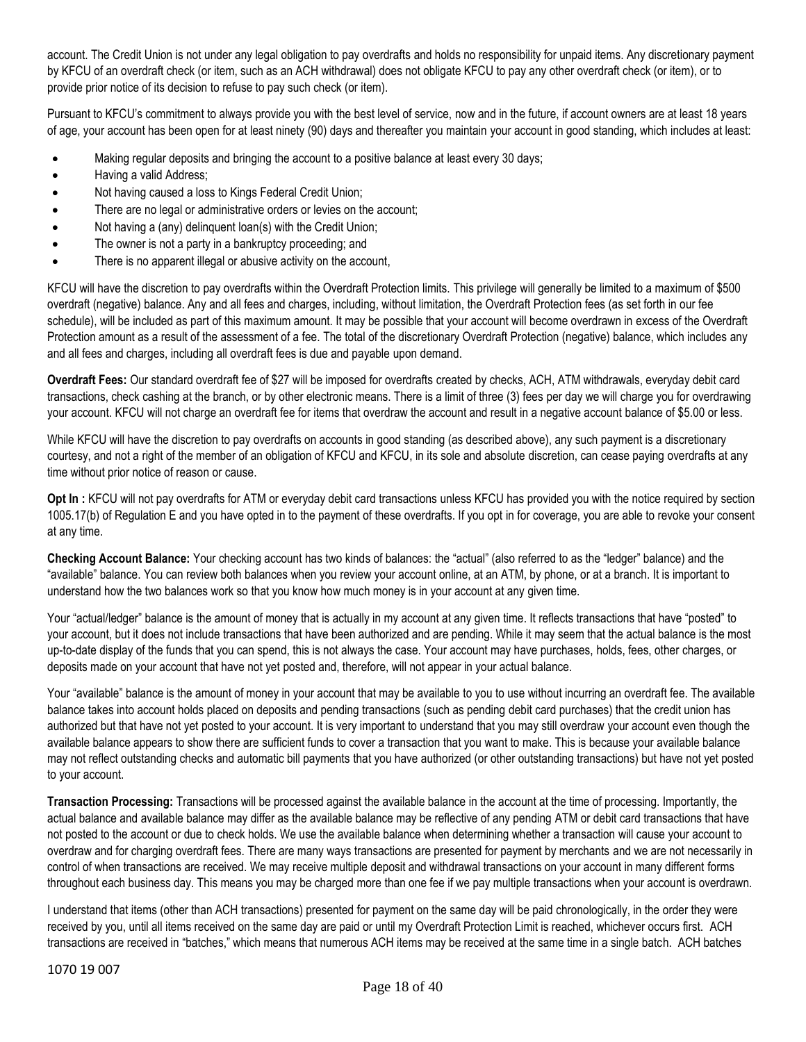account. The Credit Union is not under any legal obligation to pay overdrafts and holds no responsibility for unpaid items. Any discretionary payment by KFCU of an overdraft check (or item, such as an ACH withdrawal) does not obligate KFCU to pay any other overdraft check (or item), or to provide prior notice of its decision to refuse to pay such check (or item).

Pursuant to KFCU's commitment to always provide you with the best level of service, now and in the future, if account owners are at least 18 years of age, your account has been open for at least ninety (90) days and thereafter you maintain your account in good standing, which includes at least:

- Making regular deposits and bringing the account to a positive balance at least every 30 days;
- Having a valid Address;
- Not having caused a loss to Kings Federal Credit Union;
- There are no legal or administrative orders or levies on the account;
- Not having a (any) delinquent loan(s) with the Credit Union;
- The owner is not a party in a bankruptcy proceeding; and
- There is no apparent illegal or abusive activity on the account,

KFCU will have the discretion to pay overdrafts within the Overdraft Protection limits. This privilege will generally be limited to a maximum of $500 overdraft (negative) balance. Any and all fees and charges, including, without limitation, the Overdraft Protection fees (as set forth in our fee schedule), will be included as part of this maximum amount. It may be possible that your account will become overdrawn in excess of the Overdraft Protection amount as a result of the assessment of a fee. The total of the discretionary Overdraft Protection (negative) balance, which includes any and all fees and charges, including all overdraft fees is due and payable upon demand.

**Overdraft Fees:** Our standard overdraft fee of $27 will be imposed for overdrafts created by checks, ACH, ATM withdrawals, everyday debit card transactions, check cashing at the branch, or by other electronic means. There is a limit of three (3) fees per day we will charge you for overdrawing your account. KFCU will not charge an overdraft fee for items that overdraw the account and result in a negative account balance of $5.00 or less.

While KFCU will have the discretion to pay overdrafts on accounts in good standing (as described above), any such payment is a discretionary courtesy, and not a right of the member of an obligation of KFCU and KFCU, in its sole and absolute discretion, can cease paying overdrafts at any time without prior notice of reason or cause.

**Opt In :** KFCU will not pay overdrafts for ATM or everyday debit card transactions unless KFCU has provided you with the notice required by section 1005.17(b) of Regulation E and you have opted in to the payment of these overdrafts. If you opt in for coverage, you are able to revoke your consent at any time.

**Checking Account Balance:** Your checking account has two kinds of balances: the "actual" (also referred to as the "ledger" balance) and the "available" balance. You can review both balances when you review your account online, at an ATM, by phone, or at a branch. It is important to understand how the two balances work so that you know how much money is in your account at any given time.

Your "actual/ledger" balance is the amount of money that is actually in my account at any given time. It reflects transactions that have "posted" to your account, but it does not include transactions that have been authorized and are pending. While it may seem that the actual balance is the most up-to-date display of the funds that you can spend, this is not always the case. Your account may have purchases, holds, fees, other charges, or deposits made on your account that have not yet posted and, therefore, will not appear in your actual balance.

Your "available" balance is the amount of money in your account that may be available to you to use without incurring an overdraft fee. The available balance takes into account holds placed on deposits and pending transactions (such as pending debit card purchases) that the credit union has authorized but that have not yet posted to your account. It is very important to understand that you may still overdraw your account even though the available balance appears to show there are sufficient funds to cover a transaction that you want to make. This is because your available balance may not reflect outstanding checks and automatic bill payments that you have authorized (or other outstanding transactions) but have not yet posted to your account.

**Transaction Processing:** Transactions will be processed against the available balance in the account at the time of processing. Importantly, the actual balance and available balance may differ as the available balance may be reflective of any pending ATM or debit card transactions that have not posted to the account or due to check holds. We use the available balance when determining whether a transaction will cause your account to overdraw and for charging overdraft fees. There are many ways transactions are presented for payment by merchants and we are not necessarily in control of when transactions are received. We may receive multiple deposit and withdrawal transactions on your account in many different forms throughout each business day. This means you may be charged more than one fee if we pay multiple transactions when your account is overdrawn.

I understand that items (other than ACH transactions) presented for payment on the same day will be paid chronologically, in the order they were received by you, until all items received on the same day are paid or until my Overdraft Protection Limit is reached, whichever occurs first. ACH transactions are received in "batches," which means that numerous ACH items may be received at the same time in a single batch. ACH batches

1070 19 007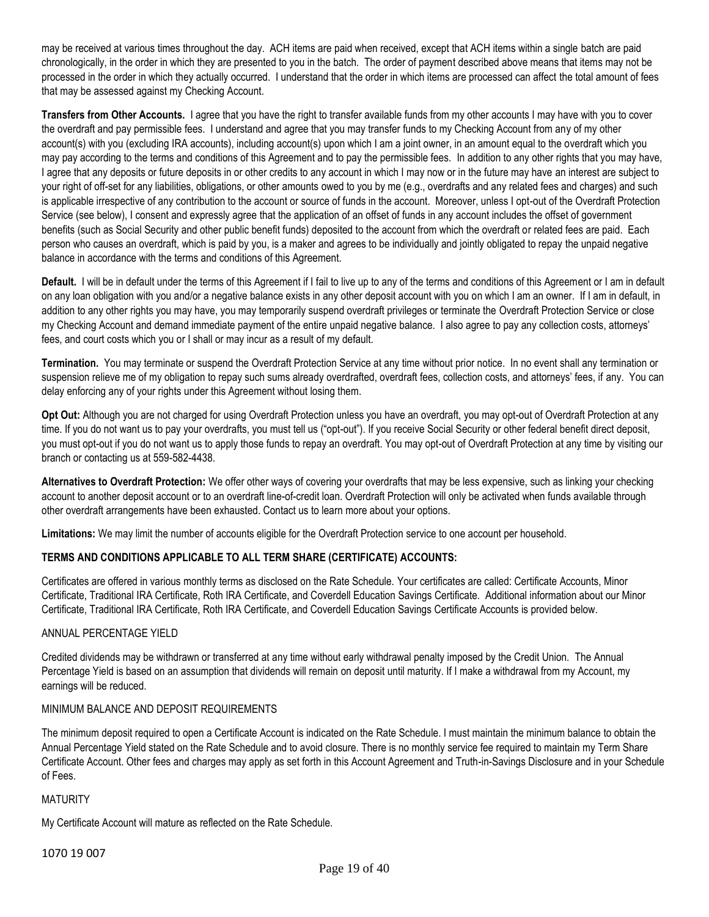may be received at various times throughout the day. ACH items are paid when received, except that ACH items within a single batch are paid chronologically, in the order in which they are presented to you in the batch. The order of payment described above means that items may not be processed in the order in which they actually occurred. I understand that the order in which items are processed can affect the total amount of fees that may be assessed against my Checking Account.

**Transfers from Other Accounts.** I agree that you have the right to transfer available funds from my other accounts I may have with you to cover the overdraft and pay permissible fees. I understand and agree that you may transfer funds to my Checking Account from any of my other account(s) with you (excluding IRA accounts), including account(s) upon which I am a joint owner, in an amount equal to the overdraft which you may pay according to the terms and conditions of this Agreement and to pay the permissible fees. In addition to any other rights that you may have, I agree that any deposits or future deposits in or other credits to any account in which I may now or in the future may have an interest are subject to your right of off-set for any liabilities, obligations, or other amounts owed to you by me (e.g., overdrafts and any related fees and charges) and such is applicable irrespective of any contribution to the account or source of funds in the account. Moreover, unless I opt-out of the Overdraft Protection Service (see below), I consent and expressly agree that the application of an offset of funds in any account includes the offset of government benefits (such as Social Security and other public benefit funds) deposited to the account from which the overdraft or related fees are paid. Each person who causes an overdraft, which is paid by you, is a maker and agrees to be individually and jointly obligated to repay the unpaid negative balance in accordance with the terms and conditions of this Agreement.

**Default.** I will be in default under the terms of this Agreement if I fail to live up to any of the terms and conditions of this Agreement or I am in default on any loan obligation with you and/or a negative balance exists in any other deposit account with you on which I am an owner. If I am in default, in addition to any other rights you may have, you may temporarily suspend overdraft privileges or terminate the Overdraft Protection Service or close my Checking Account and demand immediate payment of the entire unpaid negative balance. I also agree to pay any collection costs, attorneys' fees, and court costs which you or I shall or may incur as a result of my default.

**Termination.** You may terminate or suspend the Overdraft Protection Service at any time without prior notice. In no event shall any termination or suspension relieve me of my obligation to repay such sums already overdrafted, overdraft fees, collection costs, and attorneys' fees, if any. You can delay enforcing any of your rights under this Agreement without losing them.

**Opt Out:** Although you are not charged for using Overdraft Protection unless you have an overdraft, you may opt-out of Overdraft Protection at any time. If you do not want us to pay your overdrafts, you must tell us ("opt-out"). If you receive Social Security or other federal benefit direct deposit, you must opt-out if you do not want us to apply those funds to repay an overdraft. You may opt-out of Overdraft Protection at any time by visiting our branch or contacting us at 559-582-4438.

**Alternatives to Overdraft Protection:** We offer other ways of covering your overdrafts that may be less expensive, such as linking your checking account to another deposit account or to an overdraft line-of-credit loan. Overdraft Protection will only be activated when funds available through other overdraft arrangements have been exhausted. Contact us to learn more about your options.

**Limitations:** We may limit the number of accounts eligible for the Overdraft Protection service to one account per household.

## TERMS AND CONDITIONS APPLICABLE TO ALL TERM SHARE (CERTIFICATE) ACCOUNTS:

Certificates are offered in various monthly terms as disclosed on the Rate Schedule. Your certificates are called: Certificate Accounts, Minor Certificate, Traditional IRA Certificate, Roth IRA Certificate, and Coverdell Education Savings Certificate. Additional information about our Minor Certificate, Traditional IRA Certificate, Roth IRA Certificate, and Coverdell Education Savings Certificate Accounts is provided below.

### ANNUAL PERCENTAGE YIELD

Credited dividends may be withdrawn or transferred at any time without early withdrawal penalty imposed by the Credit Union. The Annual Percentage Yield is based on an assumption that dividends will remain on deposit until maturity. If I make a withdrawal from my Account, my earnings will be reduced.

### MINIMUM BALANCE AND DEPOSIT REQUIREMENTS

The minimum deposit required to open a Certificate Account is indicated on the Rate Schedule. I must maintain the minimum balance to obtain the Annual Percentage Yield stated on the Rate Schedule and to avoid closure. There is no monthly service fee required to maintain my Term Share Certificate Account. Other fees and charges may apply as set forth in this Account Agreement and Truth-in-Savings Disclosure and in your Schedule of Fees.

### MATURITY

My Certificate Account will mature as reflected on the Rate Schedule.

1070 19 007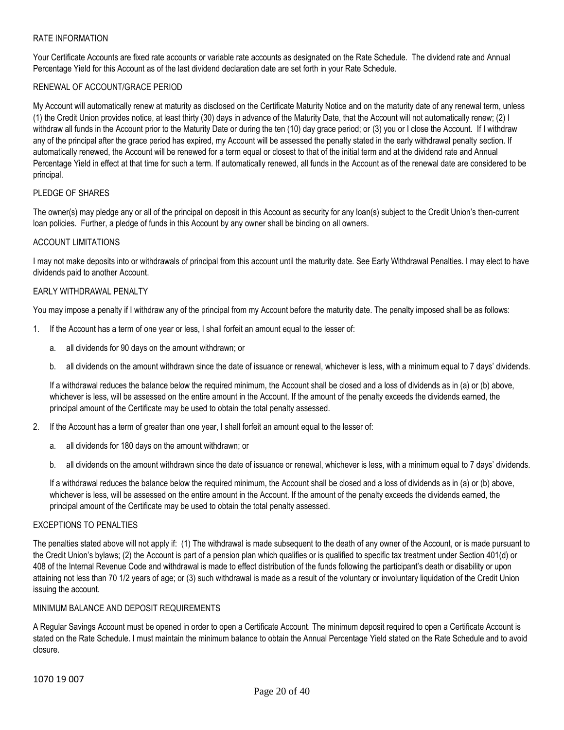## RATE INFORMATION

Your Certificate Accounts are fixed rate accounts or variable rate accounts as designated on the Rate Schedule. The dividend rate and Annual Percentage Yield for this Account as of the last dividend declaration date are set forth in your Rate Schedule.

## RENEWAL OF ACCOUNT/GRACE PERIOD

My Account will automatically renew at maturity as disclosed on the Certificate Maturity Notice and on the maturity date of any renewal term, unless (1) the Credit Union provides notice, at least thirty (30) days in advance of the Maturity Date, that the Account will not automatically renew; (2) I withdraw all funds in the Account prior to the Maturity Date or during the ten (10) day grace period; or (3) you or I close the Account. If I withdraw any of the principal after the grace period has expired, my Account will be assessed the penalty stated in the early withdrawal penalty section. If automatically renewed, the Account will be renewed for a term equal or closest to that of the initial term and at the dividend rate and Annual Percentage Yield in effect at that time for such a term. If automatically renewed, all funds in the Account as of the renewal date are considered to be principal.

## PLEDGE OF SHARES

The owner(s) may pledge any or all of the principal on deposit in this Account as security for any loan(s) subject to the Credit Union's then-current loan policies. Further, a pledge of funds in this Account by any owner shall be binding on all owners.

## ACCOUNT LIMITATIONS

I may not make deposits into or withdrawals of principal from this account until the maturity date. See Early Withdrawal Penalties. I may elect to have dividends paid to another Account.

## EARLY WITHDRAWAL PENALTY

You may impose a penalty if I withdraw any of the principal from my Account before the maturity date. The penalty imposed shall be as follows:

1. If the Account has a term of one year or less, I shall forfeit an amount equal to the lesser of:

   a. all dividends for 90 days on the amount withdrawn; or

   b. all dividends on the amount withdrawn since the date of issuance or renewal, whichever is less, with a minimum equal to 7 days' dividends.

   If a withdrawal reduces the balance below the required minimum, the Account shall be closed and a loss of dividends as in (a) or (b) above, whichever is less, will be assessed on the entire amount in the Account. If the amount of the penalty exceeds the dividends earned, the principal amount of the Certificate may be used to obtain the total penalty assessed.

2. If the Account has a term of greater than one year, I shall forfeit an amount equal to the lesser of:

   a. all dividends for 180 days on the amount withdrawn; or

   b. all dividends on the amount withdrawn since the date of issuance or renewal, whichever is less, with a minimum equal to 7 days' dividends.

   If a withdrawal reduces the balance below the required minimum, the Account shall be closed and a loss of dividends as in (a) or (b) above, whichever is less, will be assessed on the entire amount in the Account. If the amount of the penalty exceeds the dividends earned, the principal amount of the Certificate may be used to obtain the total penalty assessed.

## EXCEPTIONS TO PENALTIES

The penalties stated above will not apply if: (1) The withdrawal is made subsequent to the death of any owner of the Account, or is made pursuant to the Credit Union's bylaws; (2) the Account is part of a pension plan which qualifies or is qualified to specific tax treatment under Section 401(d) or 408 of the Internal Revenue Code and withdrawal is made to effect distribution of the funds following the participant's death or disability or upon attaining not less than 70 1/2 years of age; or (3) such withdrawal is made as a result of the voluntary or involuntary liquidation of the Credit Union issuing the account.

## MINIMUM BALANCE AND DEPOSIT REQUIREMENTS

A Regular Savings Account must be opened in order to open a Certificate Account. The minimum deposit required to open a Certificate Account is stated on the Rate Schedule. I must maintain the minimum balance to obtain the Annual Percentage Yield stated on the Rate Schedule and to avoid closure.

1070 19 007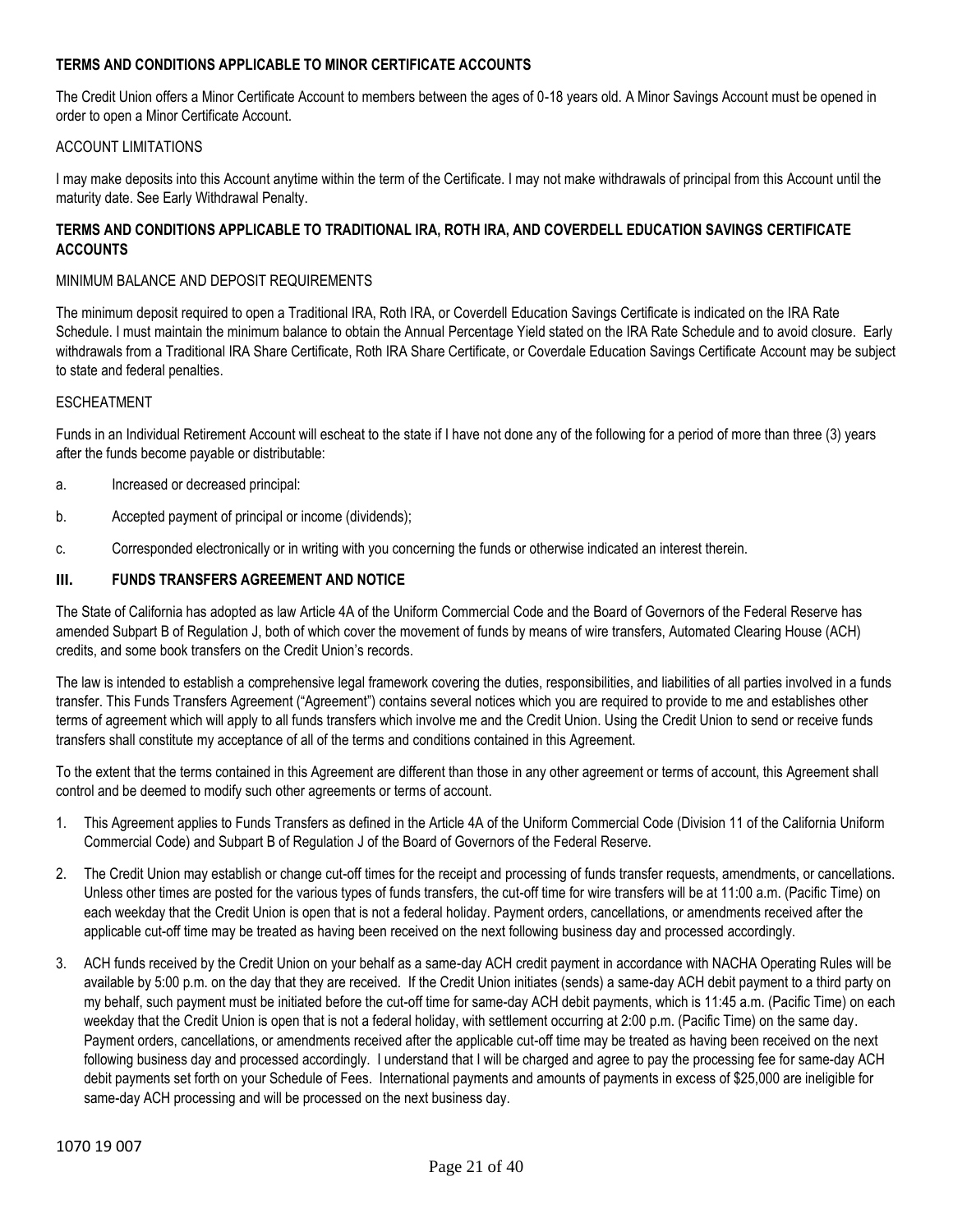**TERMS AND CONDITIONS APPLICABLE TO MINOR CERTIFICATE ACCOUNTS**

The Credit Union offers a Minor Certificate Account to members between the ages of 0-18 years old. A Minor Savings Account must be opened in order to open a Minor Certificate Account.

ACCOUNT LIMITATIONS

I may make deposits into this Account anytime within the term of the Certificate. I may not make withdrawals of principal from this Account until the maturity date. See Early Withdrawal Penalty.

**TERMS AND CONDITIONS APPLICABLE TO TRADITIONAL IRA, ROTH IRA, AND COVERDELL EDUCATION SAVINGS CERTIFICATE ACCOUNTS**

MINIMUM BALANCE AND DEPOSIT REQUIREMENTS

The minimum deposit required to open a Traditional IRA, Roth IRA, or Coverdell Education Savings Certificate is indicated on the IRA Rate Schedule. I must maintain the minimum balance to obtain the Annual Percentage Yield stated on the IRA Rate Schedule and to avoid closure. Early withdrawals from a Traditional IRA Share Certificate, Roth IRA Share Certificate, or Coverdale Education Savings Certificate Account may be subject to state and federal penalties.

ESCHEATMENT

Funds in an Individual Retirement Account will escheat to the state if I have not done any of the following for a period of more than three (3) years after the funds become payable or distributable:

a. Increased or decreased principal:

b. Accepted payment of principal or income (dividends);

c. Corresponded electronically or in writing with you concerning the funds or otherwise indicated an interest therein.

## III. FUNDS TRANSFERS AGREEMENT AND NOTICE

The State of California has adopted as law Article 4A of the Uniform Commercial Code and the Board of Governors of the Federal Reserve has amended Subpart B of Regulation J, both of which cover the movement of funds by means of wire transfers, Automated Clearing House (ACH) credits, and some book transfers on the Credit Union's records.

The law is intended to establish a comprehensive legal framework covering the duties, responsibilities, and liabilities of all parties involved in a funds transfer. This Funds Transfers Agreement ("Agreement") contains several notices which you are required to provide to me and establishes other terms of agreement which will apply to all funds transfers which involve me and the Credit Union. Using the Credit Union to send or receive funds transfers shall constitute my acceptance of all of the terms and conditions contained in this Agreement.

To the extent that the terms contained in this Agreement are different than those in any other agreement or terms of account, this Agreement shall control and be deemed to modify such other agreements or terms of account.

1. This Agreement applies to Funds Transfers as defined in the Article 4A of the Uniform Commercial Code (Division 11 of the California Uniform Commercial Code) and Subpart B of Regulation J of the Board of Governors of the Federal Reserve.

2. The Credit Union may establish or change cut-off times for the receipt and processing of funds transfer requests, amendments, or cancellations. Unless other times are posted for the various types of funds transfers, the cut-off time for wire transfers will be at 11:00 a.m. (Pacific Time) on each weekday that the Credit Union is open that is not a federal holiday. Payment orders, cancellations, or amendments received after the applicable cut-off time may be treated as having been received on the next following business day and processed accordingly.

3. ACH funds received by the Credit Union on your behalf as a same-day ACH credit payment in accordance with NACHA Operating Rules will be available by 5:00 p.m. on the day that they are received. If the Credit Union initiates (sends) a same-day ACH debit payment to a third party on my behalf, such payment must be initiated before the cut-off time for same-day ACH debit payments, which is 11:45 a.m. (Pacific Time) on each weekday that the Credit Union is open that is not a federal holiday, with settlement occurring at 2:00 p.m. (Pacific Time) on the same day. Payment orders, cancellations, or amendments received after the applicable cut-off time may be treated as having been received on the next following business day and processed accordingly. I understand that I will be charged and agree to pay the processing fee for same-day ACH debit payments set forth on your Schedule of Fees. International payments and amounts of payments in excess of $25,000 are ineligible for same-day ACH processing and will be processed on the next business day.

1070 19 007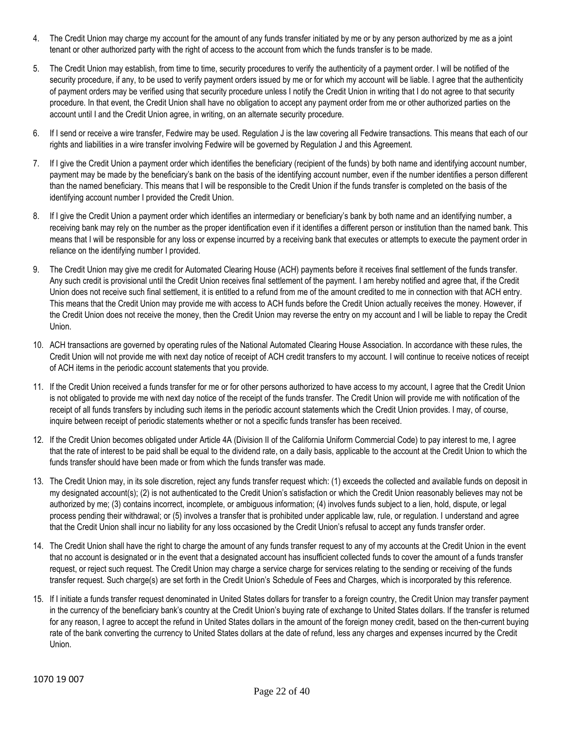4. The Credit Union may charge my account for the amount of any funds transfer initiated by me or by any person authorized by me as a joint tenant or other authorized party with the right of access to the account from which the funds transfer is to be made.

5. The Credit Union may establish, from time to time, security procedures to verify the authenticity of a payment order. I will be notified of the security procedure, if any, to be used to verify payment orders issued by me or for which my account will be liable. I agree that the authenticity of payment orders may be verified using that security procedure unless I notify the Credit Union in writing that I do not agree to that security procedure. In that event, the Credit Union shall have no obligation to accept any payment order from me or other authorized parties on the account until I and the Credit Union agree, in writing, on an alternate security procedure.

6. If I send or receive a wire transfer, Fedwire may be used. Regulation J is the law covering all Fedwire transactions. This means that each of our rights and liabilities in a wire transfer involving Fedwire will be governed by Regulation J and this Agreement.

7. If I give the Credit Union a payment order which identifies the beneficiary (recipient of the funds) by both name and identifying account number, payment may be made by the beneficiary's bank on the basis of the identifying account number, even if the number identifies a person different than the named beneficiary. This means that I will be responsible to the Credit Union if the funds transfer is completed on the basis of the identifying account number I provided the Credit Union.

8. If I give the Credit Union a payment order which identifies an intermediary or beneficiary's bank by both name and an identifying number, a receiving bank may rely on the number as the proper identification even if it identifies a different person or institution than the named bank. This means that I will be responsible for any loss or expense incurred by a receiving bank that executes or attempts to execute the payment order in reliance on the identifying number I provided.

9. The Credit Union may give me credit for Automated Clearing House (ACH) payments before it receives final settlement of the funds transfer. Any such credit is provisional until the Credit Union receives final settlement of the payment. I am hereby notified and agree that, if the Credit Union does not receive such final settlement, it is entitled to a refund from me of the amount credited to me in connection with that ACH entry. This means that the Credit Union may provide me with access to ACH funds before the Credit Union actually receives the money. However, if the Credit Union does not receive the money, then the Credit Union may reverse the entry on my account and I will be liable to repay the Credit Union.

10. ACH transactions are governed by operating rules of the National Automated Clearing House Association. In accordance with these rules, the Credit Union will not provide me with next day notice of receipt of ACH credit transfers to my account. I will continue to receive notices of receipt of ACH items in the periodic account statements that you provide.

11. If the Credit Union received a funds transfer for me or for other persons authorized to have access to my account, I agree that the Credit Union is not obligated to provide me with next day notice of the receipt of the funds transfer. The Credit Union will provide me with notification of the receipt of all funds transfers by including such items in the periodic account statements which the Credit Union provides. I may, of course, inquire between receipt of periodic statements whether or not a specific funds transfer has been received.

12. If the Credit Union becomes obligated under Article 4A (Division II of the California Uniform Commercial Code) to pay interest to me, I agree that the rate of interest to be paid shall be equal to the dividend rate, on a daily basis, applicable to the account at the Credit Union to which the funds transfer should have been made or from which the funds transfer was made.

13. The Credit Union may, in its sole discretion, reject any funds transfer request which: (1) exceeds the collected and available funds on deposit in my designated account(s); (2) is not authenticated to the Credit Union's satisfaction or which the Credit Union reasonably believes may not be authorized by me; (3) contains incorrect, incomplete, or ambiguous information; (4) involves funds subject to a lien, hold, dispute, or legal process pending their withdrawal; or (5) involves a transfer that is prohibited under applicable law, rule, or regulation. I understand and agree that the Credit Union shall incur no liability for any loss occasioned by the Credit Union's refusal to accept any funds transfer order.

14. The Credit Union shall have the right to charge the amount of any funds transfer request to any of my accounts at the Credit Union in the event that no account is designated or in the event that a designated account has insufficient collected funds to cover the amount of a funds transfer request, or reject such request. The Credit Union may charge a service charge for services relating to the sending or receiving of the funds transfer request. Such charge(s) are set forth in the Credit Union's Schedule of Fees and Charges, which is incorporated by this reference.

15. If I initiate a funds transfer request denominated in United States dollars for transfer to a foreign country, the Credit Union may transfer payment in the currency of the beneficiary bank's country at the Credit Union's buying rate of exchange to United States dollars. If the transfer is returned for any reason, I agree to accept the refund in United States dollars in the amount of the foreign money credit, based on the then-current buying rate of the bank converting the currency to United States dollars at the date of refund, less any charges and expenses incurred by the Credit Union.

1070 19 007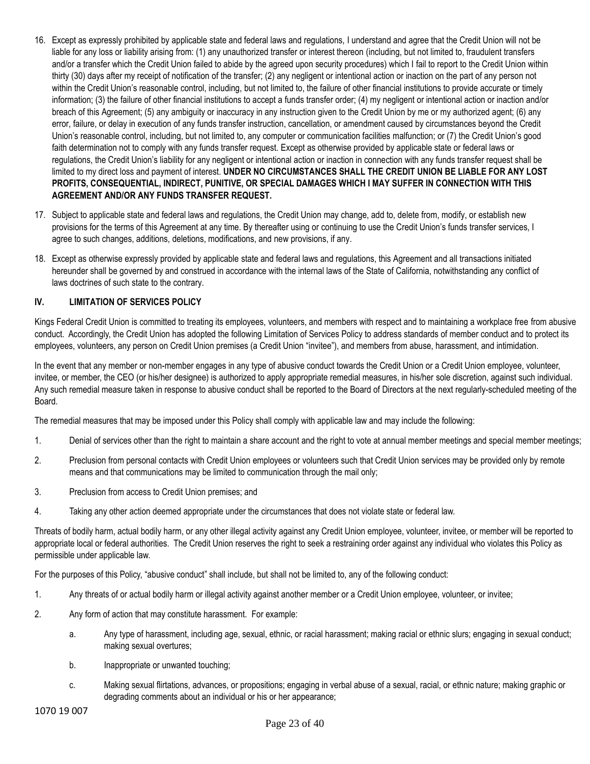16. Except as expressly prohibited by applicable state and federal laws and regulations, I understand and agree that the Credit Union will not be liable for any loss or liability arising from: (1) any unauthorized transfer or interest thereon (including, but not limited to, fraudulent transfers and/or a transfer which the Credit Union failed to abide by the agreed upon security procedures) which I fail to report to the Credit Union within thirty (30) days after my receipt of notification of the transfer; (2) any negligent or intentional action or inaction on the part of any person not within the Credit Union's reasonable control, including, but not limited to, the failure of other financial institutions to provide accurate or timely information; (3) the failure of other financial institutions to accept a funds transfer order; (4) my negligent or intentional action or inaction and/or breach of this Agreement; (5) any ambiguity or inaccuracy in any instruction given to the Credit Union by me or my authorized agent; (6) any error, failure, or delay in execution of any funds transfer instruction, cancellation, or amendment caused by circumstances beyond the Credit Union's reasonable control, including, but not limited to, any computer or communication facilities malfunction; or (7) the Credit Union's good faith determination not to comply with any funds transfer request. Except as otherwise provided by applicable state or federal laws or regulations, the Credit Union's liability for any negligent or intentional action or inaction in connection with any funds transfer request shall be limited to my direct loss and payment of interest. **UNDER NO CIRCUMSTANCES SHALL THE CREDIT UNION BE LIABLE FOR ANY LOST PROFITS, CONSEQUENTIAL, INDIRECT, PUNITIVE, OR SPECIAL DAMAGES WHICH I MAY SUFFER IN CONNECTION WITH THIS AGREEMENT AND/OR ANY FUNDS TRANSFER REQUEST.**

17. Subject to applicable state and federal laws and regulations, the Credit Union may change, add to, delete from, modify, or establish new provisions for the terms of this Agreement at any time. By thereafter using or continuing to use the Credit Union's funds transfer services, I agree to such changes, additions, deletions, modifications, and new provisions, if any.

18. Except as otherwise expressly provided by applicable state and federal laws and regulations, this Agreement and all transactions initiated hereunder shall be governed by and construed in accordance with the internal laws of the State of California, notwithstanding any conflict of laws doctrines of such state to the contrary.

## IV. LIMITATION OF SERVICES POLICY

Kings Federal Credit Union is committed to treating its employees, volunteers, and members with respect and to maintaining a workplace free from abusive conduct. Accordingly, the Credit Union has adopted the following Limitation of Services Policy to address standards of member conduct and to protect its employees, volunteers, any person on Credit Union premises (a Credit Union "invitee"), and members from abuse, harassment, and intimidation.

In the event that any member or non-member engages in any type of abusive conduct towards the Credit Union or a Credit Union employee, volunteer, invitee, or member, the CEO (or his/her designee) is authorized to apply appropriate remedial measures, in his/her sole discretion, against such individual. Any such remedial measure taken in response to abusive conduct shall be reported to the Board of Directors at the next regularly-scheduled meeting of the Board.

The remedial measures that may be imposed under this Policy shall comply with applicable law and may include the following:

1. Denial of services other than the right to maintain a share account and the right to vote at annual member meetings and special member meetings;
2. Preclusion from personal contacts with Credit Union employees or volunteers such that Credit Union services may be provided only by remote means and that communications may be limited to communication through the mail only;
3. Preclusion from access to Credit Union premises; and
4. Taking any other action deemed appropriate under the circumstances that does not violate state or federal law.

Threats of bodily harm, actual bodily harm, or any other illegal activity against any Credit Union employee, volunteer, invitee, or member will be reported to appropriate local or federal authorities. The Credit Union reserves the right to seek a restraining order against any individual who violates this Policy as permissible under applicable law.

For the purposes of this Policy, "abusive conduct" shall include, but shall not be limited to, any of the following conduct:

1. Any threats of or actual bodily harm or illegal activity against another member or a Credit Union employee, volunteer, or invitee;
2. Any form of action that may constitute harassment. For example:
   a. Any type of harassment, including age, sexual, ethnic, or racial harassment; making racial or ethnic slurs; engaging in sexual conduct; making sexual overtures;
   b. Inappropriate or unwanted touching;
   c. Making sexual flirtations, advances, or propositions; engaging in verbal abuse of a sexual, racial, or ethnic nature; making graphic or degrading comments about an individual or his or her appearance;

1070 19 007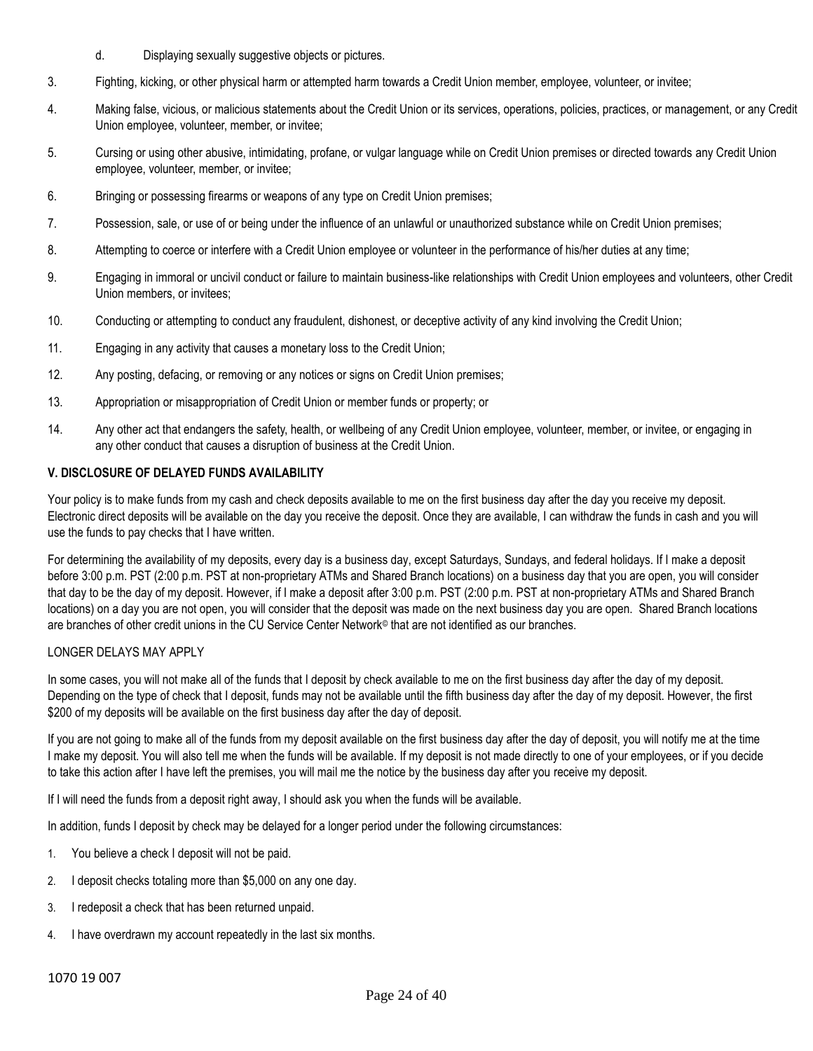d. Displaying sexually suggestive objects or pictures.

3. Fighting, kicking, or other physical harm or attempted harm towards a Credit Union member, employee, volunteer, or invitee;
4. Making false, vicious, or malicious statements about the Credit Union or its services, operations, policies, practices, or management, or any Credit Union employee, volunteer, member, or invitee;
5. Cursing or using other abusive, intimidating, profane, or vulgar language while on Credit Union premises or directed towards any Credit Union employee, volunteer, member, or invitee;
6. Bringing or possessing firearms or weapons of any type on Credit Union premises;
7. Possession, sale, or use of or being under the influence of an unlawful or unauthorized substance while on Credit Union premises;
8. Attempting to coerce or interfere with a Credit Union employee or volunteer in the performance of his/her duties at any time;
9. Engaging in immoral or uncivil conduct or failure to maintain business-like relationships with Credit Union employees and volunteers, other Credit Union members, or invitees;
10. Conducting or attempting to conduct any fraudulent, dishonest, or deceptive activity of any kind involving the Credit Union;
11. Engaging in any activity that causes a monetary loss to the Credit Union;
12. Any posting, defacing, or removing or any notices or signs on Credit Union premises;
13. Appropriation or misappropriation of Credit Union or member funds or property; or
14. Any other act that endangers the safety, health, or wellbeing of any Credit Union employee, volunteer, member, or invitee, or engaging in any other conduct that causes a disruption of business at the Credit Union.

**V. DISCLOSURE OF DELAYED FUNDS AVAILABILITY**

Your policy is to make funds from my cash and check deposits available to me on the first business day after the day you receive my deposit. Electronic direct deposits will be available on the day you receive the deposit. Once they are available, I can withdraw the funds in cash and you will use the funds to pay checks that I have written.

For determining the availability of my deposits, every day is a business day, except Saturdays, Sundays, and federal holidays. If I make a deposit before 3:00 p.m. PST (2:00 p.m. PST at non-proprietary ATMs and Shared Branch locations) on a business day that you are open, you will consider that day to be the day of my deposit. However, if I make a deposit after 3:00 p.m. PST (2:00 p.m. PST at non-proprietary ATMs and Shared Branch locations) on a day you are not open, you will consider that the deposit was made on the next business day you are open. Shared Branch locations are branches of other credit unions in the CU Service Center Network© that are not identified as our branches.

LONGER DELAYS MAY APPLY

In some cases, you will not make all of the funds that I deposit by check available to me on the first business day after the day of my deposit. Depending on the type of check that I deposit, funds may not be available until the fifth business day after the day of my deposit. However, the first $200 of my deposits will be available on the first business day after the day of deposit.

If you are not going to make all of the funds from my deposit available on the first business day after the day of deposit, you will notify me at the time I make my deposit. You will also tell me when the funds will be available. If my deposit is not made directly to one of your employees, or if you decide to take this action after I have left the premises, you will mail me the notice by the business day after you receive my deposit.

If I will need the funds from a deposit right away, I should ask you when the funds will be available.

In addition, funds I deposit by check may be delayed for a longer period under the following circumstances:

1. You believe a check I deposit will not be paid.
2. I deposit checks totaling more than $5,000 on any one day.
3. I redeposit a check that has been returned unpaid.
4. I have overdrawn my account repeatedly in the last six months.

1070 19 007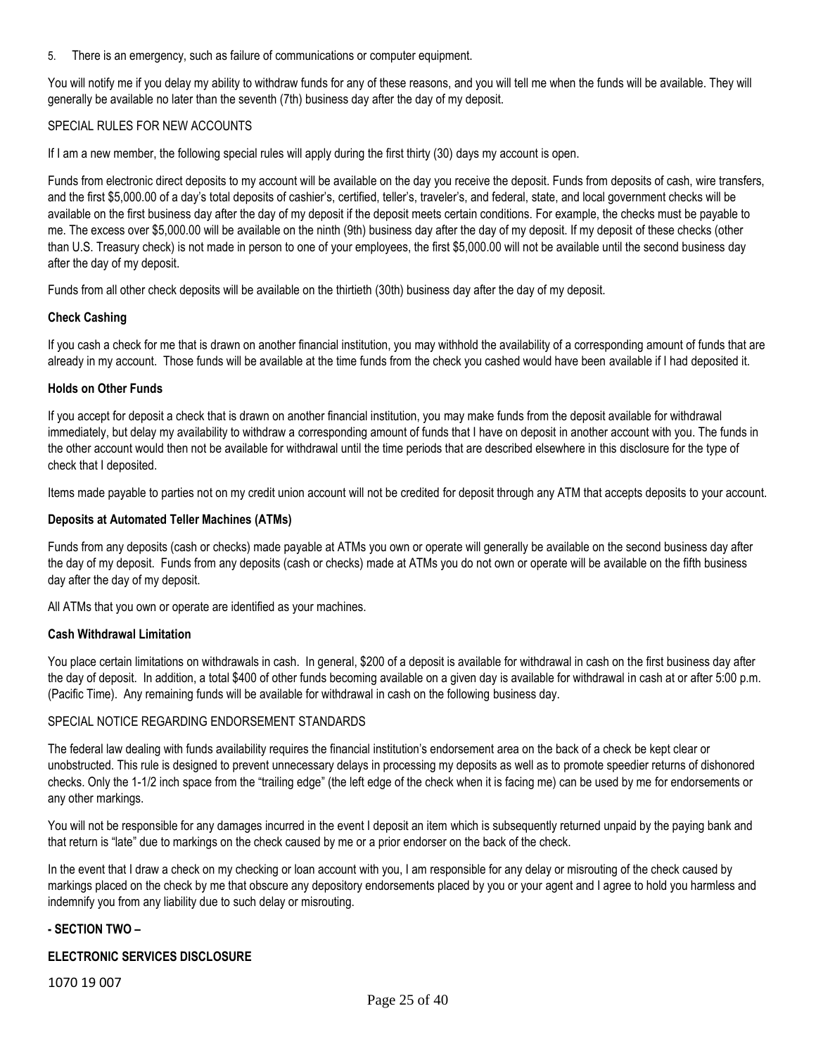5. There is an emergency, such as failure of communications or computer equipment.

You will notify me if you delay my ability to withdraw funds for any of these reasons, and you will tell me when the funds will be available. They will generally be available no later than the seventh (7th) business day after the day of my deposit.

SPECIAL RULES FOR NEW ACCOUNTS

If I am a new member, the following special rules will apply during the first thirty (30) days my account is open.

Funds from electronic direct deposits to my account will be available on the day you receive the deposit. Funds from deposits of cash, wire transfers, and the first $5,000.00 of a day's total deposits of cashier's, certified, teller's, traveler's, and federal, state, and local government checks will be available on the first business day after the day of my deposit if the deposit meets certain conditions. For example, the checks must be payable to me. The excess over $5,000.00 will be available on the ninth (9th) business day after the day of my deposit. If my deposit of these checks (other than U.S. Treasury check) is not made in person to one of your employees, the first $5,000.00 will not be available until the second business day after the day of my deposit.

Funds from all other check deposits will be available on the thirtieth (30th) business day after the day of my deposit.

**Check Cashing**

If you cash a check for me that is drawn on another financial institution, you may withhold the availability of a corresponding amount of funds that are already in my account. Those funds will be available at the time funds from the check you cashed would have been available if I had deposited it.

**Holds on Other Funds**

If you accept for deposit a check that is drawn on another financial institution, you may make funds from the deposit available for withdrawal immediately, but delay my availability to withdraw a corresponding amount of funds that I have on deposit in another account with you. The funds in the other account would then not be available for withdrawal until the time periods that are described elsewhere in this disclosure for the type of check that I deposited.

Items made payable to parties not on my credit union account will not be credited for deposit through any ATM that accepts deposits to your account.

**Deposits at Automated Teller Machines (ATMs)**

Funds from any deposits (cash or checks) made payable at ATMs you own or operate will generally be available on the second business day after the day of my deposit. Funds from any deposits (cash or checks) made at ATMs you do not own or operate will be available on the fifth business day after the day of my deposit.

All ATMs that you own or operate are identified as your machines.

**Cash Withdrawal Limitation**

You place certain limitations on withdrawals in cash. In general, $200 of a deposit is available for withdrawal in cash on the first business day after the day of deposit. In addition, a total $400 of other funds becoming available on a given day is available for withdrawal in cash at or after 5:00 p.m. (Pacific Time). Any remaining funds will be available for withdrawal in cash on the following business day.

SPECIAL NOTICE REGARDING ENDORSEMENT STANDARDS

The federal law dealing with funds availability requires the financial institution's endorsement area on the back of a check be kept clear or unobstructed. This rule is designed to prevent unnecessary delays in processing my deposits as well as to promote speedier returns of dishonored checks. Only the 1-1/2 inch space from the "trailing edge" (the left edge of the check when it is facing me) can be used by me for endorsements or any other markings.

You will not be responsible for any damages incurred in the event I deposit an item which is subsequently returned unpaid by the paying bank and that return is "late" due to markings on the check caused by me or a prior endorser on the back of the check.

In the event that I draw a check on my checking or loan account with you, I am responsible for any delay or misrouting of the check caused by markings placed on the check by me that obscure any depository endorsements placed by you or your agent and I agree to hold you harmless and indemnify you from any liability due to such delay or misrouting.

**- SECTION TWO –**

**ELECTRONIC SERVICES DISCLOSURE**

1070 19 007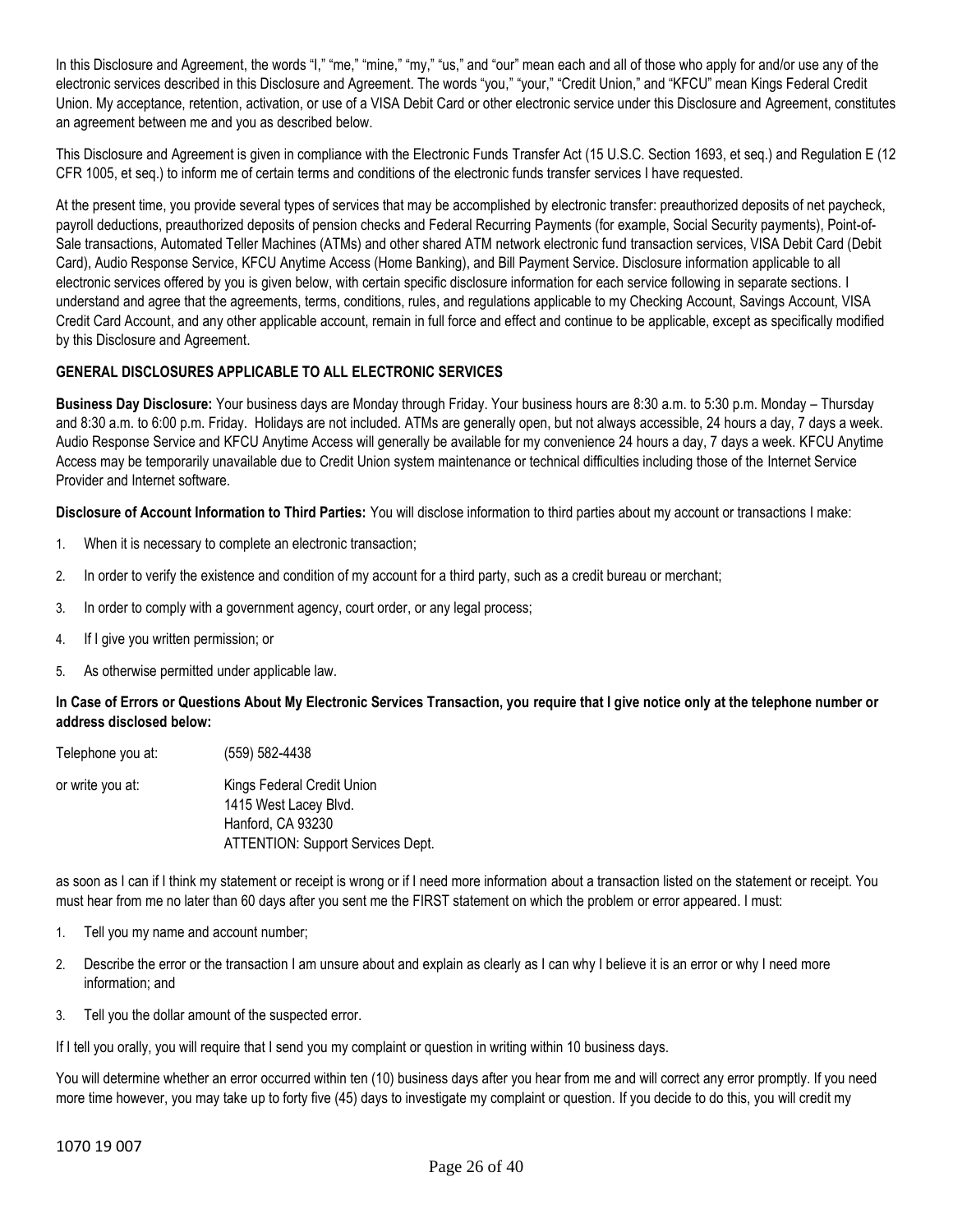In this Disclosure and Agreement, the words "I," "me," "mine," "my," "us," and "our" mean each and all of those who apply for and/or use any of the electronic services described in this Disclosure and Agreement. The words "you," "your," "Credit Union," and "KFCU" mean Kings Federal Credit Union. My acceptance, retention, activation, or use of a VISA Debit Card or other electronic service under this Disclosure and Agreement, constitutes an agreement between me and you as described below.

This Disclosure and Agreement is given in compliance with the Electronic Funds Transfer Act (15 U.S.C. Section 1693, et seq.) and Regulation E (12 CFR 1005, et seq.) to inform me of certain terms and conditions of the electronic funds transfer services I have requested.

At the present time, you provide several types of services that may be accomplished by electronic transfer: preauthorized deposits of net paycheck, payroll deductions, preauthorized deposits of pension checks and Federal Recurring Payments (for example, Social Security payments), Point-of-Sale transactions, Automated Teller Machines (ATMs) and other shared ATM network electronic fund transaction services, VISA Debit Card (Debit Card), Audio Response Service, KFCU Anytime Access (Home Banking), and Bill Payment Service. Disclosure information applicable to all electronic services offered by you is given below, with certain specific disclosure information for each service following in separate sections. I understand and agree that the agreements, terms, conditions, rules, and regulations applicable to my Checking Account, Savings Account, VISA Credit Card Account, and any other applicable account, remain in full force and effect and continue to be applicable, except as specifically modified by this Disclosure and Agreement.

**GENERAL DISCLOSURES APPLICABLE TO ALL ELECTRONIC SERVICES**

**Business Day Disclosure:** Your business days are Monday through Friday. Your business hours are 8:30 a.m. to 5:30 p.m. Monday – Thursday and 8:30 a.m. to 6:00 p.m. Friday. Holidays are not included. ATMs are generally open, but not always accessible, 24 hours a day, 7 days a week. Audio Response Service and KFCU Anytime Access will generally be available for my convenience 24 hours a day, 7 days a week. KFCU Anytime Access may be temporarily unavailable due to Credit Union system maintenance or technical difficulties including those of the Internet Service Provider and Internet software.

**Disclosure of Account Information to Third Parties:** You will disclose information to third parties about my account or transactions I make:

1. When it is necessary to complete an electronic transaction;
2. In order to verify the existence and condition of my account for a third party, such as a credit bureau or merchant;
3. In order to comply with a government agency, court order, or any legal process;
4. If I give you written permission; or
5. As otherwise permitted under applicable law.

**In Case of Errors or Questions About My Electronic Services Transaction, you require that I give notice only at the telephone number or address disclosed below:**

Telephone you at: (559) 582-4438

or write you at: Kings Federal Credit Union
1415 West Lacey Blvd.
Hanford, CA 93230
ATTENTION: Support Services Dept.

as soon as I can if I think my statement or receipt is wrong or if I need more information about a transaction listed on the statement or receipt. You must hear from me no later than 60 days after you sent me the FIRST statement on which the problem or error appeared. I must:

1. Tell you my name and account number;
2. Describe the error or the transaction I am unsure about and explain as clearly as I can why I believe it is an error or why I need more information; and
3. Tell you the dollar amount of the suspected error.

If I tell you orally, you will require that I send you my complaint or question in writing within 10 business days.

You will determine whether an error occurred within ten (10) business days after you hear from me and will correct any error promptly. If you need more time however, you may take up to forty five (45) days to investigate my complaint or question. If you decide to do this, you will credit my

1070 19 007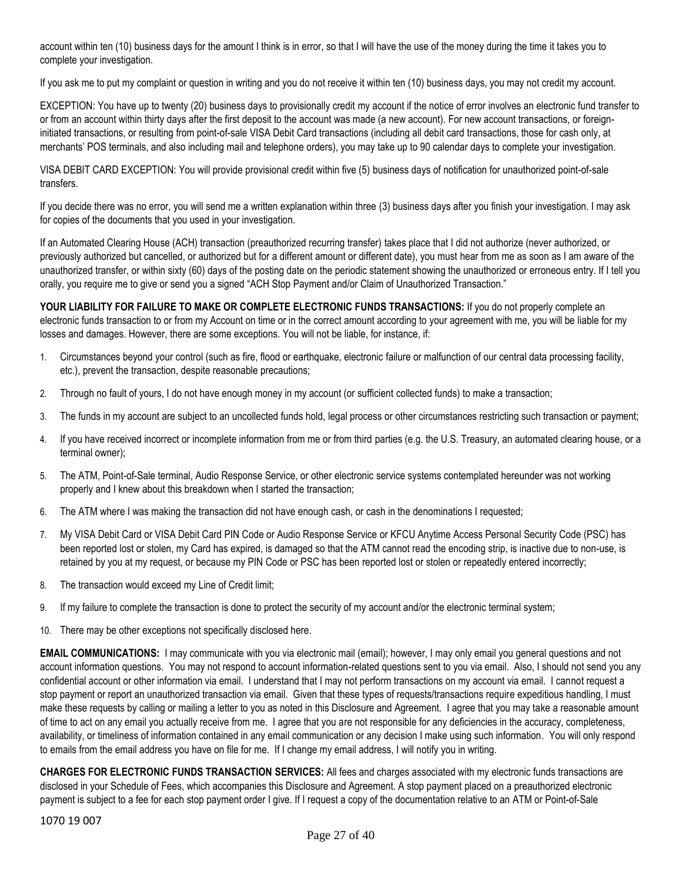account within ten (10) business days for the amount I think is in error, so that I will have the use of the money during the time it takes you to complete your investigation.

If you ask me to put my complaint or question in writing and you do not receive it within ten (10) business days, you may not credit my account.

EXCEPTION: You have up to twenty (20) business days to provisionally credit my account if the notice of error involves an electronic fund transfer to or from an account within thirty days after the first deposit to the account was made (a new account). For new account transactions, or foreign-initiated transactions, or resulting from point-of-sale VISA Debit Card transactions (including all debit card transactions, those for cash only, at merchants' POS terminals, and also including mail and telephone orders), you may take up to 90 calendar days to complete your investigation.

VISA DEBIT CARD EXCEPTION: You will provide provisional credit within five (5) business days of notification for unauthorized point-of-sale transfers.

If you decide there was no error, you will send me a written explanation within three (3) business days after you finish your investigation. I may ask for copies of the documents that you used in your investigation.

If an Automated Clearing House (ACH) transaction (preauthorized recurring transfer) takes place that I did not authorize (never authorized, or previously authorized but cancelled, or authorized but for a different amount or different date), you must hear from me as soon as I am aware of the unauthorized transfer, or within sixty (60) days of the posting date on the periodic statement showing the unauthorized or erroneous entry. If I tell you orally, you require me to give or send you a signed "ACH Stop Payment and/or Claim of Unauthorized Transaction."

**YOUR LIABILITY FOR FAILURE TO MAKE OR COMPLETE ELECTRONIC FUNDS TRANSACTIONS:** If you do not properly complete an electronic funds transaction to or from my Account on time or in the correct amount according to your agreement with me, you will be liable for my losses and damages. However, there are some exceptions. You will not be liable, for instance, if:

1. Circumstances beyond your control (such as fire, flood or earthquake, electronic failure or malfunction of our central data processing facility, etc.), prevent the transaction, despite reasonable precautions;
2. Through no fault of yours, I do not have enough money in my account (or sufficient collected funds) to make a transaction;
3. The funds in my account are subject to an uncollected funds hold, legal process or other circumstances restricting such transaction or payment;
4. If you have received incorrect or incomplete information from me or from third parties (e.g. the U.S. Treasury, an automated clearing house, or a terminal owner);
5. The ATM, Point-of-Sale terminal, Audio Response Service, or other electronic service systems contemplated hereunder was not working properly and I knew about this breakdown when I started the transaction;
6. The ATM where I was making the transaction did not have enough cash, or cash in the denominations I requested;
7. My VISA Debit Card or VISA Debit Card PIN Code or Audio Response Service or KFCU Anytime Access Personal Security Code (PSC) has been reported lost or stolen, my Card has expired, is damaged so that the ATM cannot read the encoding strip, is inactive due to non-use, is retained by you at my request, or because my PIN Code or PSC has been reported lost or stolen or repeatedly entered incorrectly;
8. The transaction would exceed my Line of Credit limit;
9. If my failure to complete the transaction is done to protect the security of my account and/or the electronic terminal system;
10. There may be other exceptions not specifically disclosed here.

**EMAIL COMMUNICATIONS:** I may communicate with you via electronic mail (email); however, I may only email you general questions and not account information questions. You may not respond to account information-related questions sent to you via email. Also, I should not send you any confidential account or other information via email. I understand that I may not perform transactions on my account via email. I cannot request a stop payment or report an unauthorized transaction via email. Given that these types of requests/transactions require expeditious handling, I must make these requests by calling or mailing a letter to you as noted in this Disclosure and Agreement. I agree that you may take a reasonable amount of time to act on any email you actually receive from me. I agree that you are not responsible for any deficiencies in the accuracy, completeness, availability, or timeliness of information contained in any email communication or any decision I make using such information. You will only respond to emails from the email address you have on file for me. If I change my email address, I will notify you in writing.

**CHARGES FOR ELECTRONIC FUNDS TRANSACTION SERVICES:** All fees and charges associated with my electronic funds transactions are disclosed in your Schedule of Fees, which accompanies this Disclosure and Agreement. A stop payment placed on a preauthorized electronic payment is subject to a fee for each stop payment order I give. If I request a copy of the documentation relative to an ATM or Point-of-Sale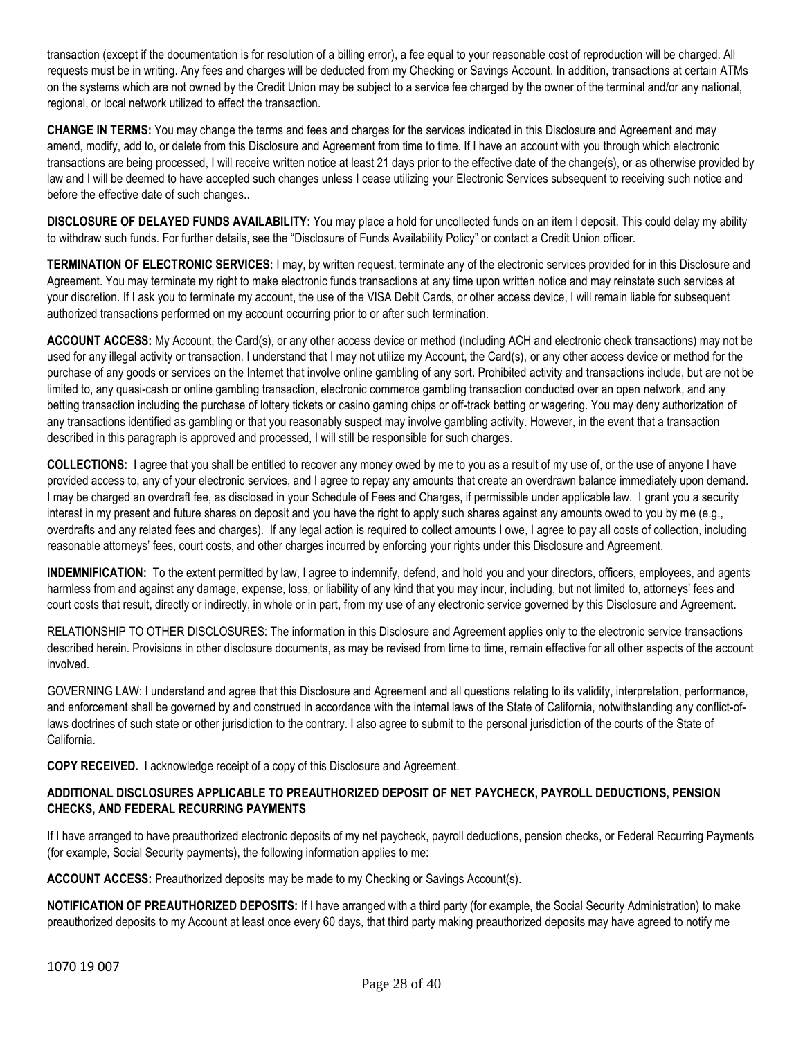transaction (except if the documentation is for resolution of a billing error), a fee equal to your reasonable cost of reproduction will be charged. All requests must be in writing. Any fees and charges will be deducted from my Checking or Savings Account. In addition, transactions at certain ATMs on the systems which are not owned by the Credit Union may be subject to a service fee charged by the owner of the terminal and/or any national, regional, or local network utilized to effect the transaction.

**CHANGE IN TERMS:** You may change the terms and fees and charges for the services indicated in this Disclosure and Agreement and may amend, modify, add to, or delete from this Disclosure and Agreement from time to time. If I have an account with you through which electronic transactions are being processed, I will receive written notice at least 21 days prior to the effective date of the change(s), or as otherwise provided by law and I will be deemed to have accepted such changes unless I cease utilizing your Electronic Services subsequent to receiving such notice and before the effective date of such changes..

**DISCLOSURE OF DELAYED FUNDS AVAILABILITY:** You may place a hold for uncollected funds on an item I deposit. This could delay my ability to withdraw such funds. For further details, see the "Disclosure of Funds Availability Policy" or contact a Credit Union officer.

**TERMINATION OF ELECTRONIC SERVICES:** I may, by written request, terminate any of the electronic services provided for in this Disclosure and Agreement. You may terminate my right to make electronic funds transactions at any time upon written notice and may reinstate such services at your discretion. If I ask you to terminate my account, the use of the VISA Debit Cards, or other access device, I will remain liable for subsequent authorized transactions performed on my account occurring prior to or after such termination.

**ACCOUNT ACCESS:** My Account, the Card(s), or any other access device or method (including ACH and electronic check transactions) may not be used for any illegal activity or transaction. I understand that I may not utilize my Account, the Card(s), or any other access device or method for the purchase of any goods or services on the Internet that involve online gambling of any sort. Prohibited activity and transactions include, but are not be limited to, any quasi-cash or online gambling transaction, electronic commerce gambling transaction conducted over an open network, and any betting transaction including the purchase of lottery tickets or casino gaming chips or off-track betting or wagering. You may deny authorization of any transactions identified as gambling or that you reasonably suspect may involve gambling activity. However, in the event that a transaction described in this paragraph is approved and processed, I will still be responsible for such charges.

**COLLECTIONS:** I agree that you shall be entitled to recover any money owed by me to you as a result of my use of, or the use of anyone I have provided access to, any of your electronic services, and I agree to repay any amounts that create an overdrawn balance immediately upon demand. I may be charged an overdraft fee, as disclosed in your Schedule of Fees and Charges, if permissible under applicable law. I grant you a security interest in my present and future shares on deposit and you have the right to apply such shares against any amounts owed to you by me (e.g., overdrafts and any related fees and charges). If any legal action is required to collect amounts I owe, I agree to pay all costs of collection, including reasonable attorneys' fees, court costs, and other charges incurred by enforcing your rights under this Disclosure and Agreement.

**INDEMNIFICATION:** To the extent permitted by law, I agree to indemnify, defend, and hold you and your directors, officers, employees, and agents harmless from and against any damage, expense, loss, or liability of any kind that you may incur, including, but not limited to, attorneys' fees and court costs that result, directly or indirectly, in whole or in part, from my use of any electronic service governed by this Disclosure and Agreement.

RELATIONSHIP TO OTHER DISCLOSURES: The information in this Disclosure and Agreement applies only to the electronic service transactions described herein. Provisions in other disclosure documents, as may be revised from time to time, remain effective for all other aspects of the account involved.

GOVERNING LAW: I understand and agree that this Disclosure and Agreement and all questions relating to its validity, interpretation, performance, and enforcement shall be governed by and construed in accordance with the internal laws of the State of California, notwithstanding any conflict-of-laws doctrines of such state or other jurisdiction to the contrary. I also agree to submit to the personal jurisdiction of the courts of the State of California.

**COPY RECEIVED.** I acknowledge receipt of a copy of this Disclosure and Agreement.

**ADDITIONAL DISCLOSURES APPLICABLE TO PREAUTHORIZED DEPOSIT OF NET PAYCHECK, PAYROLL DEDUCTIONS, PENSION CHECKS, AND FEDERAL RECURRING PAYMENTS**

If I have arranged to have preauthorized electronic deposits of my net paycheck, payroll deductions, pension checks, or Federal Recurring Payments (for example, Social Security payments), the following information applies to me:

**ACCOUNT ACCESS:** Preauthorized deposits may be made to my Checking or Savings Account(s).

**NOTIFICATION OF PREAUTHORIZED DEPOSITS:** If I have arranged with a third party (for example, the Social Security Administration) to make preauthorized deposits to my Account at least once every 60 days, that third party making preauthorized deposits may have agreed to notify me

1070 19 007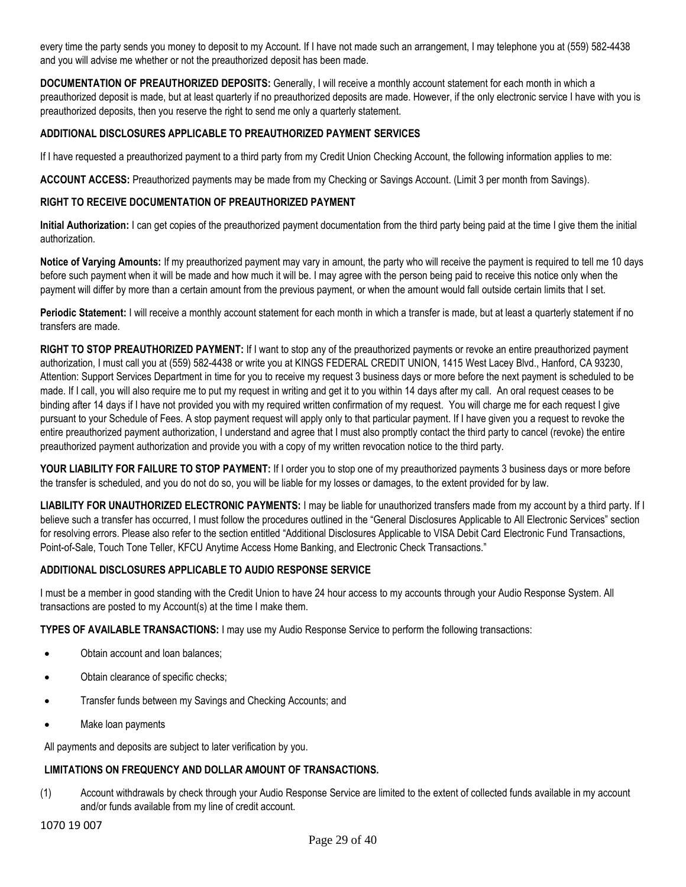every time the party sends you money to deposit to my Account. If I have not made such an arrangement, I may telephone you at (559) 582-4438 and you will advise me whether or not the preauthorized deposit has been made.

**DOCUMENTATION OF PREAUTHORIZED DEPOSITS:** Generally, I will receive a monthly account statement for each month in which a preauthorized deposit is made, but at least quarterly if no preauthorized deposits are made. However, if the only electronic service I have with you is preauthorized deposits, then you reserve the right to send me only a quarterly statement.

**ADDITIONAL DISCLOSURES APPLICABLE TO PREAUTHORIZED PAYMENT SERVICES**

If I have requested a preauthorized payment to a third party from my Credit Union Checking Account, the following information applies to me:

**ACCOUNT ACCESS:** Preauthorized payments may be made from my Checking or Savings Account. (Limit 3 per month from Savings).

**RIGHT TO RECEIVE DOCUMENTATION OF PREAUTHORIZED PAYMENT**

**Initial Authorization:** I can get copies of the preauthorized payment documentation from the third party being paid at the time I give them the initial authorization.

**Notice of Varying Amounts:** If my preauthorized payment may vary in amount, the party who will receive the payment is required to tell me 10 days before such payment when it will be made and how much it will be. I may agree with the person being paid to receive this notice only when the payment will differ by more than a certain amount from the previous payment, or when the amount would fall outside certain limits that I set.

**Periodic Statement:** I will receive a monthly account statement for each month in which a transfer is made, but at least a quarterly statement if no transfers are made.

**RIGHT TO STOP PREAUTHORIZED PAYMENT:** If I want to stop any of the preauthorized payments or revoke an entire preauthorized payment authorization, I must call you at (559) 582-4438 or write you at KINGS FEDERAL CREDIT UNION, 1415 West Lacey Blvd., Hanford, CA 93230, Attention: Support Services Department in time for you to receive my request 3 business days or more before the next payment is scheduled to be made. If I call, you will also require me to put my request in writing and get it to you within 14 days after my call. An oral request ceases to be binding after 14 days if I have not provided you with my required written confirmation of my request. You will charge me for each request I give pursuant to your Schedule of Fees. A stop payment request will apply only to that particular payment. If I have given you a request to revoke the entire preauthorized payment authorization, I understand and agree that I must also promptly contact the third party to cancel (revoke) the entire preauthorized payment authorization and provide you with a copy of my written revocation notice to the third party.

**YOUR LIABILITY FOR FAILURE TO STOP PAYMENT:** If I order you to stop one of my preauthorized payments 3 business days or more before the transfer is scheduled, and you do not do so, you will be liable for my losses or damages, to the extent provided for by law.

**LIABILITY FOR UNAUTHORIZED ELECTRONIC PAYMENTS:** I may be liable for unauthorized transfers made from my account by a third party. If I believe such a transfer has occurred, I must follow the procedures outlined in the "General Disclosures Applicable to All Electronic Services" section for resolving errors. Please also refer to the section entitled "Additional Disclosures Applicable to VISA Debit Card Electronic Fund Transactions, Point-of-Sale, Touch Tone Teller, KFCU Anytime Access Home Banking, and Electronic Check Transactions."

**ADDITIONAL DISCLOSURES APPLICABLE TO AUDIO RESPONSE SERVICE**

I must be a member in good standing with the Credit Union to have 24 hour access to my accounts through your Audio Response System. All transactions are posted to my Account(s) at the time I make them.

**TYPES OF AVAILABLE TRANSACTIONS:** I may use my Audio Response Service to perform the following transactions:

- Obtain account and loan balances;
- Obtain clearance of specific checks;
- Transfer funds between my Savings and Checking Accounts; and
- Make loan payments

All payments and deposits are subject to later verification by you.

**LIMITATIONS ON FREQUENCY AND DOLLAR AMOUNT OF TRANSACTIONS.**

(1) Account withdrawals by check through your Audio Response Service are limited to the extent of collected funds available in my account and/or funds available from my line of credit account.

1070 19 007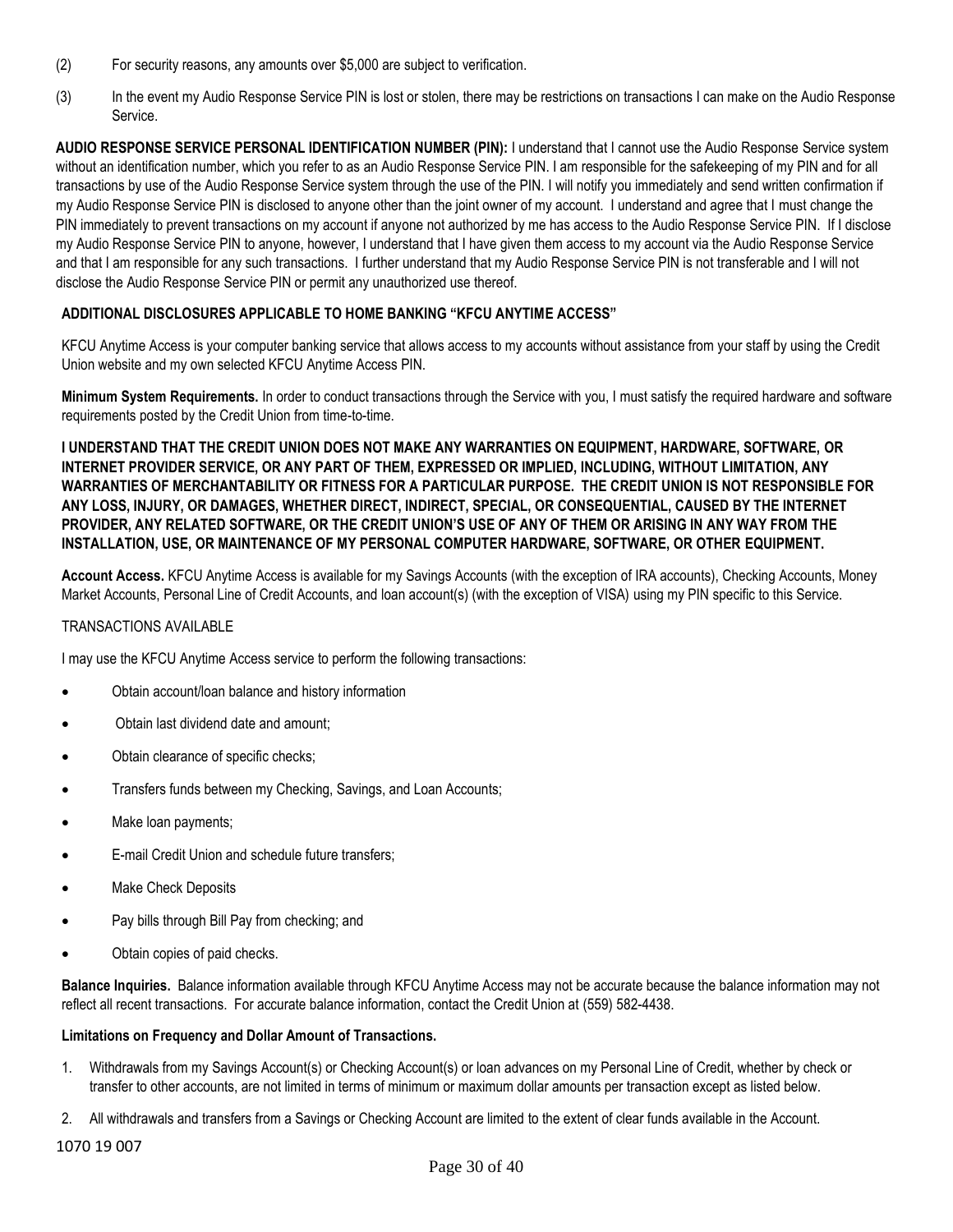(2) For security reasons, any amounts over $5,000 are subject to verification.

(3) In the event my Audio Response Service PIN is lost or stolen, there may be restrictions on transactions I can make on the Audio Response Service.

**AUDIO RESPONSE SERVICE PERSONAL IDENTIFICATION NUMBER (PIN):** I understand that I cannot use the Audio Response Service system without an identification number, which you refer to as an Audio Response Service PIN. I am responsible for the safekeeping of my PIN and for all transactions by use of the Audio Response Service system through the use of the PIN. I will notify you immediately and send written confirmation if my Audio Response Service PIN is disclosed to anyone other than the joint owner of my account. I understand and agree that I must change the PIN immediately to prevent transactions on my account if anyone not authorized by me has access to the Audio Response Service PIN. If I disclose my Audio Response Service PIN to anyone, however, I understand that I have given them access to my account via the Audio Response Service and that I am responsible for any such transactions. I further understand that my Audio Response Service PIN is not transferable and I will not disclose the Audio Response Service PIN or permit any unauthorized use thereof.

**ADDITIONAL DISCLOSURES APPLICABLE TO HOME BANKING "KFCU ANYTIME ACCESS"**

KFCU Anytime Access is your computer banking service that allows access to my accounts without assistance from your staff by using the Credit Union website and my own selected KFCU Anytime Access PIN.

**Minimum System Requirements.** In order to conduct transactions through the Service with you, I must satisfy the required hardware and software requirements posted by the Credit Union from time-to-time.

**I UNDERSTAND THAT THE CREDIT UNION DOES NOT MAKE ANY WARRANTIES ON EQUIPMENT, HARDWARE, SOFTWARE, OR INTERNET PROVIDER SERVICE, OR ANY PART OF THEM, EXPRESSED OR IMPLIED, INCLUDING, WITHOUT LIMITATION, ANY WARRANTIES OF MERCHANTABILITY OR FITNESS FOR A PARTICULAR PURPOSE. THE CREDIT UNION IS NOT RESPONSIBLE FOR ANY LOSS, INJURY, OR DAMAGES, WHETHER DIRECT, INDIRECT, SPECIAL, OR CONSEQUENTIAL, CAUSED BY THE INTERNET PROVIDER, ANY RELATED SOFTWARE, OR THE CREDIT UNION'S USE OF ANY OF THEM OR ARISING IN ANY WAY FROM THE INSTALLATION, USE, OR MAINTENANCE OF MY PERSONAL COMPUTER HARDWARE, SOFTWARE, OR OTHER EQUIPMENT.**

**Account Access.** KFCU Anytime Access is available for my Savings Accounts (with the exception of IRA accounts), Checking Accounts, Money Market Accounts, Personal Line of Credit Accounts, and loan account(s) (with the exception of VISA) using my PIN specific to this Service.

TRANSACTIONS AVAILABLE

I may use the KFCU Anytime Access service to perform the following transactions:

- Obtain account/loan balance and history information
- Obtain last dividend date and amount;
- Obtain clearance of specific checks;
- Transfers funds between my Checking, Savings, and Loan Accounts;
- Make loan payments;
- E-mail Credit Union and schedule future transfers;
- Make Check Deposits
- Pay bills through Bill Pay from checking; and
- Obtain copies of paid checks.

**Balance Inquiries.** Balance information available through KFCU Anytime Access may not be accurate because the balance information may not reflect all recent transactions. For accurate balance information, contact the Credit Union at (559) 582-4438.

**Limitations on Frequency and Dollar Amount of Transactions.**

1. Withdrawals from my Savings Account(s) or Checking Account(s) or loan advances on my Personal Line of Credit, whether by check or transfer to other accounts, are not limited in terms of minimum or maximum dollar amounts per transaction except as listed below.
2. All withdrawals and transfers from a Savings or Checking Account are limited to the extent of clear funds available in the Account.

1070 19 007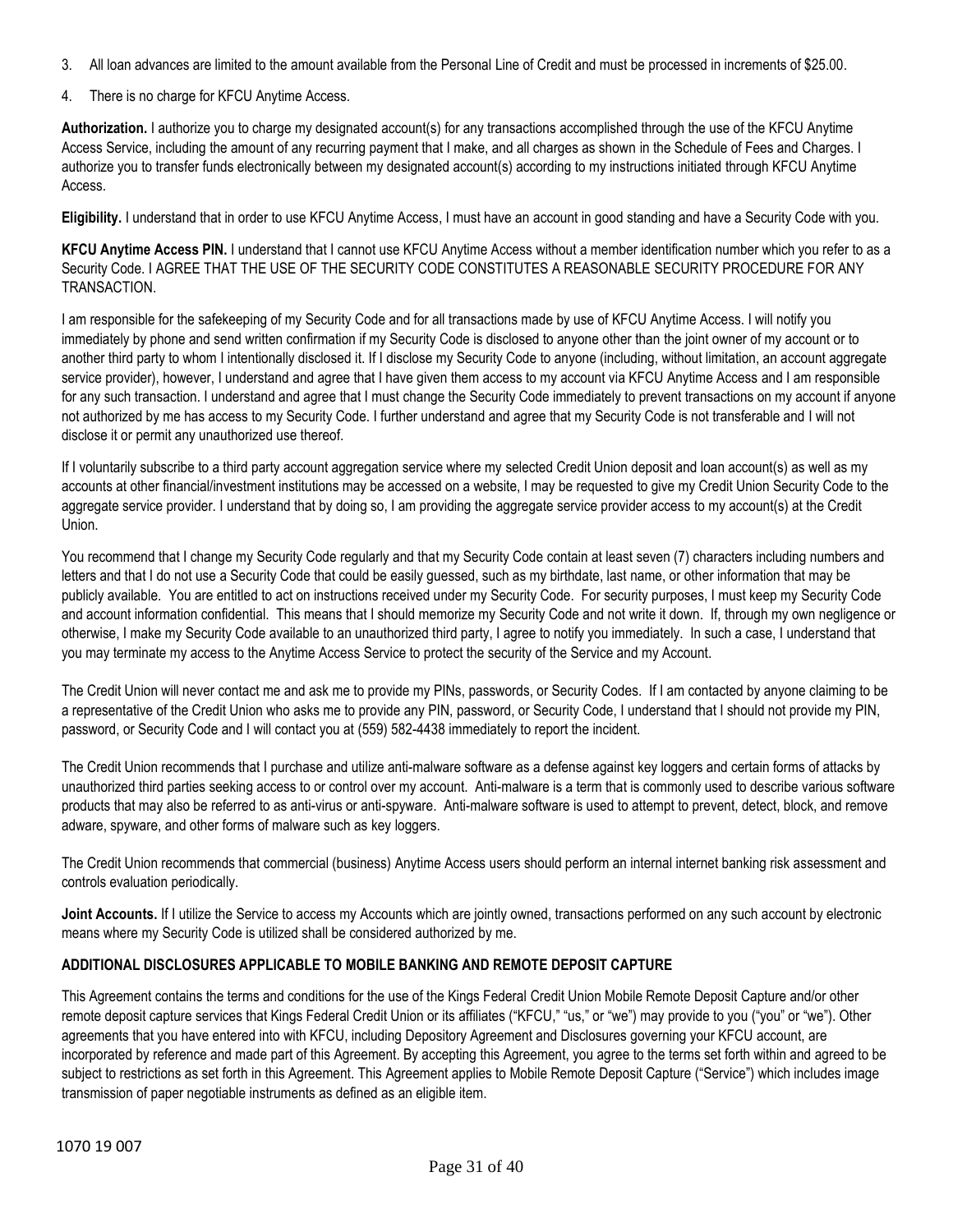3. All loan advances are limited to the amount available from the Personal Line of Credit and must be processed in increments of $25.00.

4. There is no charge for KFCU Anytime Access.

**Authorization.** I authorize you to charge my designated account(s) for any transactions accomplished through the use of the KFCU Anytime Access Service, including the amount of any recurring payment that I make, and all charges as shown in the Schedule of Fees and Charges. I authorize you to transfer funds electronically between my designated account(s) according to my instructions initiated through KFCU Anytime Access.

**Eligibility.** I understand that in order to use KFCU Anytime Access, I must have an account in good standing and have a Security Code with you.

**KFCU Anytime Access PIN.** I understand that I cannot use KFCU Anytime Access without a member identification number which you refer to as a Security Code. I AGREE THAT THE USE OF THE SECURITY CODE CONSTITUTES A REASONABLE SECURITY PROCEDURE FOR ANY TRANSACTION.

I am responsible for the safekeeping of my Security Code and for all transactions made by use of KFCU Anytime Access. I will notify you immediately by phone and send written confirmation if my Security Code is disclosed to anyone other than the joint owner of my account or to another third party to whom I intentionally disclosed it. If I disclose my Security Code to anyone (including, without limitation, an account aggregate service provider), however, I understand and agree that I have given them access to my account via KFCU Anytime Access and I am responsible for any such transaction. I understand and agree that I must change the Security Code immediately to prevent transactions on my account if anyone not authorized by me has access to my Security Code. I further understand and agree that my Security Code is not transferable and I will not disclose it or permit any unauthorized use thereof.

If I voluntarily subscribe to a third party account aggregation service where my selected Credit Union deposit and loan account(s) as well as my accounts at other financial/investment institutions may be accessed on a website, I may be requested to give my Credit Union Security Code to the aggregate service provider. I understand that by doing so, I am providing the aggregate service provider access to my account(s) at the Credit Union.

You recommend that I change my Security Code regularly and that my Security Code contain at least seven (7) characters including numbers and letters and that I do not use a Security Code that could be easily guessed, such as my birthdate, last name, or other information that may be publicly available. You are entitled to act on instructions received under my Security Code. For security purposes, I must keep my Security Code and account information confidential. This means that I should memorize my Security Code and not write it down. If, through my own negligence or otherwise, I make my Security Code available to an unauthorized third party, I agree to notify you immediately. In such a case, I understand that you may terminate my access to the Anytime Access Service to protect the security of the Service and my Account.

The Credit Union will never contact me and ask me to provide my PINs, passwords, or Security Codes. If I am contacted by anyone claiming to be a representative of the Credit Union who asks me to provide any PIN, password, or Security Code, I understand that I should not provide my PIN, password, or Security Code and I will contact you at (559) 582-4438 immediately to report the incident.

The Credit Union recommends that I purchase and utilize anti-malware software as a defense against key loggers and certain forms of attacks by unauthorized third parties seeking access to or control over my account. Anti-malware is a term that is commonly used to describe various software products that may also be referred to as anti-virus or anti-spyware. Anti-malware software is used to attempt to prevent, detect, block, and remove adware, spyware, and other forms of malware such as key loggers.

The Credit Union recommends that commercial (business) Anytime Access users should perform an internal internet banking risk assessment and controls evaluation periodically.

**Joint Accounts.** If I utilize the Service to access my Accounts which are jointly owned, transactions performed on any such account by electronic means where my Security Code is utilized shall be considered authorized by me.

**ADDITIONAL DISCLOSURES APPLICABLE TO MOBILE BANKING AND REMOTE DEPOSIT CAPTURE**

This Agreement contains the terms and conditions for the use of the Kings Federal Credit Union Mobile Remote Deposit Capture and/or other remote deposit capture services that Kings Federal Credit Union or its affiliates ("KFCU," "us," or "we") may provide to you ("you" or "we"). Other agreements that you have entered into with KFCU, including Depository Agreement and Disclosures governing your KFCU account, are incorporated by reference and made part of this Agreement. By accepting this Agreement, you agree to the terms set forth within and agreed to be subject to restrictions as set forth in this Agreement. This Agreement applies to Mobile Remote Deposit Capture ("Service") which includes image transmission of paper negotiable instruments as defined as an eligible item.

1070 19 007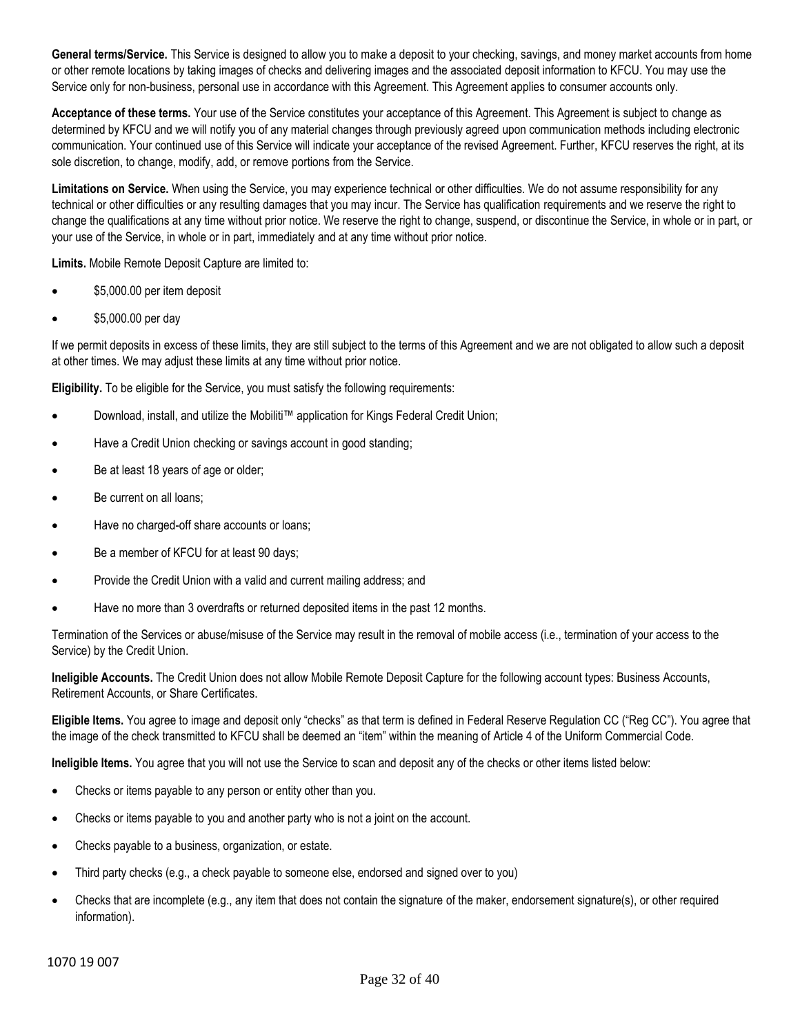**General terms/Service.** This Service is designed to allow you to make a deposit to your checking, savings, and money market accounts from home or other remote locations by taking images of checks and delivering images and the associated deposit information to KFCU. You may use the Service only for non-business, personal use in accordance with this Agreement. This Agreement applies to consumer accounts only.

**Acceptance of these terms.** Your use of the Service constitutes your acceptance of this Agreement. This Agreement is subject to change as determined by KFCU and we will notify you of any material changes through previously agreed upon communication methods including electronic communication. Your continued use of this Service will indicate your acceptance of the revised Agreement. Further, KFCU reserves the right, at its sole discretion, to change, modify, add, or remove portions from the Service.

**Limitations on Service.** When using the Service, you may experience technical or other difficulties. We do not assume responsibility for any technical or other difficulties or any resulting damages that you may incur. The Service has qualification requirements and we reserve the right to change the qualifications at any time without prior notice. We reserve the right to change, suspend, or discontinue the Service, in whole or in part, or your use of the Service, in whole or in part, immediately and at any time without prior notice.

**Limits.** Mobile Remote Deposit Capture are limited to:

- $5,000.00 per item deposit
- $5,000.00 per day

If we permit deposits in excess of these limits, they are still subject to the terms of this Agreement and we are not obligated to allow such a deposit at other times. We may adjust these limits at any time without prior notice.

**Eligibility.** To be eligible for the Service, you must satisfy the following requirements:

- Download, install, and utilize the Mobiliti™ application for Kings Federal Credit Union;
- Have a Credit Union checking or savings account in good standing;
- Be at least 18 years of age or older;
- Be current on all loans;
- Have no charged-off share accounts or loans;
- Be a member of KFCU for at least 90 days;
- Provide the Credit Union with a valid and current mailing address; and
- Have no more than 3 overdrafts or returned deposited items in the past 12 months.

Termination of the Services or abuse/misuse of the Service may result in the removal of mobile access (i.e., termination of your access to the Service) by the Credit Union.

**Ineligible Accounts.** The Credit Union does not allow Mobile Remote Deposit Capture for the following account types: Business Accounts, Retirement Accounts, or Share Certificates.

**Eligible Items.** You agree to image and deposit only "checks" as that term is defined in Federal Reserve Regulation CC ("Reg CC"). You agree that the image of the check transmitted to KFCU shall be deemed an "item" within the meaning of Article 4 of the Uniform Commercial Code.

**Ineligible Items.** You agree that you will not use the Service to scan and deposit any of the checks or other items listed below:

- Checks or items payable to any person or entity other than you.
- Checks or items payable to you and another party who is not a joint on the account.
- Checks payable to a business, organization, or estate.
- Third party checks (e.g., a check payable to someone else, endorsed and signed over to you)
- Checks that are incomplete (e.g., any item that does not contain the signature of the maker, endorsement signature(s), or other required information).

1070 19 007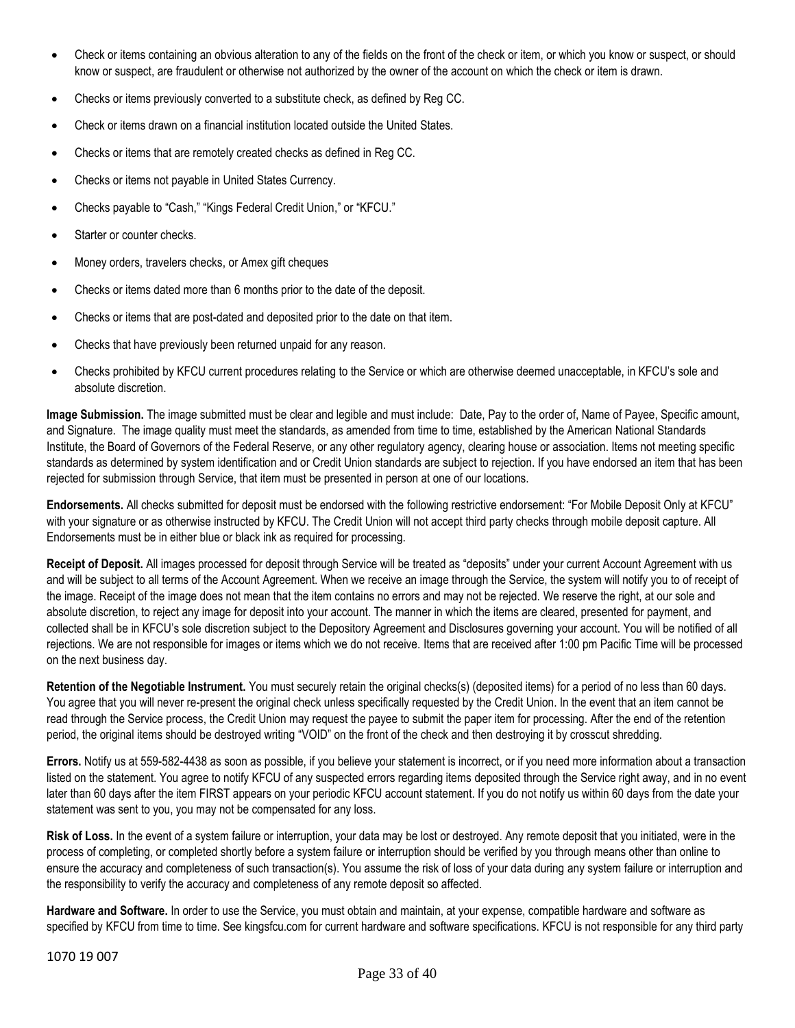- Check or items containing an obvious alteration to any of the fields on the front of the check or item, or which you know or suspect, or should know or suspect, are fraudulent or otherwise not authorized by the owner of the account on which the check or item is drawn.
- Checks or items previously converted to a substitute check, as defined by Reg CC.
- Check or items drawn on a financial institution located outside the United States.
- Checks or items that are remotely created checks as defined in Reg CC.
- Checks or items not payable in United States Currency.
- Checks payable to "Cash," "Kings Federal Credit Union," or "KFCU."
- Starter or counter checks.
- Money orders, travelers checks, or Amex gift cheques
- Checks or items dated more than 6 months prior to the date of the deposit.
- Checks or items that are post-dated and deposited prior to the date on that item.
- Checks that have previously been returned unpaid for any reason.
- Checks prohibited by KFCU current procedures relating to the Service or which are otherwise deemed unacceptable, in KFCU's sole and absolute discretion.

**Image Submission.** The image submitted must be clear and legible and must include: Date, Pay to the order of, Name of Payee, Specific amount, and Signature. The image quality must meet the standards, as amended from time to time, established by the American National Standards Institute, the Board of Governors of the Federal Reserve, or any other regulatory agency, clearing house or association. Items not meeting specific standards as determined by system identification and or Credit Union standards are subject to rejection. If you have endorsed an item that has been rejected for submission through Service, that item must be presented in person at one of our locations.

**Endorsements.** All checks submitted for deposit must be endorsed with the following restrictive endorsement: "For Mobile Deposit Only at KFCU" with your signature or as otherwise instructed by KFCU. The Credit Union will not accept third party checks through mobile deposit capture. All Endorsements must be in either blue or black ink as required for processing.

**Receipt of Deposit.** All images processed for deposit through Service will be treated as "deposits" under your current Account Agreement with us and will be subject to all terms of the Account Agreement. When we receive an image through the Service, the system will notify you to of receipt of the image. Receipt of the image does not mean that the item contains no errors and may not be rejected. We reserve the right, at our sole and absolute discretion, to reject any image for deposit into your account. The manner in which the items are cleared, presented for payment, and collected shall be in KFCU's sole discretion subject to the Depository Agreement and Disclosures governing your account. You will be notified of all rejections. We are not responsible for images or items which we do not receive. Items that are received after 1:00 pm Pacific Time will be processed on the next business day.

**Retention of the Negotiable Instrument.** You must securely retain the original checks(s) (deposited items) for a period of no less than 60 days. You agree that you will never re-present the original check unless specifically requested by the Credit Union. In the event that an item cannot be read through the Service process, the Credit Union may request the payee to submit the paper item for processing. After the end of the retention period, the original items should be destroyed writing "VOID" on the front of the check and then destroying it by crosscut shredding.

**Errors.** Notify us at 559-582-4438 as soon as possible, if you believe your statement is incorrect, or if you need more information about a transaction listed on the statement. You agree to notify KFCU of any suspected errors regarding items deposited through the Service right away, and in no event later than 60 days after the item FIRST appears on your periodic KFCU account statement. If you do not notify us within 60 days from the date your statement was sent to you, you may not be compensated for any loss.

**Risk of Loss.** In the event of a system failure or interruption, your data may be lost or destroyed. Any remote deposit that you initiated, were in the process of completing, or completed shortly before a system failure or interruption should be verified by you through means other than online to ensure the accuracy and completeness of such transaction(s). You assume the risk of loss of your data during any system failure or interruption and the responsibility to verify the accuracy and completeness of any remote deposit so affected.

**Hardware and Software.** In order to use the Service, you must obtain and maintain, at your expense, compatible hardware and software as specified by KFCU from time to time. See kingsfcu.com for current hardware and software specifications. KFCU is not responsible for any third party

1070 19 007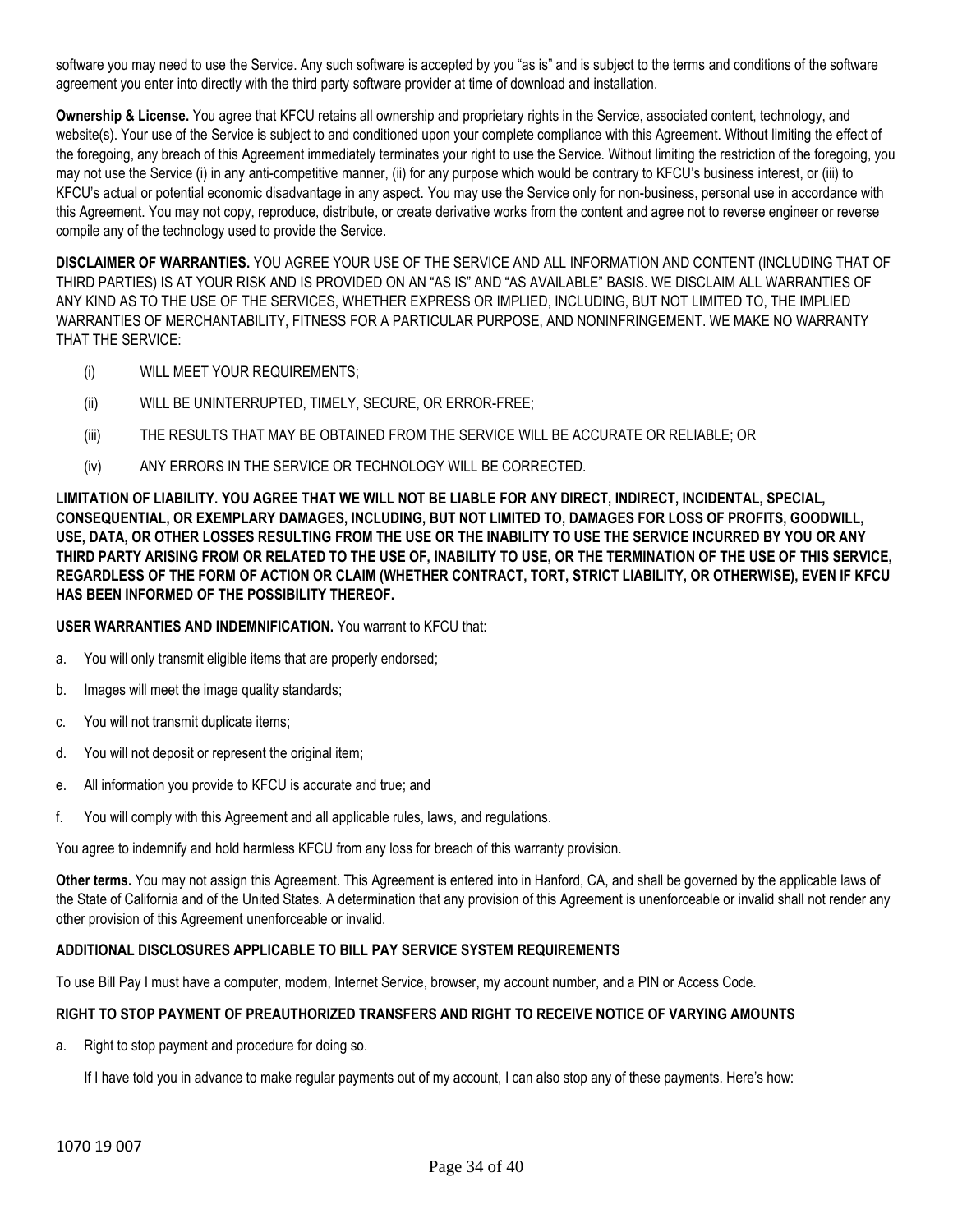software you may need to use the Service. Any such software is accepted by you "as is" and is subject to the terms and conditions of the software agreement you enter into directly with the third party software provider at time of download and installation.

**Ownership & License.** You agree that KFCU retains all ownership and proprietary rights in the Service, associated content, technology, and website(s). Your use of the Service is subject to and conditioned upon your complete compliance with this Agreement. Without limiting the effect of the foregoing, any breach of this Agreement immediately terminates your right to use the Service. Without limiting the restriction of the foregoing, you may not use the Service (i) in any anti-competitive manner, (ii) for any purpose which would be contrary to KFCU's business interest, or (iii) to KFCU's actual or potential economic disadvantage in any aspect. You may use the Service only for non-business, personal use in accordance with this Agreement. You may not copy, reproduce, distribute, or create derivative works from the content and agree not to reverse engineer or reverse compile any of the technology used to provide the Service.

**DISCLAIMER OF WARRANTIES.** YOU AGREE YOUR USE OF THE SERVICE AND ALL INFORMATION AND CONTENT (INCLUDING THAT OF THIRD PARTIES) IS AT YOUR RISK AND IS PROVIDED ON AN "AS IS" AND "AS AVAILABLE" BASIS. WE DISCLAIM ALL WARRANTIES OF ANY KIND AS TO THE USE OF THE SERVICES, WHETHER EXPRESS OR IMPLIED, INCLUDING, BUT NOT LIMITED TO, THE IMPLIED WARRANTIES OF MERCHANTABILITY, FITNESS FOR A PARTICULAR PURPOSE, AND NONINFRINGEMENT. WE MAKE NO WARRANTY THAT THE SERVICE:

(i) WILL MEET YOUR REQUIREMENTS;

(ii) WILL BE UNINTERRUPTED, TIMELY, SECURE, OR ERROR-FREE;

(iii) THE RESULTS THAT MAY BE OBTAINED FROM THE SERVICE WILL BE ACCURATE OR RELIABLE; OR

(iv) ANY ERRORS IN THE SERVICE OR TECHNOLOGY WILL BE CORRECTED.

**LIMITATION OF LIABILITY. YOU AGREE THAT WE WILL NOT BE LIABLE FOR ANY DIRECT, INDIRECT, INCIDENTAL, SPECIAL, CONSEQUENTIAL, OR EXEMPLARY DAMAGES, INCLUDING, BUT NOT LIMITED TO, DAMAGES FOR LOSS OF PROFITS, GOODWILL, USE, DATA, OR OTHER LOSSES RESULTING FROM THE USE OR THE INABILITY TO USE THE SERVICE INCURRED BY YOU OR ANY THIRD PARTY ARISING FROM OR RELATED TO THE USE OF, INABILITY TO USE, OR THE TERMINATION OF THE USE OF THIS SERVICE, REGARDLESS OF THE FORM OF ACTION OR CLAIM (WHETHER CONTRACT, TORT, STRICT LIABILITY, OR OTHERWISE), EVEN IF KFCU HAS BEEN INFORMED OF THE POSSIBILITY THEREOF.**

**USER WARRANTIES AND INDEMNIFICATION.** You warrant to KFCU that:

a. You will only transmit eligible items that are properly endorsed;

b. Images will meet the image quality standards;

c. You will not transmit duplicate items;

d. You will not deposit or represent the original item;

e. All information you provide to KFCU is accurate and true; and

f. You will comply with this Agreement and all applicable rules, laws, and regulations.

You agree to indemnify and hold harmless KFCU from any loss for breach of this warranty provision.

**Other terms.** You may not assign this Agreement. This Agreement is entered into in Hanford, CA, and shall be governed by the applicable laws of the State of California and of the United States. A determination that any provision of this Agreement is unenforceable or invalid shall not render any other provision of this Agreement unenforceable or invalid.

**ADDITIONAL DISCLOSURES APPLICABLE TO BILL PAY SERVICE SYSTEM REQUIREMENTS**

To use Bill Pay I must have a computer, modem, Internet Service, browser, my account number, and a PIN or Access Code.

**RIGHT TO STOP PAYMENT OF PREAUTHORIZED TRANSFERS AND RIGHT TO RECEIVE NOTICE OF VARYING AMOUNTS**

a. Right to stop payment and procedure for doing so.

If I have told you in advance to make regular payments out of my account, I can also stop any of these payments. Here's how:

1070 19 007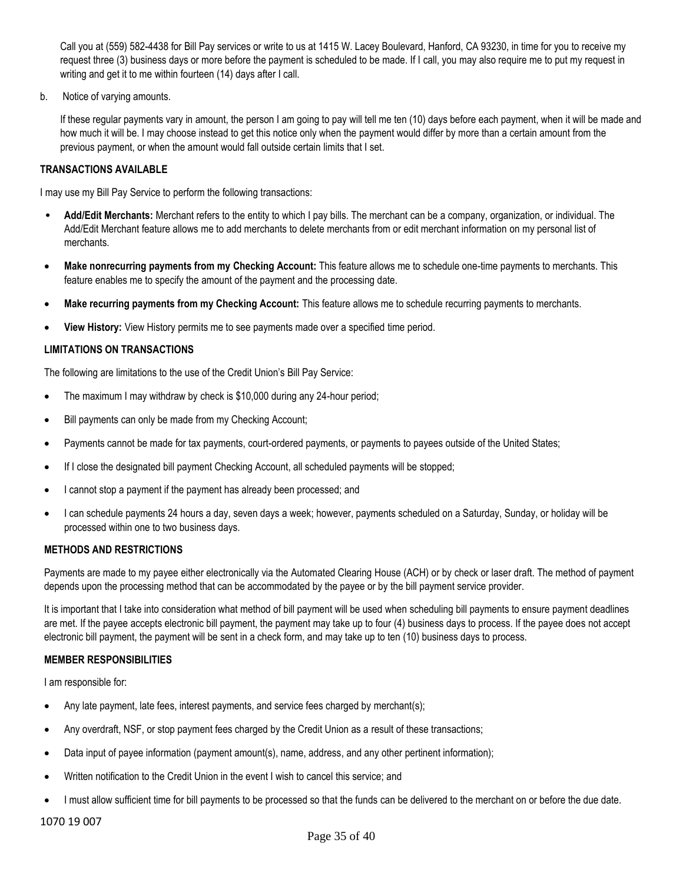Call you at (559) 582-4438 for Bill Pay services or write to us at 1415 W. Lacey Boulevard, Hanford, CA 93230, in time for you to receive my request three (3) business days or more before the payment is scheduled to be made. If I call, you may also require me to put my request in writing and get it to me within fourteen (14) days after I call.

b. Notice of varying amounts.

If these regular payments vary in amount, the person I am going to pay will tell me ten (10) days before each payment, when it will be made and how much it will be. I may choose instead to get this notice only when the payment would differ by more than a certain amount from the previous payment, or when the amount would fall outside certain limits that I set.

**TRANSACTIONS AVAILABLE**

I may use my Bill Pay Service to perform the following transactions:

- **Add/Edit Merchants:** Merchant refers to the entity to which I pay bills. The merchant can be a company, organization, or individual. The Add/Edit Merchant feature allows me to add merchants to delete merchants from or edit merchant information on my personal list of merchants.
- **Make nonrecurring payments from my Checking Account:** This feature allows me to schedule one-time payments to merchants. This feature enables me to specify the amount of the payment and the processing date.
- **Make recurring payments from my Checking Account:** This feature allows me to schedule recurring payments to merchants.
- **View History:** View History permits me to see payments made over a specified time period.

**LIMITATIONS ON TRANSACTIONS**

The following are limitations to the use of the Credit Union's Bill Pay Service:

- The maximum I may withdraw by check is $10,000 during any 24-hour period;
- Bill payments can only be made from my Checking Account;
- Payments cannot be made for tax payments, court-ordered payments, or payments to payees outside of the United States;
- If I close the designated bill payment Checking Account, all scheduled payments will be stopped;
- I cannot stop a payment if the payment has already been processed; and
- I can schedule payments 24 hours a day, seven days a week; however, payments scheduled on a Saturday, Sunday, or holiday will be processed within one to two business days.

**METHODS AND RESTRICTIONS**

Payments are made to my payee either electronically via the Automated Clearing House (ACH) or by check or laser draft. The method of payment depends upon the processing method that can be accommodated by the payee or by the bill payment service provider.

It is important that I take into consideration what method of bill payment will be used when scheduling bill payments to ensure payment deadlines are met. If the payee accepts electronic bill payment, the payment may take up to four (4) business days to process. If the payee does not accept electronic bill payment, the payment will be sent in a check form, and may take up to ten (10) business days to process.

**MEMBER RESPONSIBILITIES**

I am responsible for:

- Any late payment, late fees, interest payments, and service fees charged by merchant(s);
- Any overdraft, NSF, or stop payment fees charged by the Credit Union as a result of these transactions;
- Data input of payee information (payment amount(s), name, address, and any other pertinent information);
- Written notification to the Credit Union in the event I wish to cancel this service; and
- I must allow sufficient time for bill payments to be processed so that the funds can be delivered to the merchant on or before the due date.

1070 19 007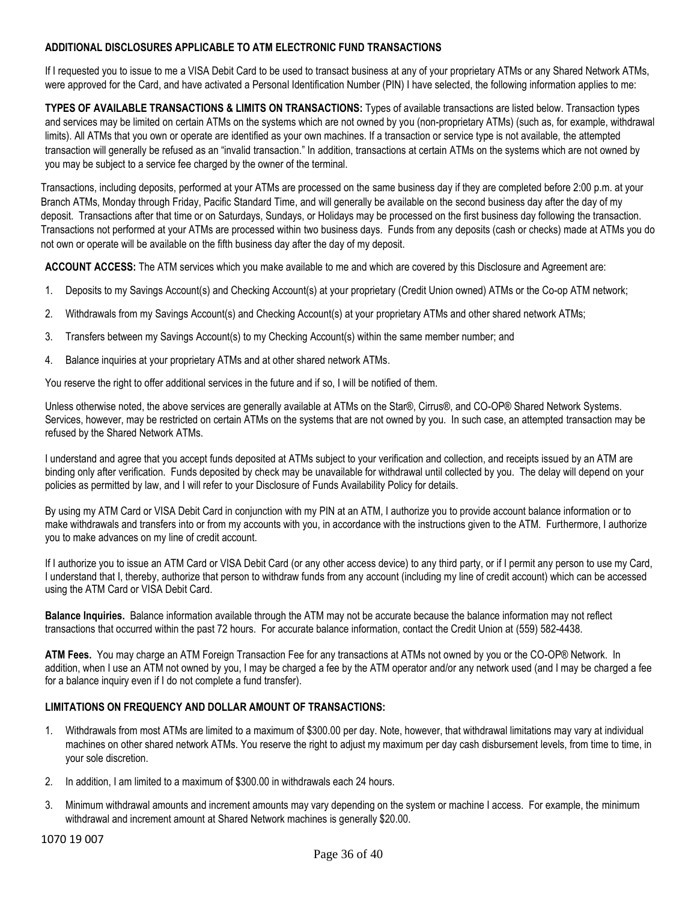## ADDITIONAL DISCLOSURES APPLICABLE TO ATM ELECTRONIC FUND TRANSACTIONS

If I requested you to issue to me a VISA Debit Card to be used to transact business at any of your proprietary ATMs or any Shared Network ATMs, were approved for the Card, and have activated a Personal Identification Number (PIN) I have selected, the following information applies to me:

**TYPES OF AVAILABLE TRANSACTIONS & LIMITS ON TRANSACTIONS:** Types of available transactions are listed below. Transaction types and services may be limited on certain ATMs on the systems which are not owned by you (non-proprietary ATMs) (such as, for example, withdrawal limits). All ATMs that you own or operate are identified as your own machines. If a transaction or service type is not available, the attempted transaction will generally be refused as an "invalid transaction." In addition, transactions at certain ATMs on the systems which are not owned by you may be subject to a service fee charged by the owner of the terminal.

Transactions, including deposits, performed at your ATMs are processed on the same business day if they are completed before 2:00 p.m. at your Branch ATMs, Monday through Friday, Pacific Standard Time, and will generally be available on the second business day after the day of my deposit. Transactions after that time or on Saturdays, Sundays, or Holidays may be processed on the first business day following the transaction. Transactions not performed at your ATMs are processed within two business days. Funds from any deposits (cash or checks) made at ATMs you do not own or operate will be available on the fifth business day after the day of my deposit.

**ACCOUNT ACCESS:** The ATM services which you make available to me and which are covered by this Disclosure and Agreement are:

1. Deposits to my Savings Account(s) and Checking Account(s) at your proprietary (Credit Union owned) ATMs or the Co-op ATM network;
2. Withdrawals from my Savings Account(s) and Checking Account(s) at your proprietary ATMs and other shared network ATMs;
3. Transfers between my Savings Account(s) to my Checking Account(s) within the same member number; and
4. Balance inquiries at your proprietary ATMs and at other shared network ATMs.

You reserve the right to offer additional services in the future and if so, I will be notified of them.

Unless otherwise noted, the above services are generally available at ATMs on the Star®, Cirrus®, and CO-OP® Shared Network Systems. Services, however, may be restricted on certain ATMs on the systems that are not owned by you. In such case, an attempted transaction may be refused by the Shared Network ATMs.

I understand and agree that you accept funds deposited at ATMs subject to your verification and collection, and receipts issued by an ATM are binding only after verification. Funds deposited by check may be unavailable for withdrawal until collected by you. The delay will depend on your policies as permitted by law, and I will refer to your Disclosure of Funds Availability Policy for details.

By using my ATM Card or VISA Debit Card in conjunction with my PIN at an ATM, I authorize you to provide account balance information or to make withdrawals and transfers into or from my accounts with you, in accordance with the instructions given to the ATM. Furthermore, I authorize you to make advances on my line of credit account.

If I authorize you to issue an ATM Card or VISA Debit Card (or any other access device) to any third party, or if I permit any person to use my Card, I understand that I, thereby, authorize that person to withdraw funds from any account (including my line of credit account) which can be accessed using the ATM Card or VISA Debit Card.

**Balance Inquiries.** Balance information available through the ATM may not be accurate because the balance information may not reflect transactions that occurred within the past 72 hours. For accurate balance information, contact the Credit Union at (559) 582-4438.

**ATM Fees.** You may charge an ATM Foreign Transaction Fee for any transactions at ATMs not owned by you or the CO-OP® Network. In addition, when I use an ATM not owned by you, I may be charged a fee by the ATM operator and/or any network used (and I may be charged a fee for a balance inquiry even if I do not complete a fund transfer).

**LIMITATIONS ON FREQUENCY AND DOLLAR AMOUNT OF TRANSACTIONS:**

1. Withdrawals from most ATMs are limited to a maximum of $300.00 per day. Note, however, that withdrawal limitations may vary at individual machines on other shared network ATMs. You reserve the right to adjust my maximum per day cash disbursement levels, from time to time, in your sole discretion.
2. In addition, I am limited to a maximum of $300.00 in withdrawals each 24 hours.
3. Minimum withdrawal amounts and increment amounts may vary depending on the system or machine I access. For example, the minimum withdrawal and increment amount at Shared Network machines is generally $20.00.

1070 19 007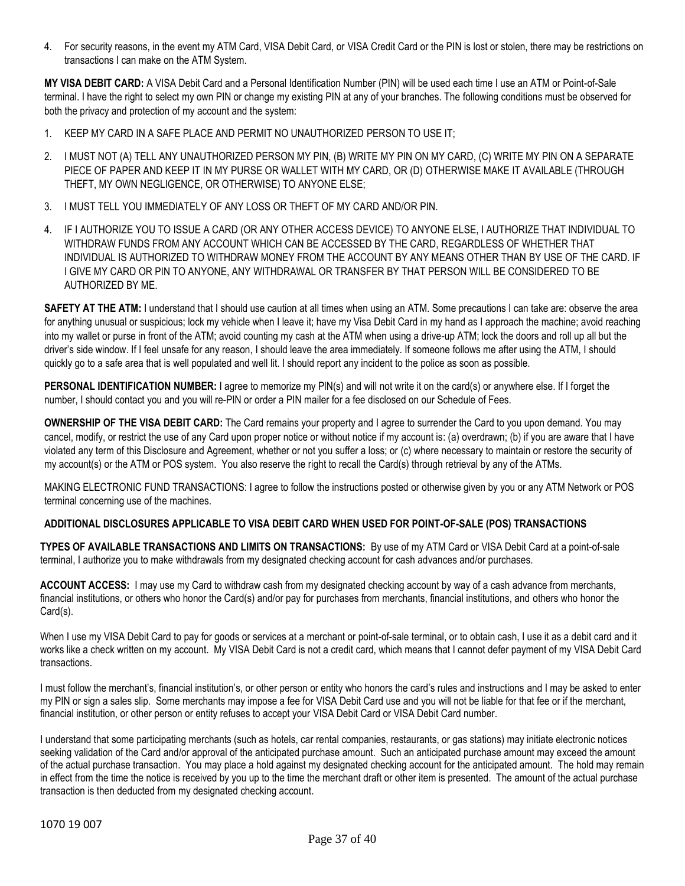4. For security reasons, in the event my ATM Card, VISA Debit Card, or VISA Credit Card or the PIN is lost or stolen, there may be restrictions on transactions I can make on the ATM System.

**MY VISA DEBIT CARD:** A VISA Debit Card and a Personal Identification Number (PIN) will be used each time I use an ATM or Point-of-Sale terminal. I have the right to select my own PIN or change my existing PIN at any of your branches. The following conditions must be observed for both the privacy and protection of my account and the system:

1. KEEP MY CARD IN A SAFE PLACE AND PERMIT NO UNAUTHORIZED PERSON TO USE IT;
2. I MUST NOT (A) TELL ANY UNAUTHORIZED PERSON MY PIN, (B) WRITE MY PIN ON MY CARD, (C) WRITE MY PIN ON A SEPARATE PIECE OF PAPER AND KEEP IT IN MY PURSE OR WALLET WITH MY CARD, OR (D) OTHERWISE MAKE IT AVAILABLE (THROUGH THEFT, MY OWN NEGLIGENCE, OR OTHERWISE) TO ANYONE ELSE;
3. I MUST TELL YOU IMMEDIATELY OF ANY LOSS OR THEFT OF MY CARD AND/OR PIN.
4. IF I AUTHORIZE YOU TO ISSUE A CARD (OR ANY OTHER ACCESS DEVICE) TO ANYONE ELSE, I AUTHORIZE THAT INDIVIDUAL TO WITHDRAW FUNDS FROM ANY ACCOUNT WHICH CAN BE ACCESSED BY THE CARD, REGARDLESS OF WHETHER THAT INDIVIDUAL IS AUTHORIZED TO WITHDRAW MONEY FROM THE ACCOUNT BY ANY MEANS OTHER THAN BY USE OF THE CARD. IF I GIVE MY CARD OR PIN TO ANYONE, ANY WITHDRAWAL OR TRANSFER BY THAT PERSON WILL BE CONSIDERED TO BE AUTHORIZED BY ME.

**SAFETY AT THE ATM:** I understand that I should use caution at all times when using an ATM. Some precautions I can take are: observe the area for anything unusual or suspicious; lock my vehicle when I leave it; have my Visa Debit Card in my hand as I approach the machine; avoid reaching into my wallet or purse in front of the ATM; avoid counting my cash at the ATM when using a drive-up ATM; lock the doors and roll up all but the driver's side window. If I feel unsafe for any reason, I should leave the area immediately. If someone follows me after using the ATM, I should quickly go to a safe area that is well populated and well lit. I should report any incident to the police as soon as possible.

**PERSONAL IDENTIFICATION NUMBER:** I agree to memorize my PIN(s) and will not write it on the card(s) or anywhere else. If I forget the number, I should contact you and you will re-PIN or order a PIN mailer for a fee disclosed on our Schedule of Fees.

**OWNERSHIP OF THE VISA DEBIT CARD:** The Card remains your property and I agree to surrender the Card to you upon demand. You may cancel, modify, or restrict the use of any Card upon proper notice or without notice if my account is: (a) overdrawn; (b) if you are aware that I have violated any term of this Disclosure and Agreement, whether or not you suffer a loss; or (c) where necessary to maintain or restore the security of my account(s) or the ATM or POS system. You also reserve the right to recall the Card(s) through retrieval by any of the ATMs.

MAKING ELECTRONIC FUND TRANSACTIONS: I agree to follow the instructions posted or otherwise given by you or any ATM Network or POS terminal concerning use of the machines.

**ADDITIONAL DISCLOSURES APPLICABLE TO VISA DEBIT CARD WHEN USED FOR POINT-OF-SALE (POS) TRANSACTIONS**

**TYPES OF AVAILABLE TRANSACTIONS AND LIMITS ON TRANSACTIONS:** By use of my ATM Card or VISA Debit Card at a point-of-sale terminal, I authorize you to make withdrawals from my designated checking account for cash advances and/or purchases.

**ACCOUNT ACCESS:** I may use my Card to withdraw cash from my designated checking account by way of a cash advance from merchants, financial institutions, or others who honor the Card(s) and/or pay for purchases from merchants, financial institutions, and others who honor the Card(s).

When I use my VISA Debit Card to pay for goods or services at a merchant or point-of-sale terminal, or to obtain cash, I use it as a debit card and it works like a check written on my account. My VISA Debit Card is not a credit card, which means that I cannot defer payment of my VISA Debit Card transactions.

I must follow the merchant's, financial institution's, or other person or entity who honors the card's rules and instructions and I may be asked to enter my PIN or sign a sales slip. Some merchants may impose a fee for VISA Debit Card use and you will not be liable for that fee or if the merchant, financial institution, or other person or entity refuses to accept your VISA Debit Card or VISA Debit Card number.

I understand that some participating merchants (such as hotels, car rental companies, restaurants, or gas stations) may initiate electronic notices seeking validation of the Card and/or approval of the anticipated purchase amount. Such an anticipated purchase amount may exceed the amount of the actual purchase transaction. You may place a hold against my designated checking account for the anticipated amount. The hold may remain in effect from the time the notice is received by you up to the time the merchant draft or other item is presented. The amount of the actual purchase transaction is then deducted from my designated checking account.

1070 19 007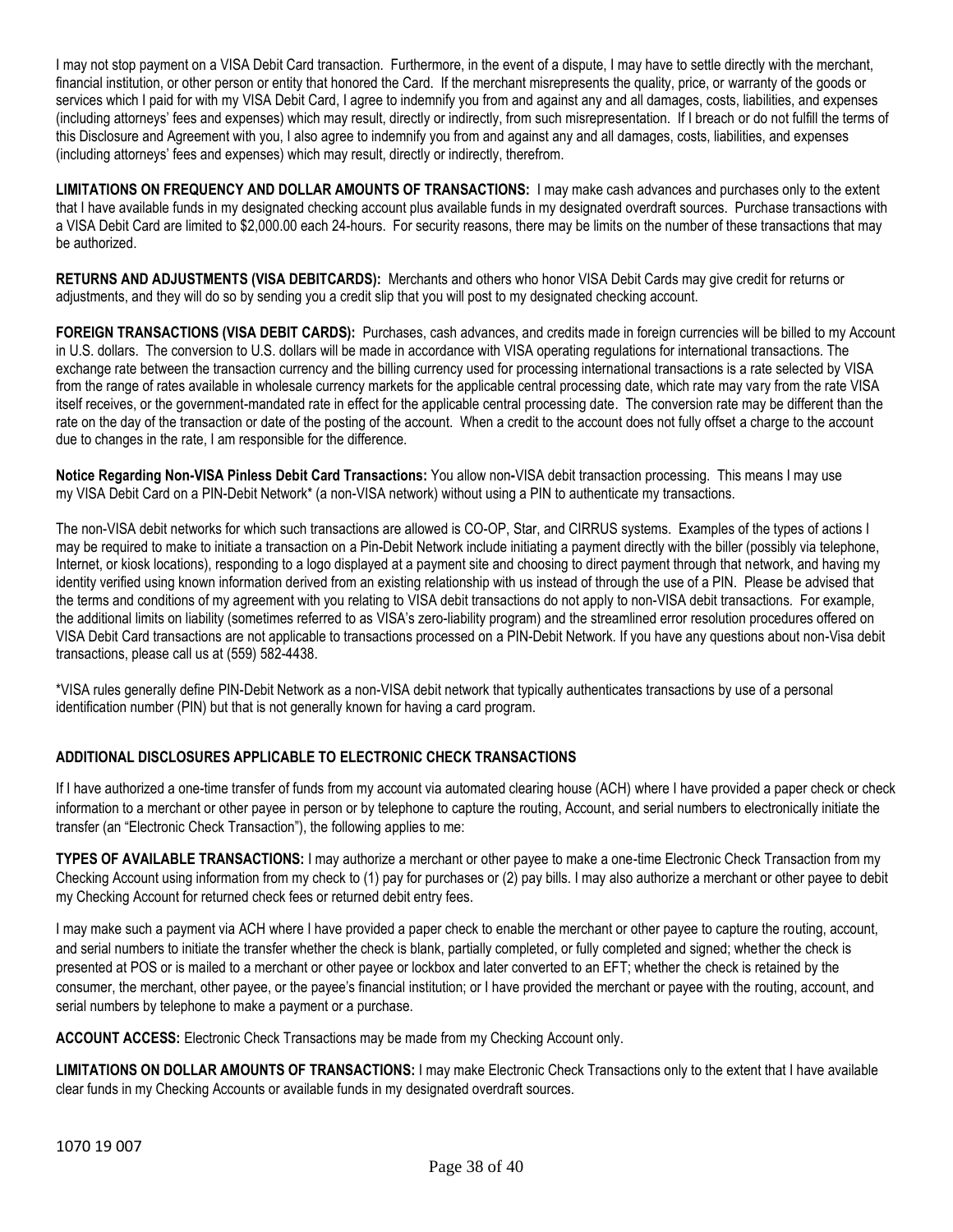I may not stop payment on a VISA Debit Card transaction. Furthermore, in the event of a dispute, I may have to settle directly with the merchant, financial institution, or other person or entity that honored the Card. If the merchant misrepresents the quality, price, or warranty of the goods or services which I paid for with my VISA Debit Card, I agree to indemnify you from and against any and all damages, costs, liabilities, and expenses (including attorneys' fees and expenses) which may result, directly or indirectly, from such misrepresentation. If I breach or do not fulfill the terms of this Disclosure and Agreement with you, I also agree to indemnify you from and against any and all damages, costs, liabilities, and expenses (including attorneys' fees and expenses) which may result, directly or indirectly, therefrom.

**LIMITATIONS ON FREQUENCY AND DOLLAR AMOUNTS OF TRANSACTIONS:** I may make cash advances and purchases only to the extent that I have available funds in my designated checking account plus available funds in my designated overdraft sources. Purchase transactions with a VISA Debit Card are limited to $2,000.00 each 24-hours. For security reasons, there may be limits on the number of these transactions that may be authorized.

**RETURNS AND ADJUSTMENTS (VISA DEBITCARDS):** Merchants and others who honor VISA Debit Cards may give credit for returns or adjustments, and they will do so by sending you a credit slip that you will post to my designated checking account.

**FOREIGN TRANSACTIONS (VISA DEBIT CARDS):** Purchases, cash advances, and credits made in foreign currencies will be billed to my Account in U.S. dollars. The conversion to U.S. dollars will be made in accordance with VISA operating regulations for international transactions. The exchange rate between the transaction currency and the billing currency used for processing international transactions is a rate selected by VISA from the range of rates available in wholesale currency markets for the applicable central processing date, which rate may vary from the rate VISA itself receives, or the government-mandated rate in effect for the applicable central processing date. The conversion rate may be different than the rate on the day of the transaction or date of the posting of the account. When a credit to the account does not fully offset a charge to the account due to changes in the rate, I am responsible for the difference.

**Notice Regarding Non-VISA Pinless Debit Card Transactions:** You allow non-VISA debit transaction processing. This means I may use my VISA Debit Card on a PIN-Debit Network* (a non-VISA network) without using a PIN to authenticate my transactions.

The non-VISA debit networks for which such transactions are allowed is CO-OP, Star, and CIRRUS systems. Examples of the types of actions I may be required to make to initiate a transaction on a Pin-Debit Network include initiating a payment directly with the biller (possibly via telephone, Internet, or kiosk locations), responding to a logo displayed at a payment site and choosing to direct payment through that network, and having my identity verified using known information derived from an existing relationship with us instead of through the use of a PIN. Please be advised that the terms and conditions of my agreement with you relating to VISA debit transactions do not apply to non-VISA debit transactions. For example, the additional limits on liability (sometimes referred to as VISA's zero-liability program) and the streamlined error resolution procedures offered on VISA Debit Card transactions are not applicable to transactions processed on a PIN-Debit Network. If you have any questions about non-Visa debit transactions, please call us at (559) 582-4438.

*VISA rules generally define PIN-Debit Network as a non-VISA debit network that typically authenticates transactions by use of a personal identification number (PIN) but that is not generally known for having a card program.

### ADDITIONAL DISCLOSURES APPLICABLE TO ELECTRONIC CHECK TRANSACTIONS

If I have authorized a one-time transfer of funds from my account via automated clearing house (ACH) where I have provided a paper check or check information to a merchant or other payee in person or by telephone to capture the routing, Account, and serial numbers to electronically initiate the transfer (an "Electronic Check Transaction"), the following applies to me:

**TYPES OF AVAILABLE TRANSACTIONS:** I may authorize a merchant or other payee to make a one-time Electronic Check Transaction from my Checking Account using information from my check to (1) pay for purchases or (2) pay bills. I may also authorize a merchant or other payee to debit my Checking Account for returned check fees or returned debit entry fees.

I may make such a payment via ACH where I have provided a paper check to enable the merchant or other payee to capture the routing, account, and serial numbers to initiate the transfer whether the check is blank, partially completed, or fully completed and signed; whether the check is presented at POS or is mailed to a merchant or other payee or lockbox and later converted to an EFT; whether the check is retained by the consumer, the merchant, other payee, or the payee's financial institution; or I have provided the merchant or payee with the routing, account, and serial numbers by telephone to make a payment or a purchase.

**ACCOUNT ACCESS:** Electronic Check Transactions may be made from my Checking Account only.

**LIMITATIONS ON DOLLAR AMOUNTS OF TRANSACTIONS:** I may make Electronic Check Transactions only to the extent that I have available clear funds in my Checking Accounts or available funds in my designated overdraft sources.

1070 19 007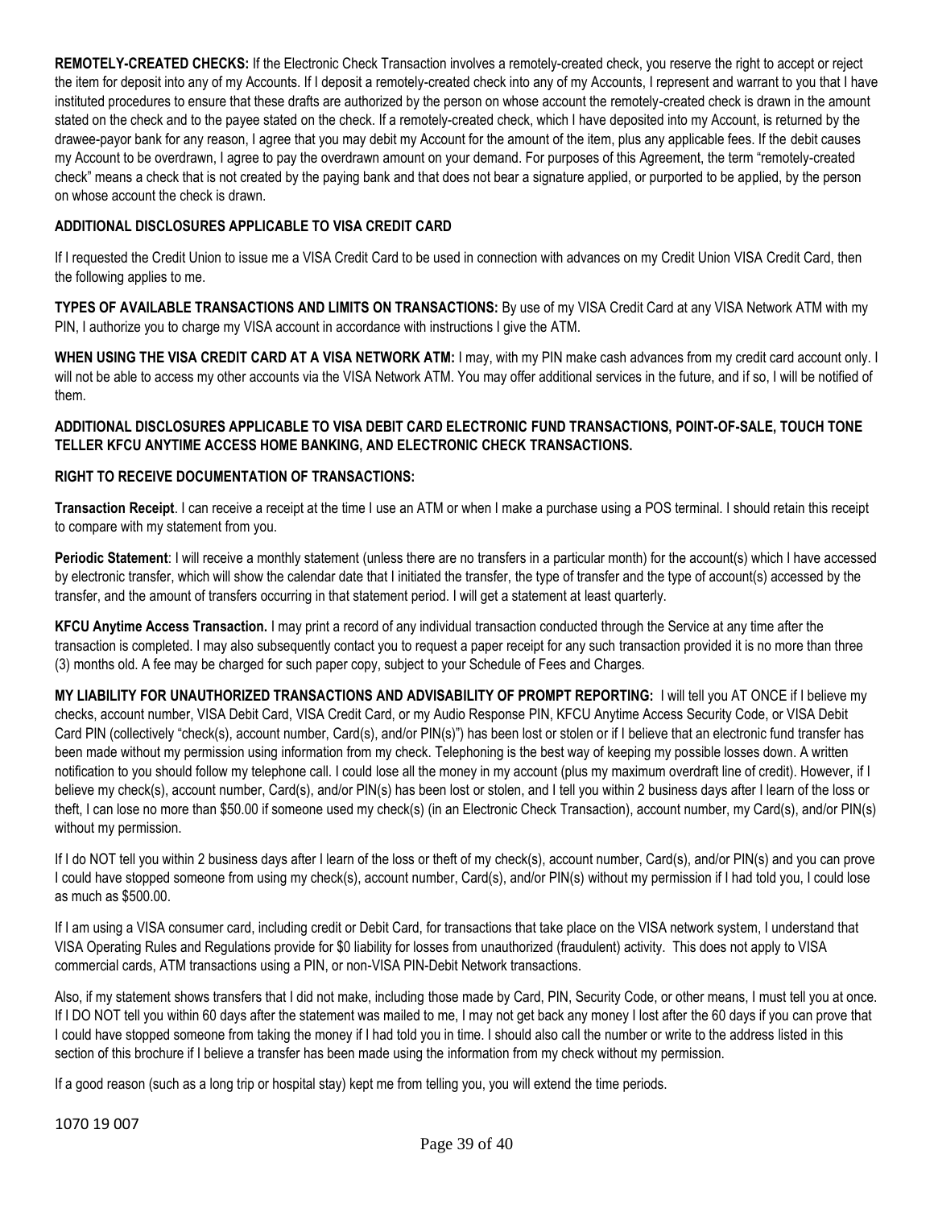**REMOTELY-CREATED CHECKS:** If the Electronic Check Transaction involves a remotely-created check, you reserve the right to accept or reject the item for deposit into any of my Accounts. If I deposit a remotely-created check into any of my Accounts, I represent and warrant to you that I have instituted procedures to ensure that these drafts are authorized by the person on whose account the remotely-created check is drawn in the amount stated on the check and to the payee stated on the check. If a remotely-created check, which I have deposited into my Account, is returned by the drawee-payor bank for any reason, I agree that you may debit my Account for the amount of the item, plus any applicable fees. If the debit causes my Account to be overdrawn, I agree to pay the overdrawn amount on your demand. For purposes of this Agreement, the term "remotely-created check" means a check that is not created by the paying bank and that does not bear a signature applied, or purported to be applied, by the person on whose account the check is drawn.

**ADDITIONAL DISCLOSURES APPLICABLE TO VISA CREDIT CARD**

If I requested the Credit Union to issue me a VISA Credit Card to be used in connection with advances on my Credit Union VISA Credit Card, then the following applies to me.

**TYPES OF AVAILABLE TRANSACTIONS AND LIMITS ON TRANSACTIONS:** By use of my VISA Credit Card at any VISA Network ATM with my PIN, I authorize you to charge my VISA account in accordance with instructions I give the ATM.

**WHEN USING THE VISA CREDIT CARD AT A VISA NETWORK ATM:** I may, with my PIN make cash advances from my credit card account only. I will not be able to access my other accounts via the VISA Network ATM. You may offer additional services in the future, and if so, I will be notified of them.

**ADDITIONAL DISCLOSURES APPLICABLE TO VISA DEBIT CARD ELECTRONIC FUND TRANSACTIONS, POINT-OF-SALE, TOUCH TONE TELLER KFCU ANYTIME ACCESS HOME BANKING, AND ELECTRONIC CHECK TRANSACTIONS.**

**RIGHT TO RECEIVE DOCUMENTATION OF TRANSACTIONS:**

**Transaction Receipt**. I can receive a receipt at the time I use an ATM or when I make a purchase using a POS terminal. I should retain this receipt to compare with my statement from you.

**Periodic Statement**: I will receive a monthly statement (unless there are no transfers in a particular month) for the account(s) which I have accessed by electronic transfer, which will show the calendar date that I initiated the transfer, the type of transfer and the type of account(s) accessed by the transfer, and the amount of transfers occurring in that statement period. I will get a statement at least quarterly.

**KFCU Anytime Access Transaction.** I may print a record of any individual transaction conducted through the Service at any time after the transaction is completed. I may also subsequently contact you to request a paper receipt for any such transaction provided it is no more than three (3) months old. A fee may be charged for such paper copy, subject to your Schedule of Fees and Charges.

**MY LIABILITY FOR UNAUTHORIZED TRANSACTIONS AND ADVISABILITY OF PROMPT REPORTING:** I will tell you AT ONCE if I believe my checks, account number, VISA Debit Card, VISA Credit Card, or my Audio Response PIN, KFCU Anytime Access Security Code, or VISA Debit Card PIN (collectively "check(s), account number, Card(s), and/or PIN(s)") has been lost or stolen or if I believe that an electronic fund transfer has been made without my permission using information from my check. Telephoning is the best way of keeping my possible losses down. A written notification to you should follow my telephone call. I could lose all the money in my account (plus my maximum overdraft line of credit). However, if I believe my check(s), account number, Card(s), and/or PIN(s) has been lost or stolen, and I tell you within 2 business days after I learn of the loss or theft, I can lose no more than $50.00 if someone used my check(s) (in an Electronic Check Transaction), account number, my Card(s), and/or PIN(s) without my permission.

If I do NOT tell you within 2 business days after I learn of the loss or theft of my check(s), account number, Card(s), and/or PIN(s) and you can prove I could have stopped someone from using my check(s), account number, Card(s), and/or PIN(s) without my permission if I had told you, I could lose as much as $500.00.

If I am using a VISA consumer card, including credit or Debit Card, for transactions that take place on the VISA network system, I understand that VISA Operating Rules and Regulations provide for $0 liability for losses from unauthorized (fraudulent) activity. This does not apply to VISA commercial cards, ATM transactions using a PIN, or non-VISA PIN-Debit Network transactions.

Also, if my statement shows transfers that I did not make, including those made by Card, PIN, Security Code, or other means, I must tell you at once. If I DO NOT tell you within 60 days after the statement was mailed to me, I may not get back any money I lost after the 60 days if you can prove that I could have stopped someone from taking the money if I had told you in time. I should also call the number or write to the address listed in this section of this brochure if I believe a transfer has been made using the information from my check without my permission.

If a good reason (such as a long trip or hospital stay) kept me from telling you, you will extend the time periods.

1070 19 007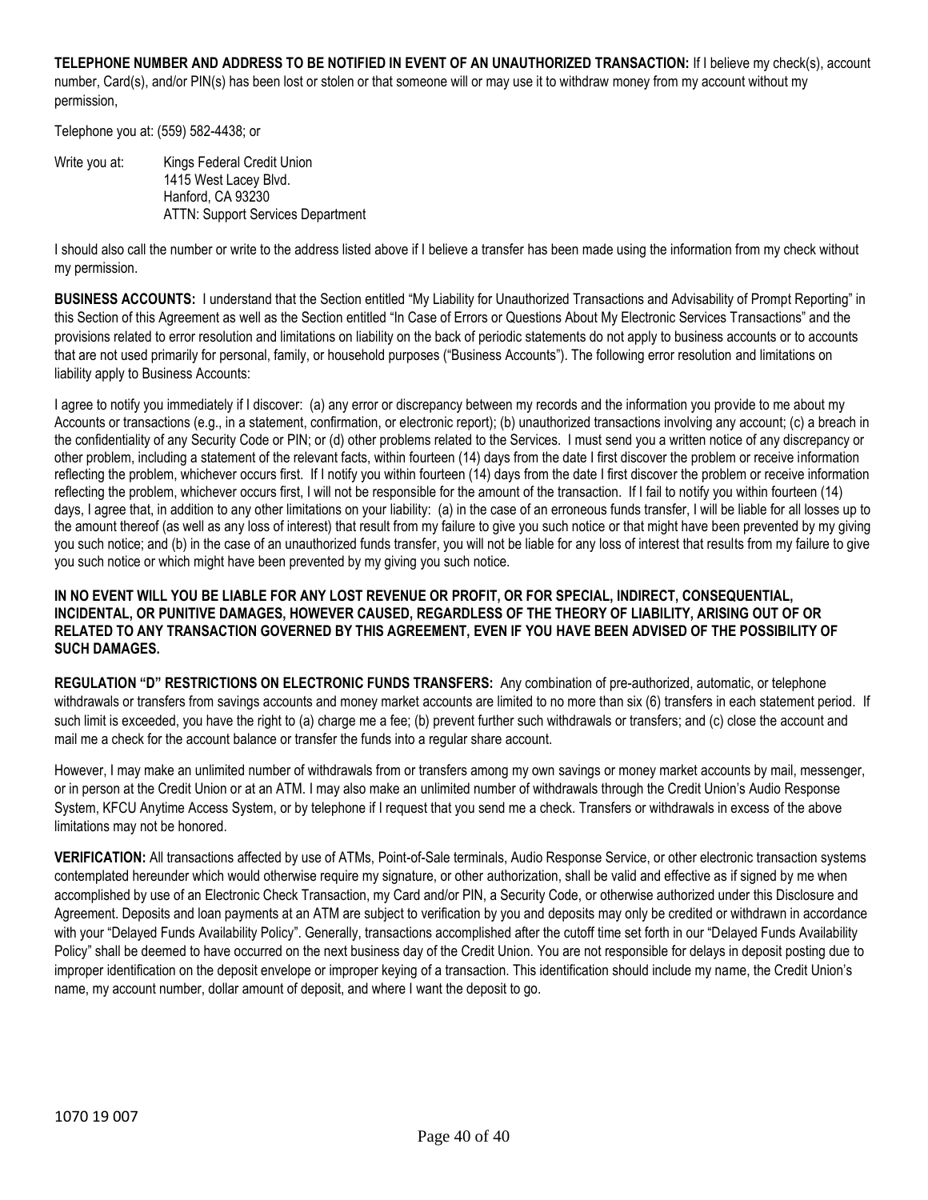**TELEPHONE NUMBER AND ADDRESS TO BE NOTIFIED IN EVENT OF AN UNAUTHORIZED TRANSACTION:** If I believe my check(s), account number, Card(s), and/or PIN(s) has been lost or stolen or that someone will or may use it to withdraw money from my account without my permission,

Telephone you at: (559) 582-4438; or

Write you at: Kings Federal Credit Union
1415 West Lacey Blvd.
Hanford, CA 93230
ATTN: Support Services Department

I should also call the number or write to the address listed above if I believe a transfer has been made using the information from my check without my permission.

**BUSINESS ACCOUNTS:** I understand that the Section entitled "My Liability for Unauthorized Transactions and Advisability of Prompt Reporting" in this Section of this Agreement as well as the Section entitled "In Case of Errors or Questions About My Electronic Services Transactions" and the provisions related to error resolution and limitations on liability on the back of periodic statements do not apply to business accounts or to accounts that are not used primarily for personal, family, or household purposes ("Business Accounts"). The following error resolution and limitations on liability apply to Business Accounts:

I agree to notify you immediately if I discover: (a) any error or discrepancy between my records and the information you provide to me about my Accounts or transactions (e.g., in a statement, confirmation, or electronic report); (b) unauthorized transactions involving any account; (c) a breach in the confidentiality of any Security Code or PIN; or (d) other problems related to the Services. I must send you a written notice of any discrepancy or other problem, including a statement of the relevant facts, within fourteen (14) days from the date I first discover the problem or receive information reflecting the problem, whichever occurs first. If I notify you within fourteen (14) days from the date I first discover the problem or receive information reflecting the problem, whichever occurs first, I will not be responsible for the amount of the transaction. If I fail to notify you within fourteen (14) days, I agree that, in addition to any other limitations on your liability: (a) in the case of an erroneous funds transfer, I will be liable for all losses up to the amount thereof (as well as any loss of interest) that result from my failure to give you such notice or that might have been prevented by my giving you such notice; and (b) in the case of an unauthorized funds transfer, you will not be liable for any loss of interest that results from my failure to give you such notice or which might have been prevented by my giving you such notice.

**IN NO EVENT WILL YOU BE LIABLE FOR ANY LOST REVENUE OR PROFIT, OR FOR SPECIAL, INDIRECT, CONSEQUENTIAL, INCIDENTAL, OR PUNITIVE DAMAGES, HOWEVER CAUSED, REGARDLESS OF THE THEORY OF LIABILITY, ARISING OUT OF OR RELATED TO ANY TRANSACTION GOVERNED BY THIS AGREEMENT, EVEN IF YOU HAVE BEEN ADVISED OF THE POSSIBILITY OF SUCH DAMAGES.**

**REGULATION "D" RESTRICTIONS ON ELECTRONIC FUNDS TRANSFERS:** Any combination of pre-authorized, automatic, or telephone withdrawals or transfers from savings accounts and money market accounts are limited to no more than six (6) transfers in each statement period. If such limit is exceeded, you have the right to (a) charge me a fee; (b) prevent further such withdrawals or transfers; and (c) close the account and mail me a check for the account balance or transfer the funds into a regular share account.

However, I may make an unlimited number of withdrawals from or transfers among my own savings or money market accounts by mail, messenger, or in person at the Credit Union or at an ATM. I may also make an unlimited number of withdrawals through the Credit Union's Audio Response System, KFCU Anytime Access System, or by telephone if I request that you send me a check. Transfers or withdrawals in excess of the above limitations may not be honored.

**VERIFICATION:** All transactions affected by use of ATMs, Point-of-Sale terminals, Audio Response Service, or other electronic transaction systems contemplated hereunder which would otherwise require my signature, or other authorization, shall be valid and effective as if signed by me when accomplished by use of an Electronic Check Transaction, my Card and/or PIN, a Security Code, or otherwise authorized under this Disclosure and Agreement. Deposits and loan payments at an ATM are subject to verification by you and deposits may only be credited or withdrawn in accordance with your "Delayed Funds Availability Policy". Generally, transactions accomplished after the cutoff time set forth in our "Delayed Funds Availability Policy" shall be deemed to have occurred on the next business day of the Credit Union. You are not responsible for delays in deposit posting due to improper identification on the deposit envelope or improper keying of a transaction. This identification should include my name, the Credit Union's name, my account number, dollar amount of deposit, and where I want the deposit to go.

1070 19 007